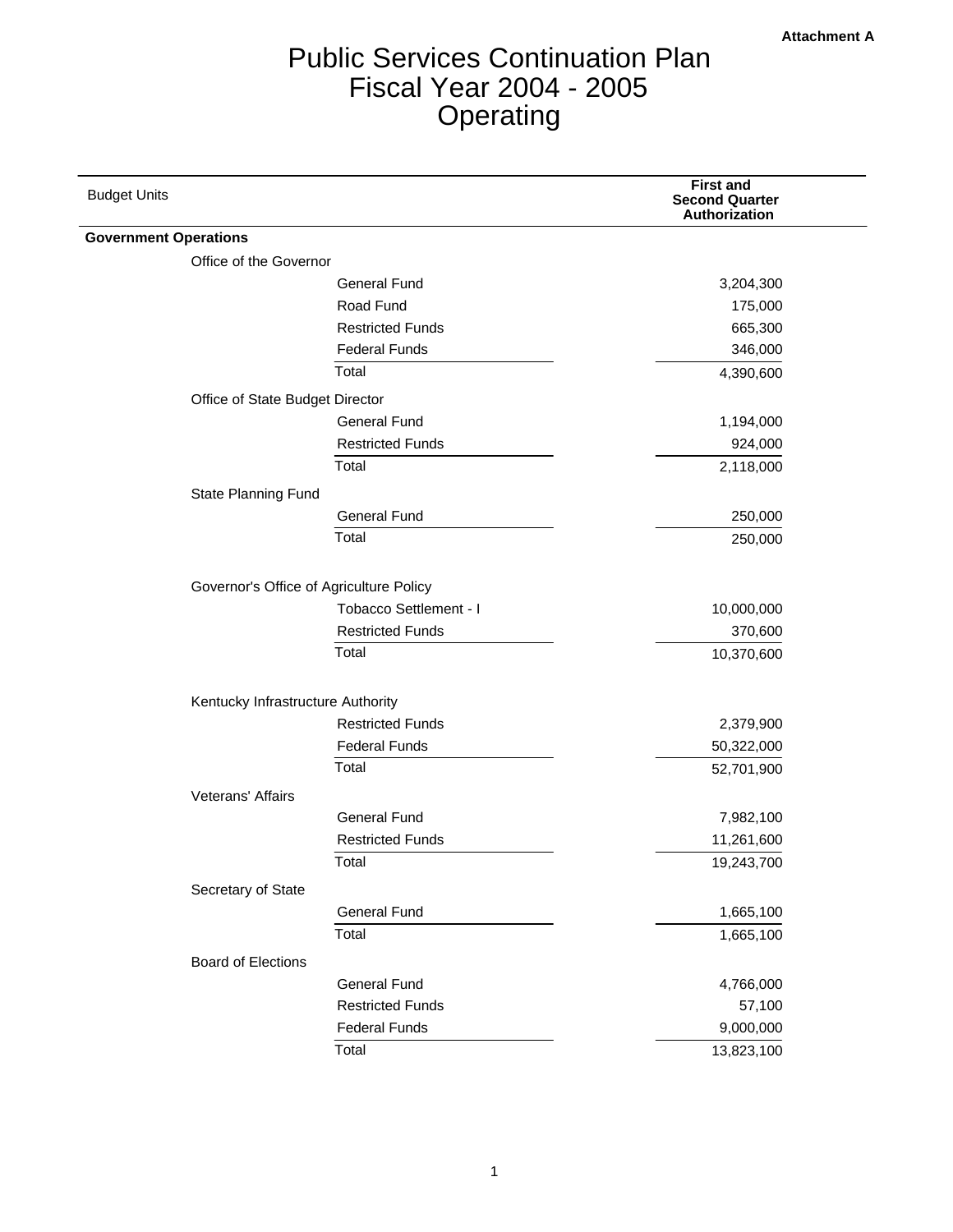Attachment A

# Public Services Continuation Plan
# Fiscal Year 2004 - 2005
# Operating

| Budget Units | | First and Second Quarter Authorization |
|---|---|---|
| **Government Operations** | | |
| Office of the Governor | | |
| | General Fund | 3,204,300 |
| | Road Fund | 175,000 |
| | Restricted Funds | 665,300 |
| | Federal Funds | 346,000 |
| | Total | 4,390,600 |
| Office of State Budget Director | | |
| | General Fund | 1,194,000 |
| | Restricted Funds | 924,000 |
| | Total | 2,118,000 |
| State Planning Fund | | |
| | General Fund | 250,000 |
| | Total | 250,000 |
| Governor's Office of Agriculture Policy | | |
| | Tobacco Settlement - I | 10,000,000 |
| | Restricted Funds | 370,600 |
| | Total | 10,370,600 |
| Kentucky Infrastructure Authority | | |
| | Restricted Funds | 2,379,900 |
| | Federal Funds | 50,322,000 |
| | Total | 52,701,900 |
| Veterans' Affairs | | |
| | General Fund | 7,982,100 |
| | Restricted Funds | 11,261,600 |
| | Total | 19,243,700 |
| Secretary of State | | |
| | General Fund | 1,665,100 |
| | Total | 1,665,100 |
| Board of Elections | | |
| | General Fund | 4,766,000 |
| | Restricted Funds | 57,100 |
| | Federal Funds | 9,000,000 |
| | Total | 13,823,100 |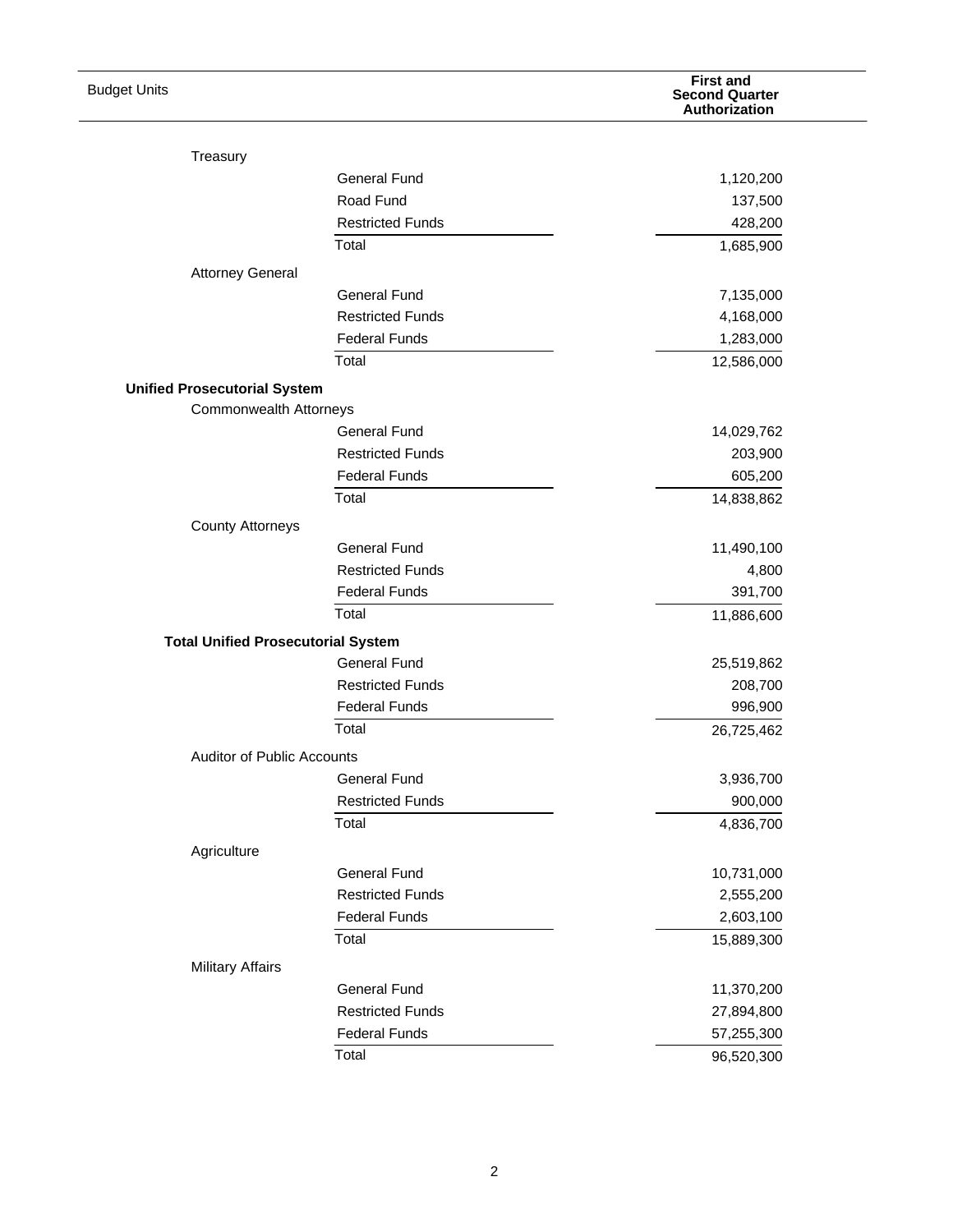| Budget Units | | First and Second Quarter Authorization |
|---|---|---|
| Treasury | | |
| | General Fund | 1,120,200 |
| | Road Fund | 137,500 |
| | Restricted Funds | 428,200 |
| | Total | 1,685,900 |
| Attorney General | | |
| | General Fund | 7,135,000 |
| | Restricted Funds | 4,168,000 |
| | Federal Funds | 1,283,000 |
| | Total | 12,586,000 |
| **Unified Prosecutorial System** | | |
| Commonwealth Attorneys | | |
| | General Fund | 14,029,762 |
| | Restricted Funds | 203,900 |
| | Federal Funds | 605,200 |
| | Total | 14,838,862 |
| County Attorneys | | |
| | General Fund | 11,490,100 |
| | Restricted Funds | 4,800 |
| | Federal Funds | 391,700 |
| | Total | 11,886,600 |
| **Total Unified Prosecutorial System** | | |
| | General Fund | 25,519,862 |
| | Restricted Funds | 208,700 |
| | Federal Funds | 996,900 |
| | Total | 26,725,462 |
| Auditor of Public Accounts | | |
| | General Fund | 3,936,700 |
| | Restricted Funds | 900,000 |
| | Total | 4,836,700 |
| Agriculture | | |
| | General Fund | 10,731,000 |
| | Restricted Funds | 2,555,200 |
| | Federal Funds | 2,603,100 |
| | Total | 15,889,300 |
| Military Affairs | | |
| | General Fund | 11,370,200 |
| | Restricted Funds | 27,894,800 |
| | Federal Funds | 57,255,300 |
| | Total | 96,520,300 |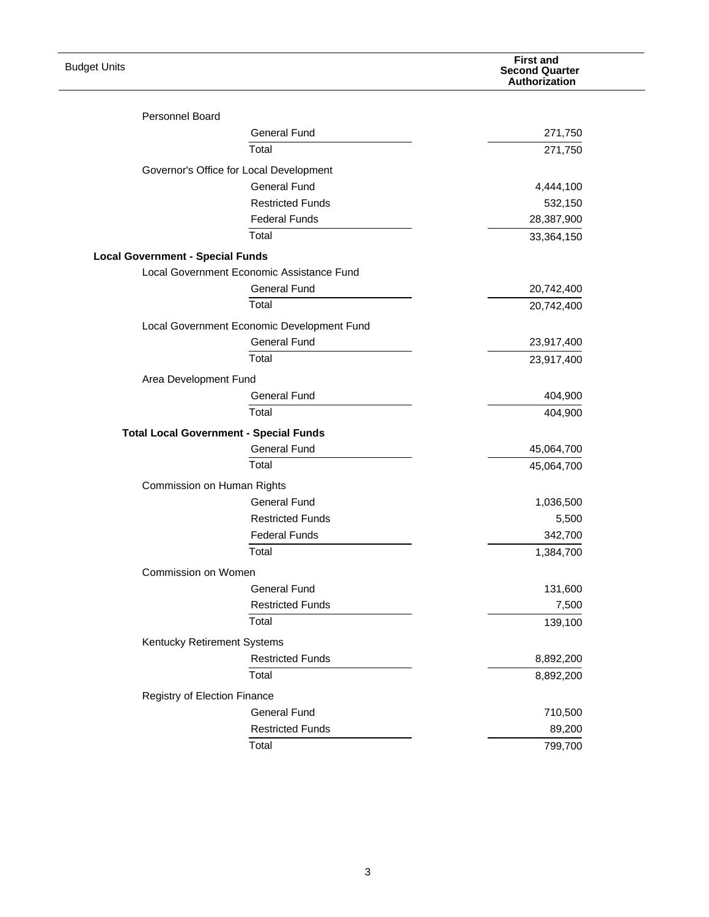| Budget Units | | First and Second Quarter Authorization |
|---|---|---|
| Personnel Board | | |
| | General Fund | 271,750 |
| | Total | 271,750 |
| Governor's Office for Local Development | | |
| | General Fund | 4,444,100 |
| | Restricted Funds | 532,150 |
| | Federal Funds | 28,387,900 |
| | Total | 33,364,150 |
| **Local Government - Special Funds** | | |
| Local Government Economic Assistance Fund | | |
| | General Fund | 20,742,400 |
| | Total | 20,742,400 |
| Local Government Economic Development Fund | | |
| | General Fund | 23,917,400 |
| | Total | 23,917,400 |
| Area Development Fund | | |
| | General Fund | 404,900 |
| | Total | 404,900 |
| **Total Local Government - Special Funds** | | |
| | General Fund | 45,064,700 |
| | Total | 45,064,700 |
| Commission on Human Rights | | |
| | General Fund | 1,036,500 |
| | Restricted Funds | 5,500 |
| | Federal Funds | 342,700 |
| | Total | 1,384,700 |
| Commission on Women | | |
| | General Fund | 131,600 |
| | Restricted Funds | 7,500 |
| | Total | 139,100 |
| Kentucky Retirement Systems | | |
| | Restricted Funds | 8,892,200 |
| | Total | 8,892,200 |
| Registry of Election Finance | | |
| | General Fund | 710,500 |
| | Restricted Funds | 89,200 |
| | Total | 799,700 |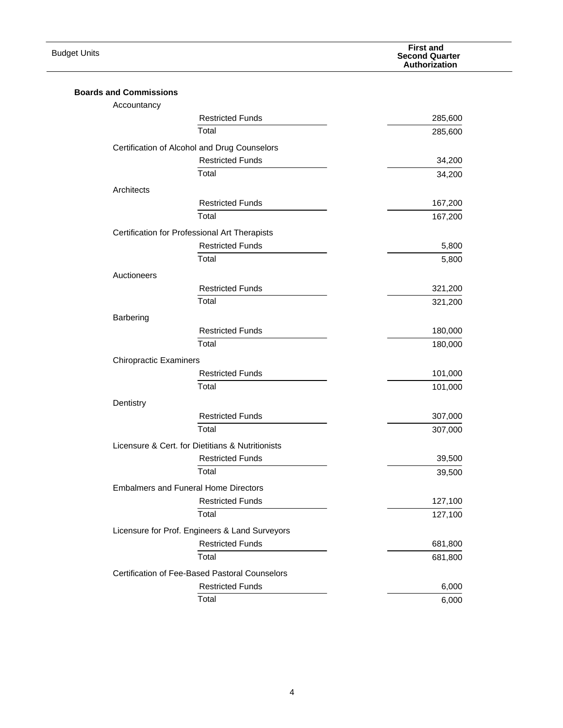| Budget Units | First and Second Quarter Authorization |
|---|---|
| **Boards and Commissions** | |
| Accountancy | |
| Restricted Funds | 285,600 |
| Total | 285,600 |
| Certification of Alcohol and Drug Counselors | |
| Restricted Funds | 34,200 |
| Total | 34,200 |
| Architects | |
| Restricted Funds | 167,200 |
| Total | 167,200 |
| Certification for Professional Art Therapists | |
| Restricted Funds | 5,800 |
| Total | 5,800 |
| Auctioneers | |
| Restricted Funds | 321,200 |
| Total | 321,200 |
| Barbering | |
| Restricted Funds | 180,000 |
| Total | 180,000 |
| Chiropractic Examiners | |
| Restricted Funds | 101,000 |
| Total | 101,000 |
| Dentistry | |
| Restricted Funds | 307,000 |
| Total | 307,000 |
| Licensure & Cert. for Dietitians & Nutritionists | |
| Restricted Funds | 39,500 |
| Total | 39,500 |
| Embalmers and Funeral Home Directors | |
| Restricted Funds | 127,100 |
| Total | 127,100 |
| Licensure for Prof. Engineers & Land Surveyors | |
| Restricted Funds | 681,800 |
| Total | 681,800 |
| Certification of Fee-Based Pastoral Counselors | |
| Restricted Funds | 6,000 |
| Total | 6,000 |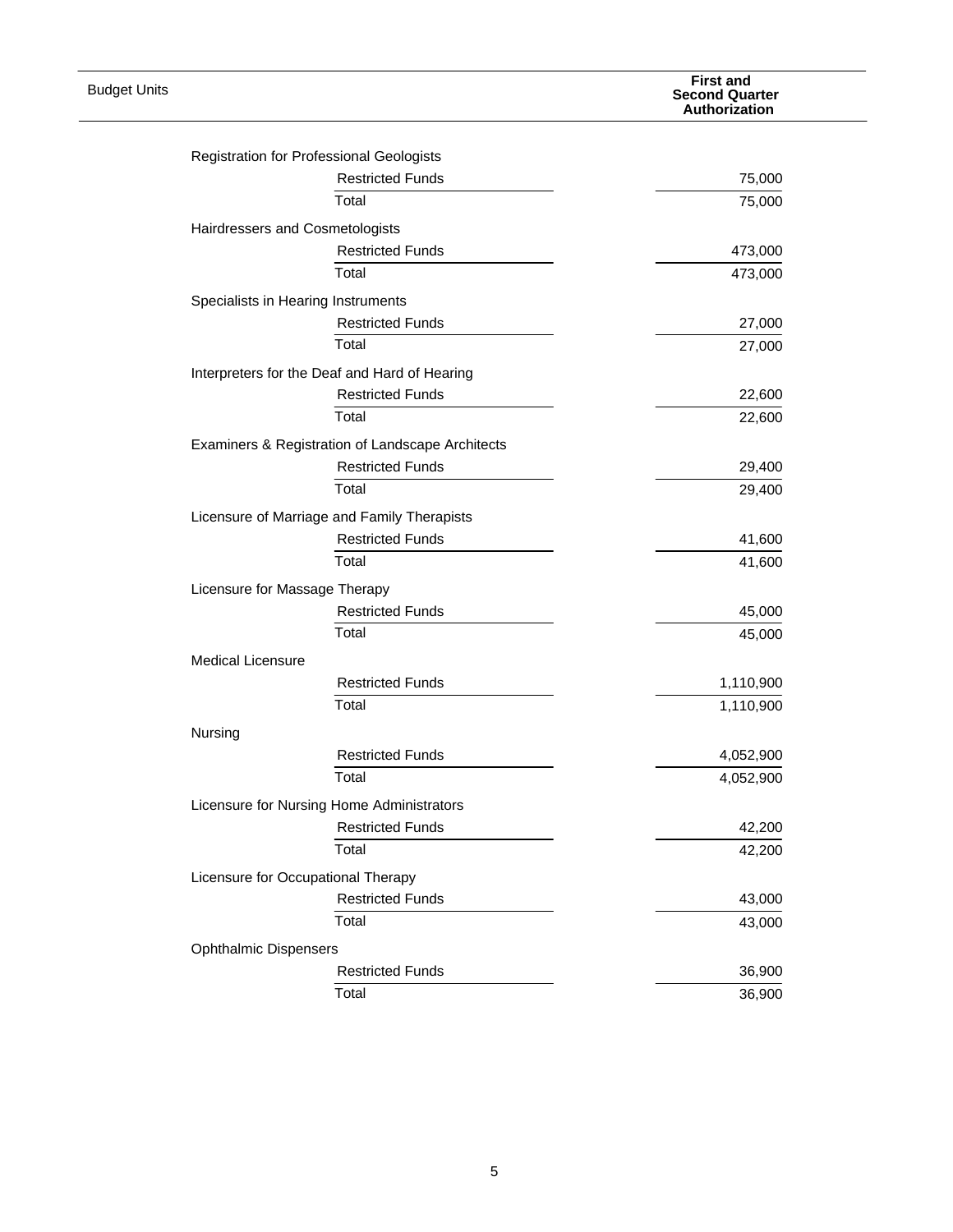| Budget Units | | First and Second Quarter Authorization |
| --- | --- | --- |
| Registration for Professional Geologists | | |
| | Restricted Funds | 75,000 |
| | Total | 75,000 |
| Hairdressers and Cosmetologists | | |
| | Restricted Funds | 473,000 |
| | Total | 473,000 |
| Specialists in Hearing Instruments | | |
| | Restricted Funds | 27,000 |
| | Total | 27,000 |
| Interpreters for the Deaf and Hard of Hearing | | |
| | Restricted Funds | 22,600 |
| | Total | 22,600 |
| Examiners & Registration of Landscape Architects | | |
| | Restricted Funds | 29,400 |
| | Total | 29,400 |
| Licensure of Marriage and Family Therapists | | |
| | Restricted Funds | 41,600 |
| | Total | 41,600 |
| Licensure for Massage Therapy | | |
| | Restricted Funds | 45,000 |
| | Total | 45,000 |
| Medical Licensure | | |
| | Restricted Funds | 1,110,900 |
| | Total | 1,110,900 |
| Nursing | | |
| | Restricted Funds | 4,052,900 |
| | Total | 4,052,900 |
| Licensure for Nursing Home Administrators | | |
| | Restricted Funds | 42,200 |
| | Total | 42,200 |
| Licensure for Occupational Therapy | | |
| | Restricted Funds | 43,000 |
| | Total | 43,000 |
| Ophthalmic Dispensers | | |
| | Restricted Funds | 36,900 |
| | Total | 36,900 |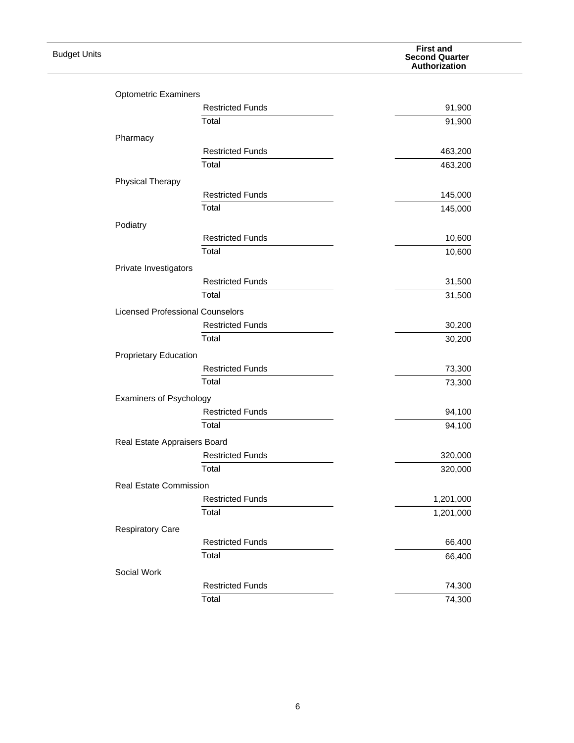| Budget Units | | First and Second Quarter Authorization |
|---|---|---|
| Optometric Examiners | | |
| | Restricted Funds | 91,900 |
| | Total | 91,900 |
| Pharmacy | | |
| | Restricted Funds | 463,200 |
| | Total | 463,200 |
| Physical Therapy | | |
| | Restricted Funds | 145,000 |
| | Total | 145,000 |
| Podiatry | | |
| | Restricted Funds | 10,600 |
| | Total | 10,600 |
| Private Investigators | | |
| | Restricted Funds | 31,500 |
| | Total | 31,500 |
| Licensed Professional Counselors | | |
| | Restricted Funds | 30,200 |
| | Total | 30,200 |
| Proprietary Education | | |
| | Restricted Funds | 73,300 |
| | Total | 73,300 |
| Examiners of Psychology | | |
| | Restricted Funds | 94,100 |
| | Total | 94,100 |
| Real Estate Appraisers Board | | |
| | Restricted Funds | 320,000 |
| | Total | 320,000 |
| Real Estate Commission | | |
| | Restricted Funds | 1,201,000 |
| | Total | 1,201,000 |
| Respiratory Care | | |
| | Restricted Funds | 66,400 |
| | Total | 66,400 |
| Social Work | | |
| | Restricted Funds | 74,300 |
| | Total | 74,300 |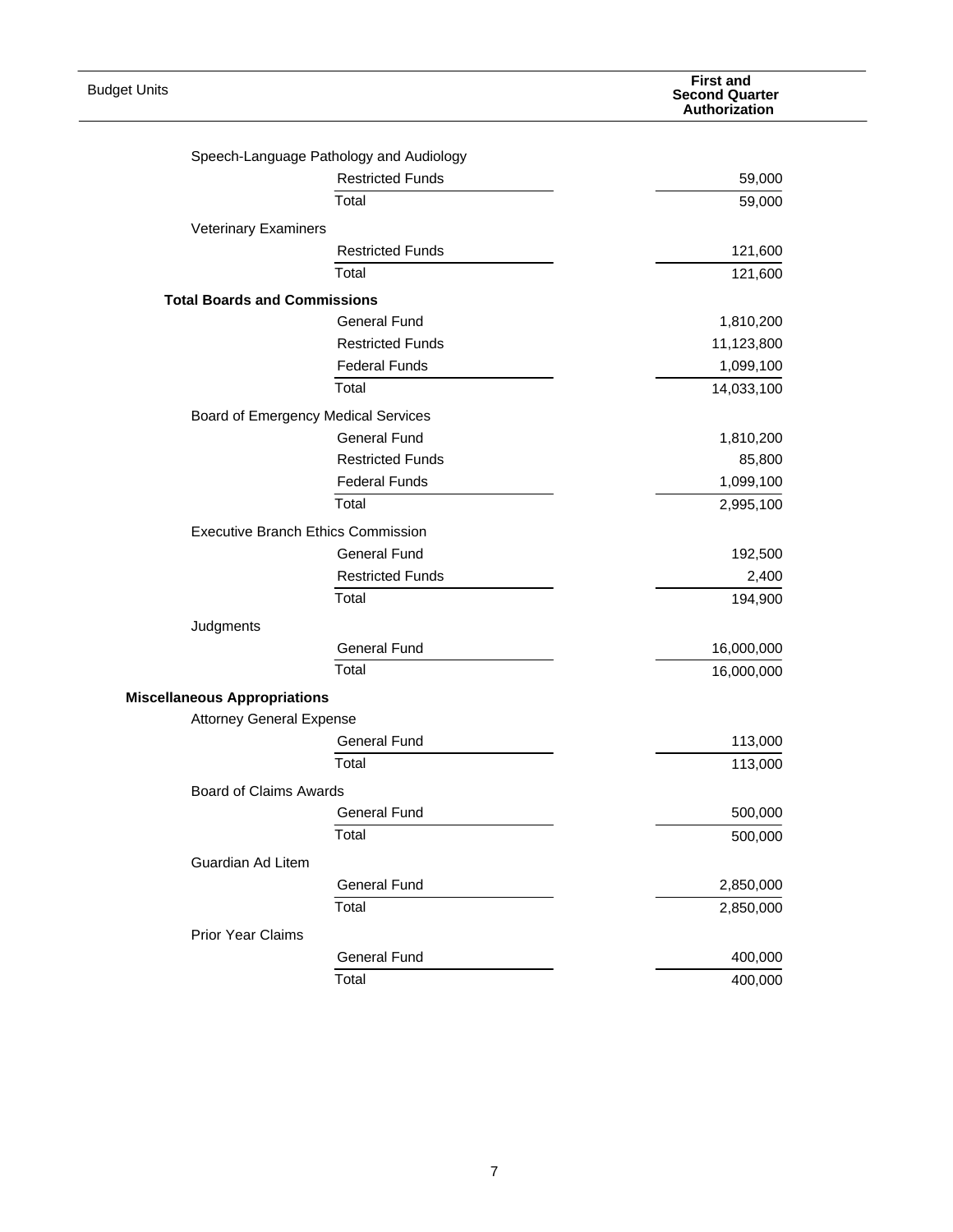| Budget Units | | First and Second Quarter Authorization |
|---|---|---|
| Speech-Language Pathology and Audiology | | |
| | Restricted Funds | 59,000 |
| | Total | 59,000 |
| Veterinary Examiners | | |
| | Restricted Funds | 121,600 |
| | Total | 121,600 |
| **Total Boards and Commissions** | | |
| | General Fund | 1,810,200 |
| | Restricted Funds | 11,123,800 |
| | Federal Funds | 1,099,100 |
| | Total | 14,033,100 |
| Board of Emergency Medical Services | | |
| | General Fund | 1,810,200 |
| | Restricted Funds | 85,800 |
| | Federal Funds | 1,099,100 |
| | Total | 2,995,100 |
| Executive Branch Ethics Commission | | |
| | General Fund | 192,500 |
| | Restricted Funds | 2,400 |
| | Total | 194,900 |
| Judgments | | |
| | General Fund | 16,000,000 |
| | Total | 16,000,000 |
| **Miscellaneous Appropriations** | | |
| Attorney General Expense | | |
| | General Fund | 113,000 |
| | Total | 113,000 |
| Board of Claims Awards | | |
| | General Fund | 500,000 |
| | Total | 500,000 |
| Guardian Ad Litem | | |
| | General Fund | 2,850,000 |
| | Total | 2,850,000 |
| Prior Year Claims | | |
| | General Fund | 400,000 |
| | Total | 400,000 |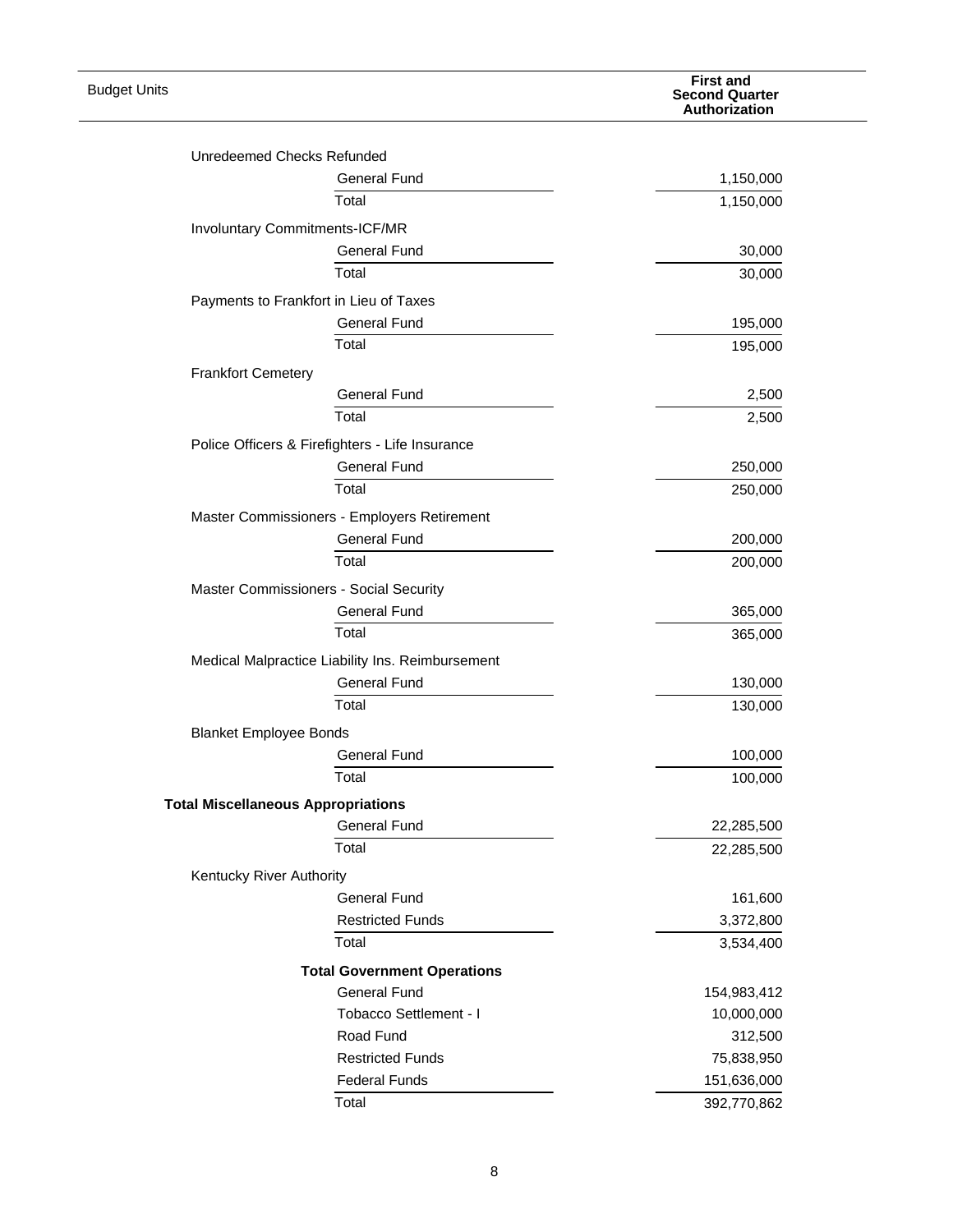| Budget Units | First and Second Quarter Authorization |
|---|---|
| Unredeemed Checks Refunded | |
| General Fund | 1,150,000 |
| Total | 1,150,000 |
| Involuntary Commitments-ICF/MR | |
| General Fund | 30,000 |
| Total | 30,000 |
| Payments to Frankfort in Lieu of Taxes | |
| General Fund | 195,000 |
| Total | 195,000 |
| Frankfort Cemetery | |
| General Fund | 2,500 |
| Total | 2,500 |
| Police Officers & Firefighters - Life Insurance | |
| General Fund | 250,000 |
| Total | 250,000 |
| Master Commissioners - Employers Retirement | |
| General Fund | 200,000 |
| Total | 200,000 |
| Master Commissioners - Social Security | |
| General Fund | 365,000 |
| Total | 365,000 |
| Medical Malpractice Liability Ins. Reimbursement | |
| General Fund | 130,000 |
| Total | 130,000 |
| Blanket Employee Bonds | |
| General Fund | 100,000 |
| Total | 100,000 |
| **Total Miscellaneous Appropriations** | |
| General Fund | 22,285,500 |
| Total | 22,285,500 |
| Kentucky River Authority | |
| General Fund | 161,600 |
| Restricted Funds | 3,372,800 |
| Total | 3,534,400 |
| **Total Government Operations** | |
| General Fund | 154,983,412 |
| Tobacco Settlement - I | 10,000,000 |
| Road Fund | 312,500 |
| Restricted Funds | 75,838,950 |
| Federal Funds | 151,636,000 |
| Total | 392,770,862 |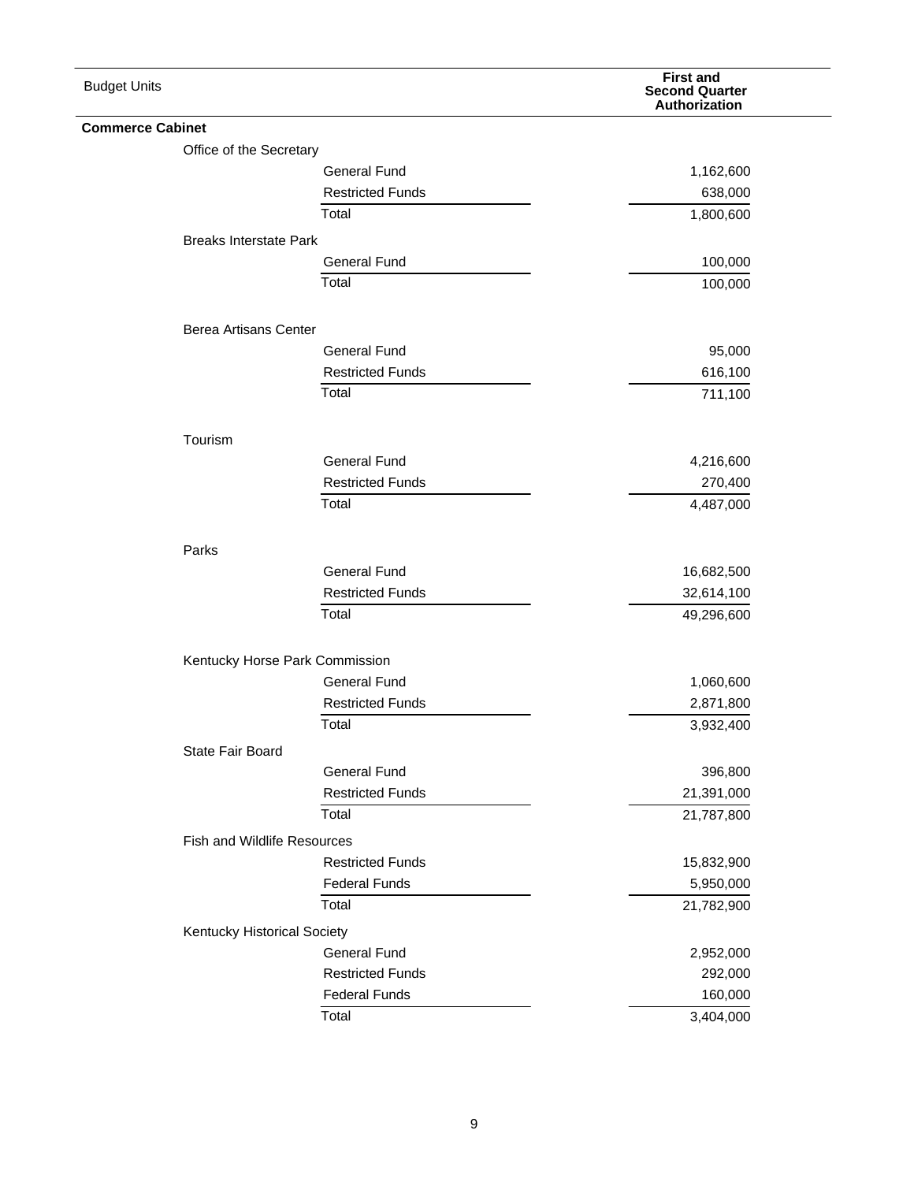| Budget Units | | First and Second Quarter Authorization |
|---|---|---|
| **Commerce Cabinet** | | |
| Office of the Secretary | | |
| | General Fund | 1,162,600 |
| | Restricted Funds | 638,000 |
| | Total | 1,800,600 |
| Breaks Interstate Park | | |
| | General Fund | 100,000 |
| | Total | 100,000 |
| Berea Artisans Center | | |
| | General Fund | 95,000 |
| | Restricted Funds | 616,100 |
| | Total | 711,100 |
| Tourism | | |
| | General Fund | 4,216,600 |
| | Restricted Funds | 270,400 |
| | Total | 4,487,000 |
| Parks | | |
| | General Fund | 16,682,500 |
| | Restricted Funds | 32,614,100 |
| | Total | 49,296,600 |
| Kentucky Horse Park Commission | | |
| | General Fund | 1,060,600 |
| | Restricted Funds | 2,871,800 |
| | Total | 3,932,400 |
| State Fair Board | | |
| | General Fund | 396,800 |
| | Restricted Funds | 21,391,000 |
| | Total | 21,787,800 |
| Fish and Wildlife Resources | | |
| | Restricted Funds | 15,832,900 |
| | Federal Funds | 5,950,000 |
| | Total | 21,782,900 |
| Kentucky Historical Society | | |
| | General Fund | 2,952,000 |
| | Restricted Funds | 292,000 |
| | Federal Funds | 160,000 |
| | Total | 3,404,000 |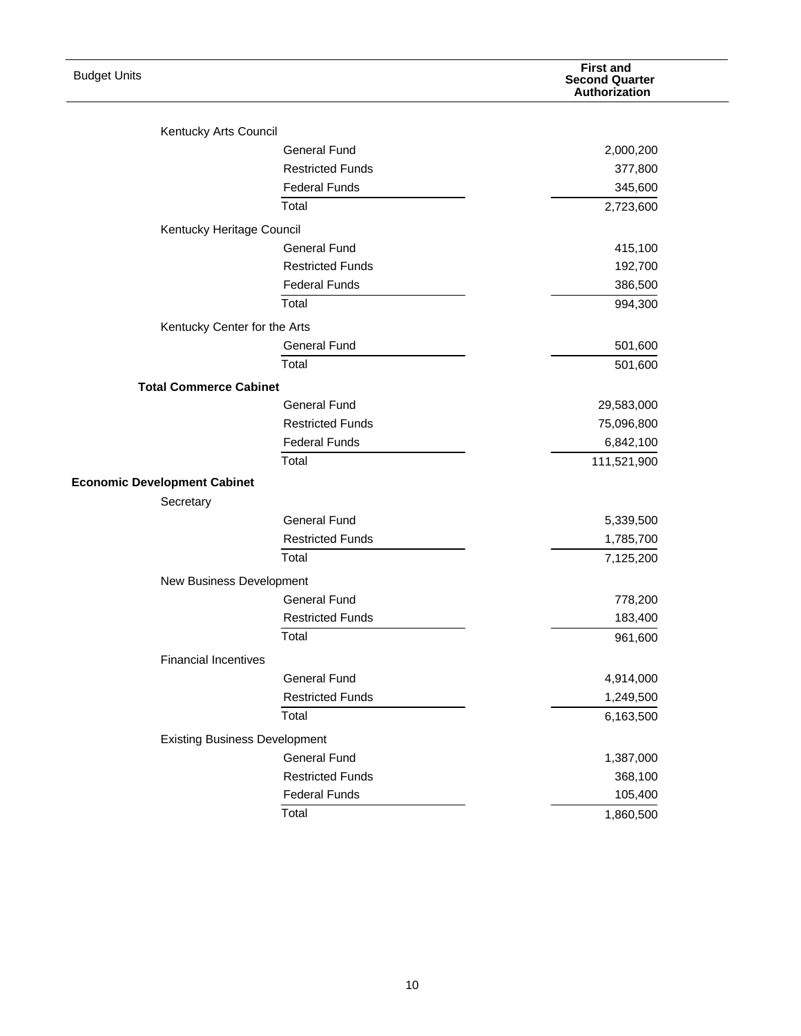| Budget Units | | First and Second Quarter Authorization |
|---|---|---|
| Kentucky Arts Council | | |
| | General Fund | 2,000,200 |
| | Restricted Funds | 377,800 |
| | Federal Funds | 345,600 |
| | Total | 2,723,600 |
| Kentucky Heritage Council | | |
| | General Fund | 415,100 |
| | Restricted Funds | 192,700 |
| | Federal Funds | 386,500 |
| | Total | 994,300 |
| Kentucky Center for the Arts | | |
| | General Fund | 501,600 |
| | Total | 501,600 |
| **Total Commerce Cabinet** | | |
| | General Fund | 29,583,000 |
| | Restricted Funds | 75,096,800 |
| | Federal Funds | 6,842,100 |
| | Total | 111,521,900 |
| **Economic Development Cabinet** | | |
| Secretary | | |
| | General Fund | 5,339,500 |
| | Restricted Funds | 1,785,700 |
| | Total | 7,125,200 |
| New Business Development | | |
| | General Fund | 778,200 |
| | Restricted Funds | 183,400 |
| | Total | 961,600 |
| Financial Incentives | | |
| | General Fund | 4,914,000 |
| | Restricted Funds | 1,249,500 |
| | Total | 6,163,500 |
| Existing Business Development | | |
| | General Fund | 1,387,000 |
| | Restricted Funds | 368,100 |
| | Federal Funds | 105,400 |
| | Total | 1,860,500 |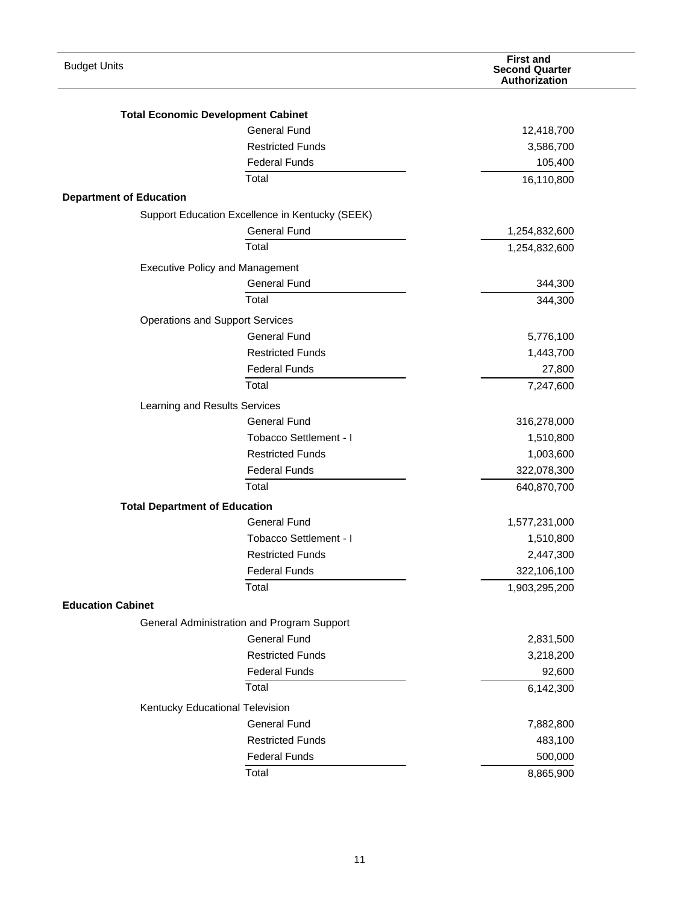| Budget Units | | First and Second Quarter Authorization |
|---|---|---|
| **Total Economic Development Cabinet** | | |
| | General Fund | 12,418,700 |
| | Restricted Funds | 3,586,700 |
| | Federal Funds | 105,400 |
| | Total | 16,110,800 |
| **Department of Education** | | |
| Support Education Excellence in Kentucky (SEEK) | | |
| | General Fund | 1,254,832,600 |
| | Total | 1,254,832,600 |
| Executive Policy and Management | | |
| | General Fund | 344,300 |
| | Total | 344,300 |
| Operations and Support Services | | |
| | General Fund | 5,776,100 |
| | Restricted Funds | 1,443,700 |
| | Federal Funds | 27,800 |
| | Total | 7,247,600 |
| Learning and Results Services | | |
| | General Fund | 316,278,000 |
| | Tobacco Settlement - I | 1,510,800 |
| | Restricted Funds | 1,003,600 |
| | Federal Funds | 322,078,300 |
| | Total | 640,870,700 |
| **Total Department of Education** | | |
| | General Fund | 1,577,231,000 |
| | Tobacco Settlement - I | 1,510,800 |
| | Restricted Funds | 2,447,300 |
| | Federal Funds | 322,106,100 |
| | Total | 1,903,295,200 |
| **Education Cabinet** | | |
| General Administration and Program Support | | |
| | General Fund | 2,831,500 |
| | Restricted Funds | 3,218,200 |
| | Federal Funds | 92,600 |
| | Total | 6,142,300 |
| Kentucky Educational Television | | |
| | General Fund | 7,882,800 |
| | Restricted Funds | 483,100 |
| | Federal Funds | 500,000 |
| | Total | 8,865,900 |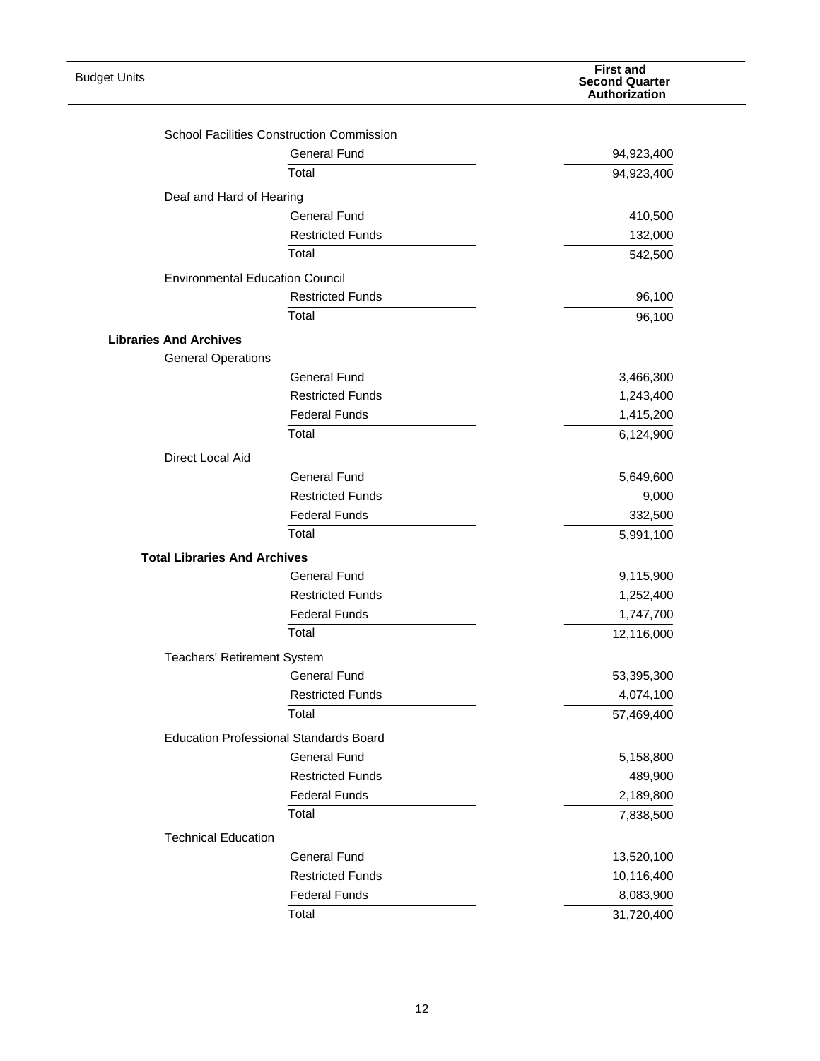| Budget Units | | First and Second Quarter Authorization |
|---|---|---|
| School Facilities Construction Commission | | |
| | General Fund | 94,923,400 |
| | Total | 94,923,400 |
| Deaf and Hard of Hearing | | |
| | General Fund | 410,500 |
| | Restricted Funds | 132,000 |
| | Total | 542,500 |
| Environmental Education Council | | |
| | Restricted Funds | 96,100 |
| | Total | 96,100 |
| **Libraries And Archives** | | |
| General Operations | | |
| | General Fund | 3,466,300 |
| | Restricted Funds | 1,243,400 |
| | Federal Funds | 1,415,200 |
| | Total | 6,124,900 |
| Direct Local Aid | | |
| | General Fund | 5,649,600 |
| | Restricted Funds | 9,000 |
| | Federal Funds | 332,500 |
| | Total | 5,991,100 |
| **Total Libraries And Archives** | | |
| | General Fund | 9,115,900 |
| | Restricted Funds | 1,252,400 |
| | Federal Funds | 1,747,700 |
| | Total | 12,116,000 |
| Teachers' Retirement System | | |
| | General Fund | 53,395,300 |
| | Restricted Funds | 4,074,100 |
| | Total | 57,469,400 |
| Education Professional Standards Board | | |
| | General Fund | 5,158,800 |
| | Restricted Funds | 489,900 |
| | Federal Funds | 2,189,800 |
| | Total | 7,838,500 |
| Technical Education | | |
| | General Fund | 13,520,100 |
| | Restricted Funds | 10,116,400 |
| | Federal Funds | 8,083,900 |
| | Total | 31,720,400 |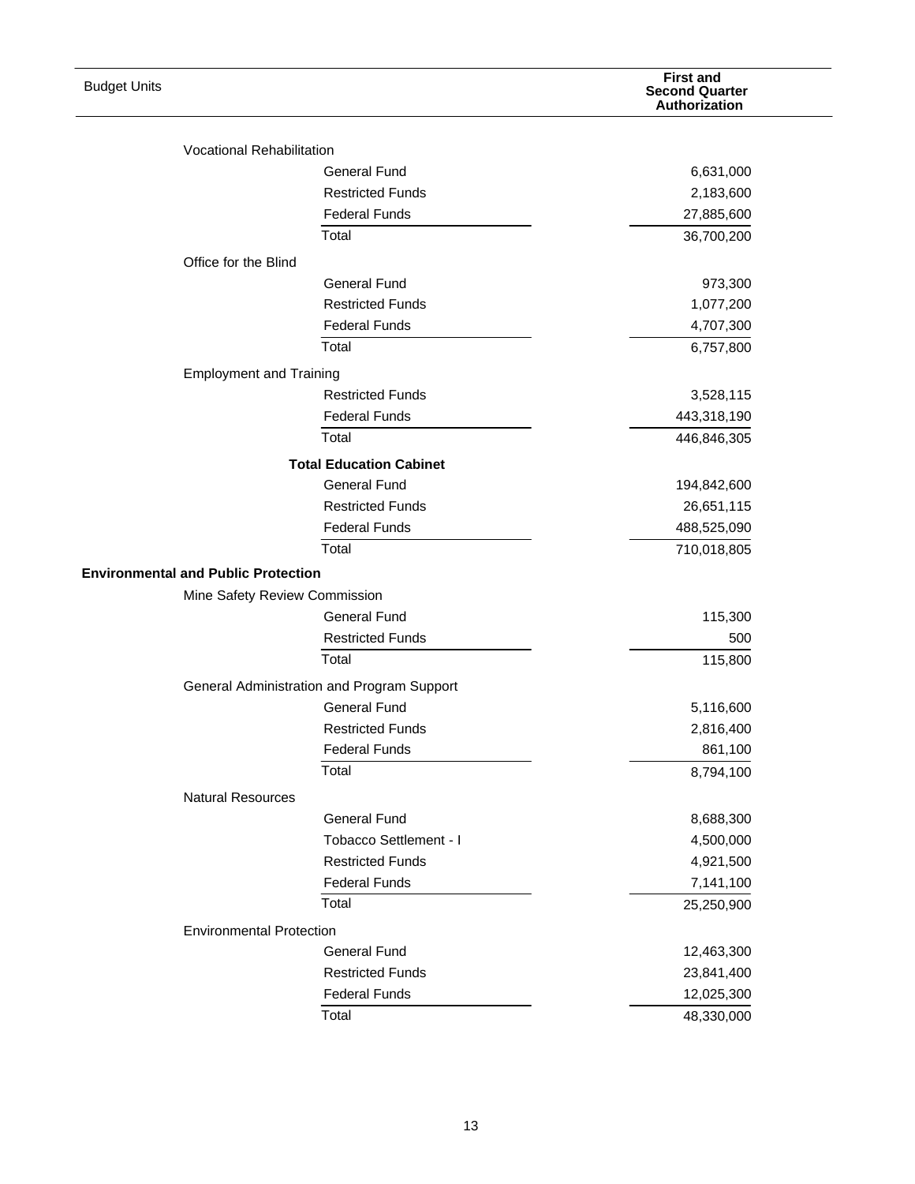| Budget Units | | First and Second Quarter Authorization |
|---|---|---|
| Vocational Rehabilitation | | |
| | General Fund | 6,631,000 |
| | Restricted Funds | 2,183,600 |
| | Federal Funds | 27,885,600 |
| | Total | 36,700,200 |
| Office for the Blind | | |
| | General Fund | 973,300 |
| | Restricted Funds | 1,077,200 |
| | Federal Funds | 4,707,300 |
| | Total | 6,757,800 |
| Employment and Training | | |
| | Restricted Funds | 3,528,115 |
| | Federal Funds | 443,318,190 |
| | Total | 446,846,305 |
| | **Total Education Cabinet** | |
| | General Fund | 194,842,600 |
| | Restricted Funds | 26,651,115 |
| | Federal Funds | 488,525,090 |
| | Total | 710,018,805 |
| **Environmental and Public Protection** | | |
| Mine Safety Review Commission | | |
| | General Fund | 115,300 |
| | Restricted Funds | 500 |
| | Total | 115,800 |
| General Administration and Program Support | | |
| | General Fund | 5,116,600 |
| | Restricted Funds | 2,816,400 |
| | Federal Funds | 861,100 |
| | Total | 8,794,100 |
| Natural Resources | | |
| | General Fund | 8,688,300 |
| | Tobacco Settlement - I | 4,500,000 |
| | Restricted Funds | 4,921,500 |
| | Federal Funds | 7,141,100 |
| | Total | 25,250,900 |
| Environmental Protection | | |
| | General Fund | 12,463,300 |
| | Restricted Funds | 23,841,400 |
| | Federal Funds | 12,025,300 |
| | Total | 48,330,000 |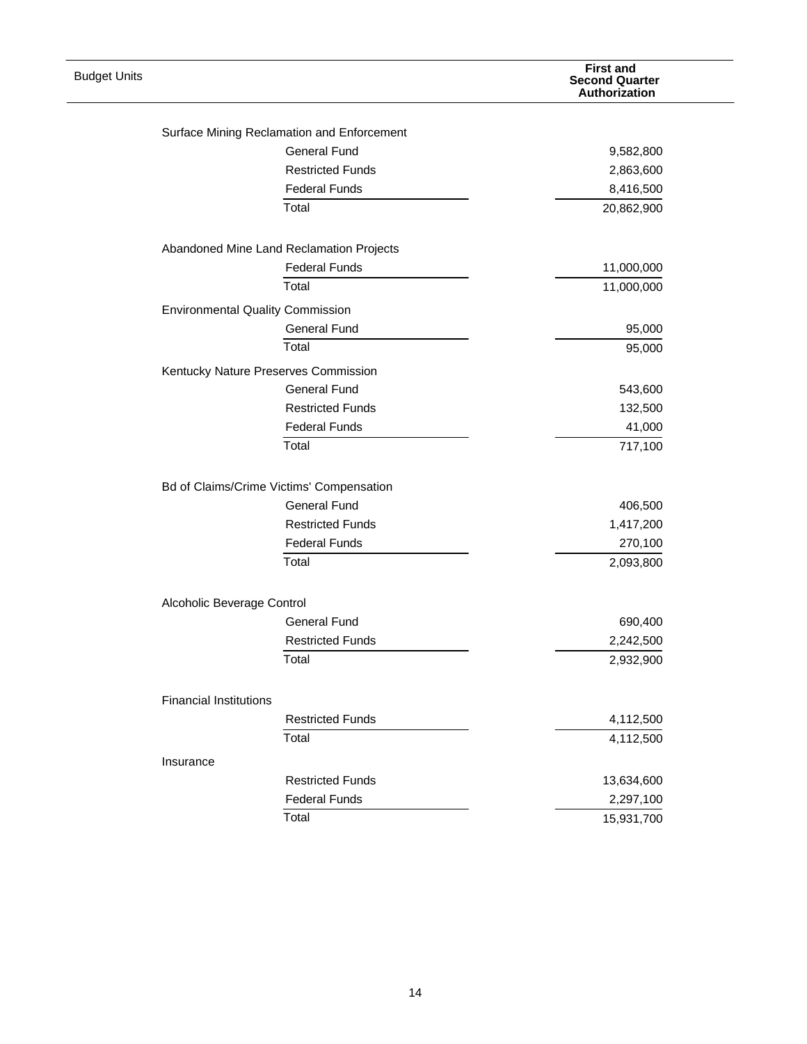| Budget Units | | First and Second Quarter Authorization |
|---|---|---|
| Surface Mining Reclamation and Enforcement | | |
| | General Fund | 9,582,800 |
| | Restricted Funds | 2,863,600 |
| | Federal Funds | 8,416,500 |
| | Total | 20,862,900 |
| Abandoned Mine Land Reclamation Projects | | |
| | Federal Funds | 11,000,000 |
| | Total | 11,000,000 |
| Environmental Quality Commission | | |
| | General Fund | 95,000 |
| | Total | 95,000 |
| Kentucky Nature Preserves Commission | | |
| | General Fund | 543,600 |
| | Restricted Funds | 132,500 |
| | Federal Funds | 41,000 |
| | Total | 717,100 |
| Bd of Claims/Crime Victims' Compensation | | |
| | General Fund | 406,500 |
| | Restricted Funds | 1,417,200 |
| | Federal Funds | 270,100 |
| | Total | 2,093,800 |
| Alcoholic Beverage Control | | |
| | General Fund | 690,400 |
| | Restricted Funds | 2,242,500 |
| | Total | 2,932,900 |
| Financial Institutions | | |
| | Restricted Funds | 4,112,500 |
| | Total | 4,112,500 |
| Insurance | | |
| | Restricted Funds | 13,634,600 |
| | Federal Funds | 2,297,100 |
| | Total | 15,931,700 |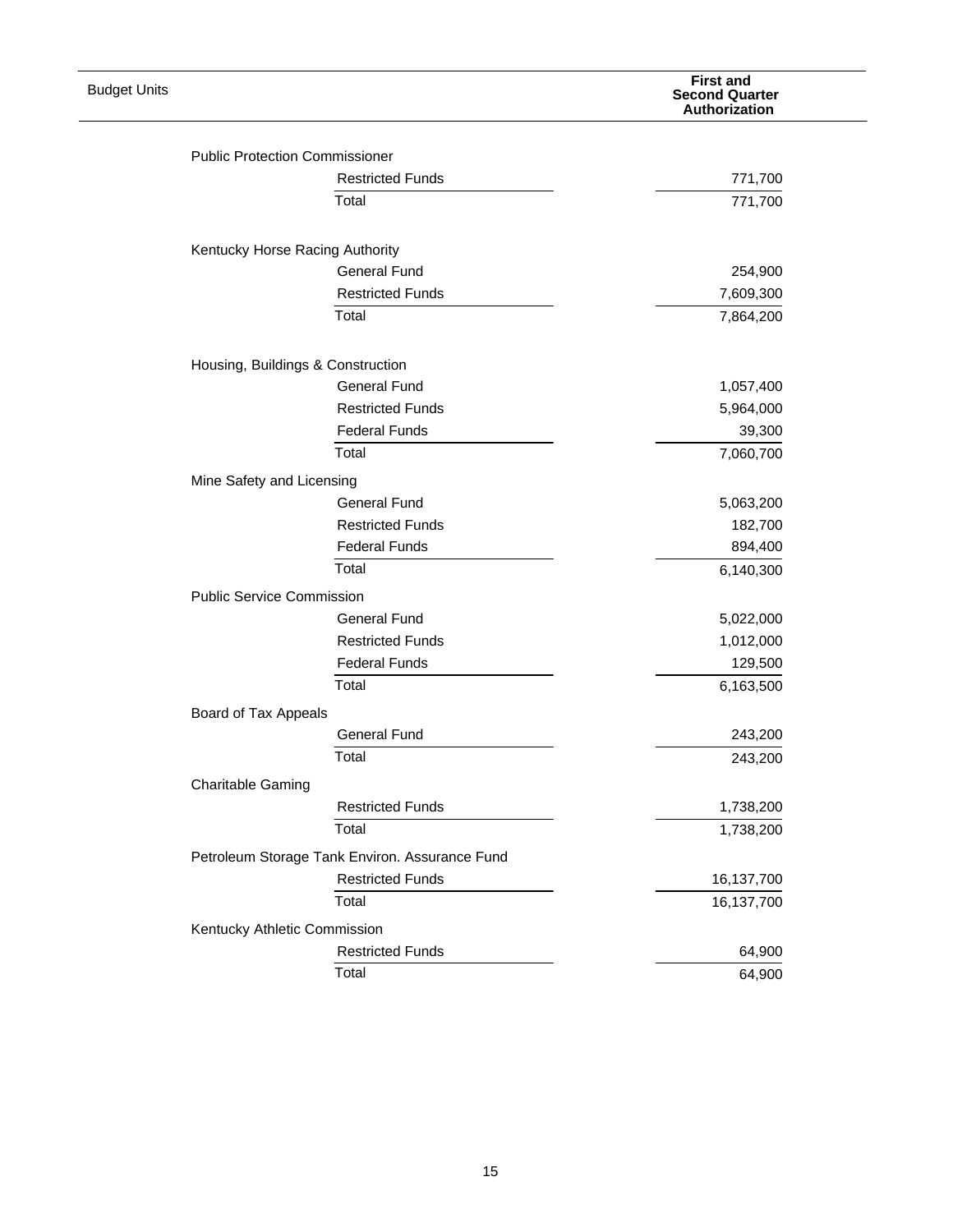| Budget Units | | First and Second Quarter Authorization |
|---|---|---|
| Public Protection Commissioner | | |
| | Restricted Funds | 771,700 |
| | Total | 771,700 |
| Kentucky Horse Racing Authority | | |
| | General Fund | 254,900 |
| | Restricted Funds | 7,609,300 |
| | Total | 7,864,200 |
| Housing, Buildings & Construction | | |
| | General Fund | 1,057,400 |
| | Restricted Funds | 5,964,000 |
| | Federal Funds | 39,300 |
| | Total | 7,060,700 |
| Mine Safety and Licensing | | |
| | General Fund | 5,063,200 |
| | Restricted Funds | 182,700 |
| | Federal Funds | 894,400 |
| | Total | 6,140,300 |
| Public Service Commission | | |
| | General Fund | 5,022,000 |
| | Restricted Funds | 1,012,000 |
| | Federal Funds | 129,500 |
| | Total | 6,163,500 |
| Board of Tax Appeals | | |
| | General Fund | 243,200 |
| | Total | 243,200 |
| Charitable Gaming | | |
| | Restricted Funds | 1,738,200 |
| | Total | 1,738,200 |
| Petroleum Storage Tank Environ. Assurance Fund | | |
| | Restricted Funds | 16,137,700 |
| | Total | 16,137,700 |
| Kentucky Athletic Commission | | |
| | Restricted Funds | 64,900 |
| | Total | 64,900 |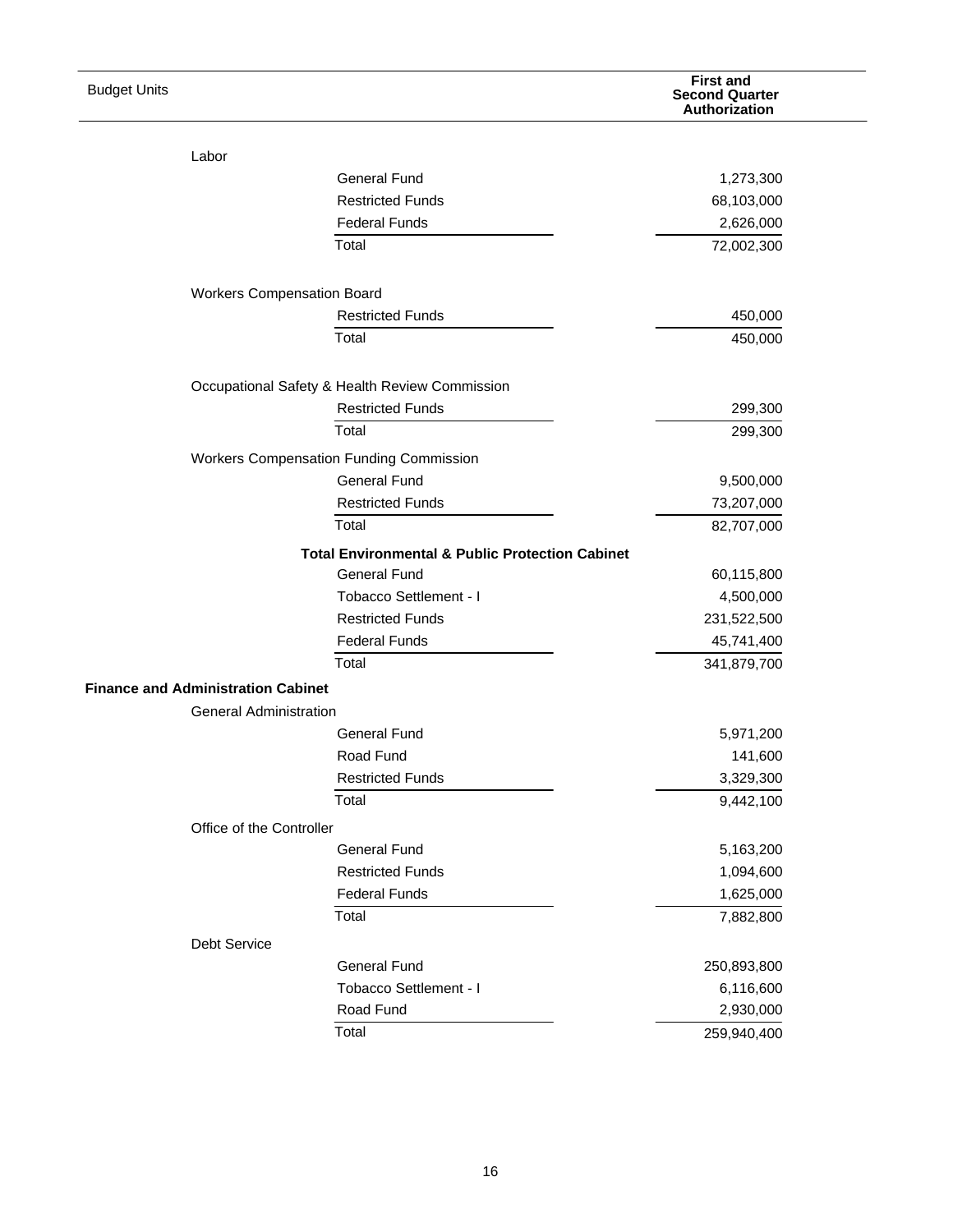| Budget Units | | First and Second Quarter Authorization |
|---|---|---|
| Labor | | |
| | General Fund | 1,273,300 |
| | Restricted Funds | 68,103,000 |
| | Federal Funds | 2,626,000 |
| | Total | 72,002,300 |
| Workers Compensation Board | | |
| | Restricted Funds | 450,000 |
| | Total | 450,000 |
| Occupational Safety & Health Review Commission | | |
| | Restricted Funds | 299,300 |
| | Total | 299,300 |
| Workers Compensation Funding Commission | | |
| | General Fund | 9,500,000 |
| | Restricted Funds | 73,207,000 |
| | Total | 82,707,000 |
| | **Total Environmental & Public Protection Cabinet** | |
| | General Fund | 60,115,800 |
| | Tobacco Settlement - I | 4,500,000 |
| | Restricted Funds | 231,522,500 |
| | Federal Funds | 45,741,400 |
| | Total | 341,879,700 |
| **Finance and Administration Cabinet** | | |
| General Administration | | |
| | General Fund | 5,971,200 |
| | Road Fund | 141,600 |
| | Restricted Funds | 3,329,300 |
| | Total | 9,442,100 |
| Office of the Controller | | |
| | General Fund | 5,163,200 |
| | Restricted Funds | 1,094,600 |
| | Federal Funds | 1,625,000 |
| | Total | 7,882,800 |
| Debt Service | | |
| | General Fund | 250,893,800 |
| | Tobacco Settlement - I | 6,116,600 |
| | Road Fund | 2,930,000 |
| | Total | 259,940,400 |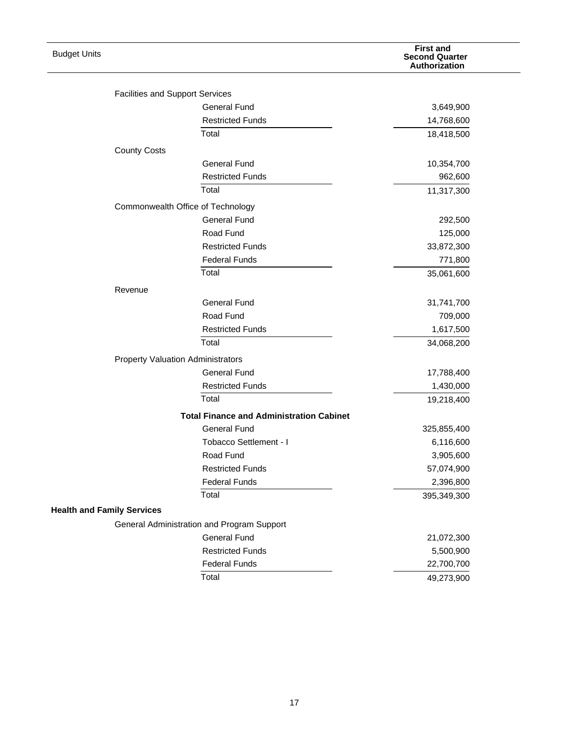| Budget Units | | First and Second Quarter Authorization |
|---|---|---|
| Facilities and Support Services | | |
| | General Fund | 3,649,900 |
| | Restricted Funds | 14,768,600 |
| | Total | 18,418,500 |
| County Costs | | |
| | General Fund | 10,354,700 |
| | Restricted Funds | 962,600 |
| | Total | 11,317,300 |
| Commonwealth Office of Technology | | |
| | General Fund | 292,500 |
| | Road Fund | 125,000 |
| | Restricted Funds | 33,872,300 |
| | Federal Funds | 771,800 |
| | Total | 35,061,600 |
| Revenue | | |
| | General Fund | 31,741,700 |
| | Road Fund | 709,000 |
| | Restricted Funds | 1,617,500 |
| | Total | 34,068,200 |
| Property Valuation Administrators | | |
| | General Fund | 17,788,400 |
| | Restricted Funds | 1,430,000 |
| | Total | 19,218,400 |
| | **Total Finance and Administration Cabinet** | |
| | General Fund | 325,855,400 |
| | Tobacco Settlement - I | 6,116,600 |
| | Road Fund | 3,905,600 |
| | Restricted Funds | 57,074,900 |
| | Federal Funds | 2,396,800 |
| | Total | 395,349,300 |
| **Health and Family Services** | | |
| General Administration and Program Support | | |
| | General Fund | 21,072,300 |
| | Restricted Funds | 5,500,900 |
| | Federal Funds | 22,700,700 |
| | Total | 49,273,900 |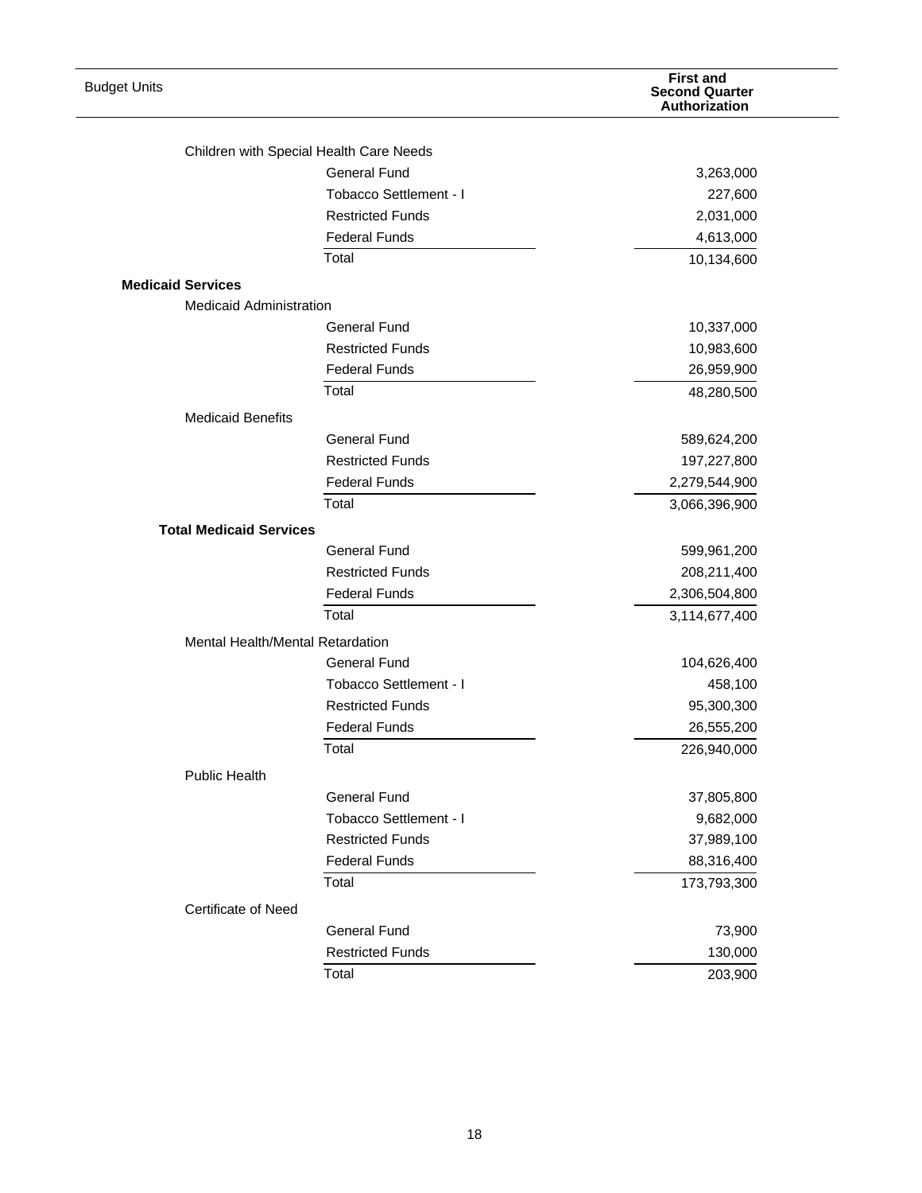| Budget Units | | First and Second Quarter Authorization |
|---|---|---|
| Children with Special Health Care Needs | | |
| | General Fund | 3,263,000 |
| | Tobacco Settlement - I | 227,600 |
| | Restricted Funds | 2,031,000 |
| | Federal Funds | 4,613,000 |
| | Total | 10,134,600 |
| **Medicaid Services** | | |
| Medicaid Administration | | |
| | General Fund | 10,337,000 |
| | Restricted Funds | 10,983,600 |
| | Federal Funds | 26,959,900 |
| | Total | 48,280,500 |
| Medicaid Benefits | | |
| | General Fund | 589,624,200 |
| | Restricted Funds | 197,227,800 |
| | Federal Funds | 2,279,544,900 |
| | Total | 3,066,396,900 |
| **Total Medicaid Services** | | |
| | General Fund | 599,961,200 |
| | Restricted Funds | 208,211,400 |
| | Federal Funds | 2,306,504,800 |
| | Total | 3,114,677,400 |
| Mental Health/Mental Retardation | | |
| | General Fund | 104,626,400 |
| | Tobacco Settlement - I | 458,100 |
| | Restricted Funds | 95,300,300 |
| | Federal Funds | 26,555,200 |
| | Total | 226,940,000 |
| Public Health | | |
| | General Fund | 37,805,800 |
| | Tobacco Settlement - I | 9,682,000 |
| | Restricted Funds | 37,989,100 |
| | Federal Funds | 88,316,400 |
| | Total | 173,793,300 |
| Certificate of Need | | |
| | General Fund | 73,900 |
| | Restricted Funds | 130,000 |
| | Total | 203,900 |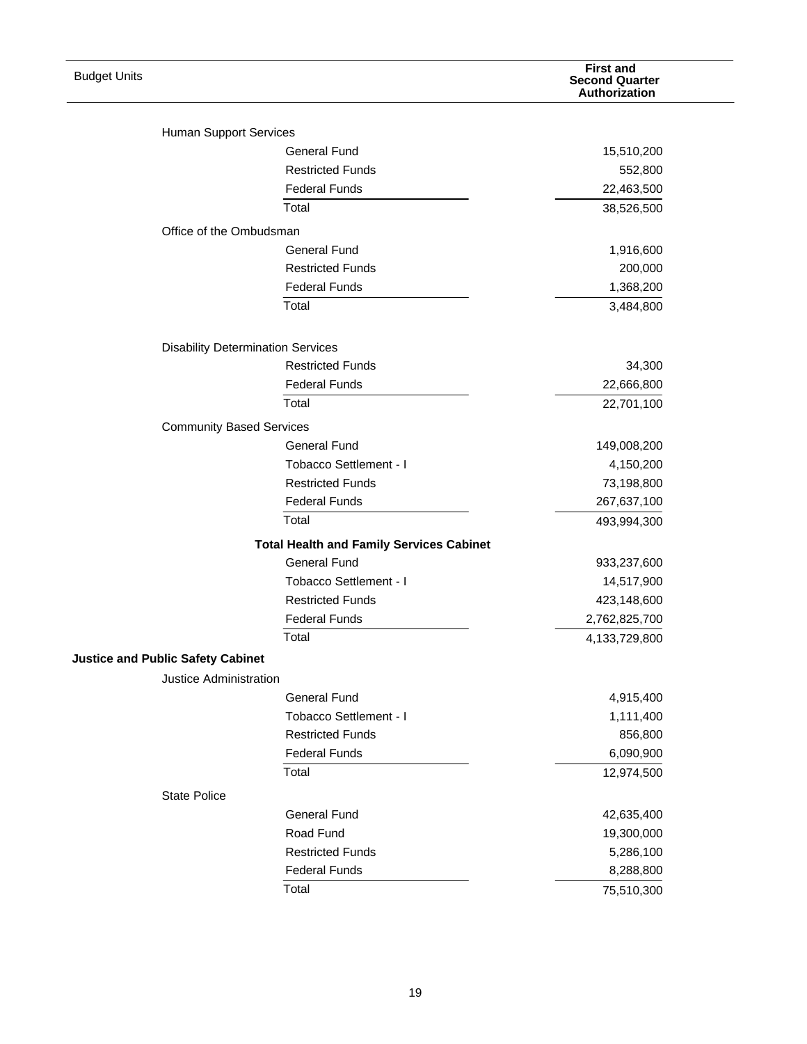| Budget Units | | First and Second Quarter Authorization |
|---|---|---|
| Human Support Services | | |
| | General Fund | 15,510,200 |
| | Restricted Funds | 552,800 |
| | Federal Funds | 22,463,500 |
| | Total | 38,526,500 |
| Office of the Ombudsman | | |
| | General Fund | 1,916,600 |
| | Restricted Funds | 200,000 |
| | Federal Funds | 1,368,200 |
| | Total | 3,484,800 |
| Disability Determination Services | | |
| | Restricted Funds | 34,300 |
| | Federal Funds | 22,666,800 |
| | Total | 22,701,100 |
| Community Based Services | | |
| | General Fund | 149,008,200 |
| | Tobacco Settlement - I | 4,150,200 |
| | Restricted Funds | 73,198,800 |
| | Federal Funds | 267,637,100 |
| | Total | 493,994,300 |
| | **Total Health and Family Services Cabinet** | |
| | General Fund | 933,237,600 |
| | Tobacco Settlement - I | 14,517,900 |
| | Restricted Funds | 423,148,600 |
| | Federal Funds | 2,762,825,700 |
| | Total | 4,133,729,800 |
| **Justice and Public Safety Cabinet** | | |
| Justice Administration | | |
| | General Fund | 4,915,400 |
| | Tobacco Settlement - I | 1,111,400 |
| | Restricted Funds | 856,800 |
| | Federal Funds | 6,090,900 |
| | Total | 12,974,500 |
| State Police | | |
| | General Fund | 42,635,400 |
| | Road Fund | 19,300,000 |
| | Restricted Funds | 5,286,100 |
| | Federal Funds | 8,288,800 |
| | Total | 75,510,300 |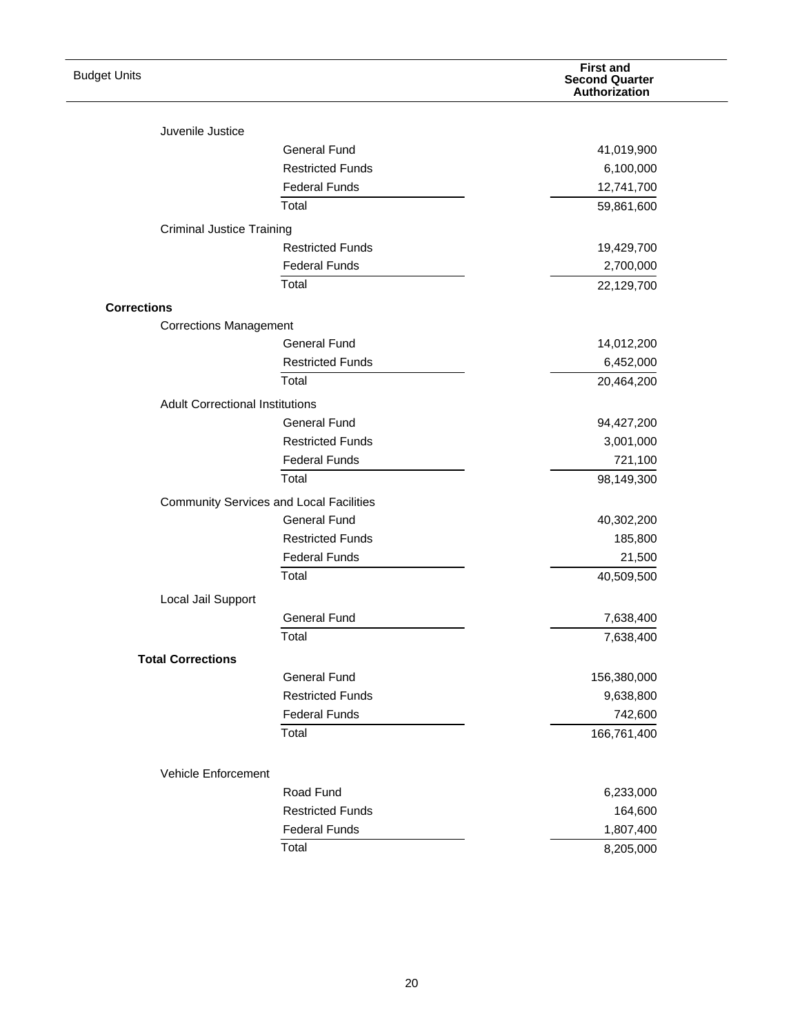| Budget Units | | First and Second Quarter Authorization |
|---|---|---|
| Juvenile Justice | | |
| | General Fund | 41,019,900 |
| | Restricted Funds | 6,100,000 |
| | Federal Funds | 12,741,700 |
| | Total | 59,861,600 |
| Criminal Justice Training | | |
| | Restricted Funds | 19,429,700 |
| | Federal Funds | 2,700,000 |
| | Total | 22,129,700 |
| **Corrections** | | |
| Corrections Management | | |
| | General Fund | 14,012,200 |
| | Restricted Funds | 6,452,000 |
| | Total | 20,464,200 |
| Adult Correctional Institutions | | |
| | General Fund | 94,427,200 |
| | Restricted Funds | 3,001,000 |
| | Federal Funds | 721,100 |
| | Total | 98,149,300 |
| Community Services and Local Facilities | | |
| | General Fund | 40,302,200 |
| | Restricted Funds | 185,800 |
| | Federal Funds | 21,500 |
| | Total | 40,509,500 |
| Local Jail Support | | |
| | General Fund | 7,638,400 |
| | Total | 7,638,400 |
| **Total Corrections** | | |
| | General Fund | 156,380,000 |
| | Restricted Funds | 9,638,800 |
| | Federal Funds | 742,600 |
| | Total | 166,761,400 |
| Vehicle Enforcement | | |
| | Road Fund | 6,233,000 |
| | Restricted Funds | 164,600 |
| | Federal Funds | 1,807,400 |
| | Total | 8,205,000 |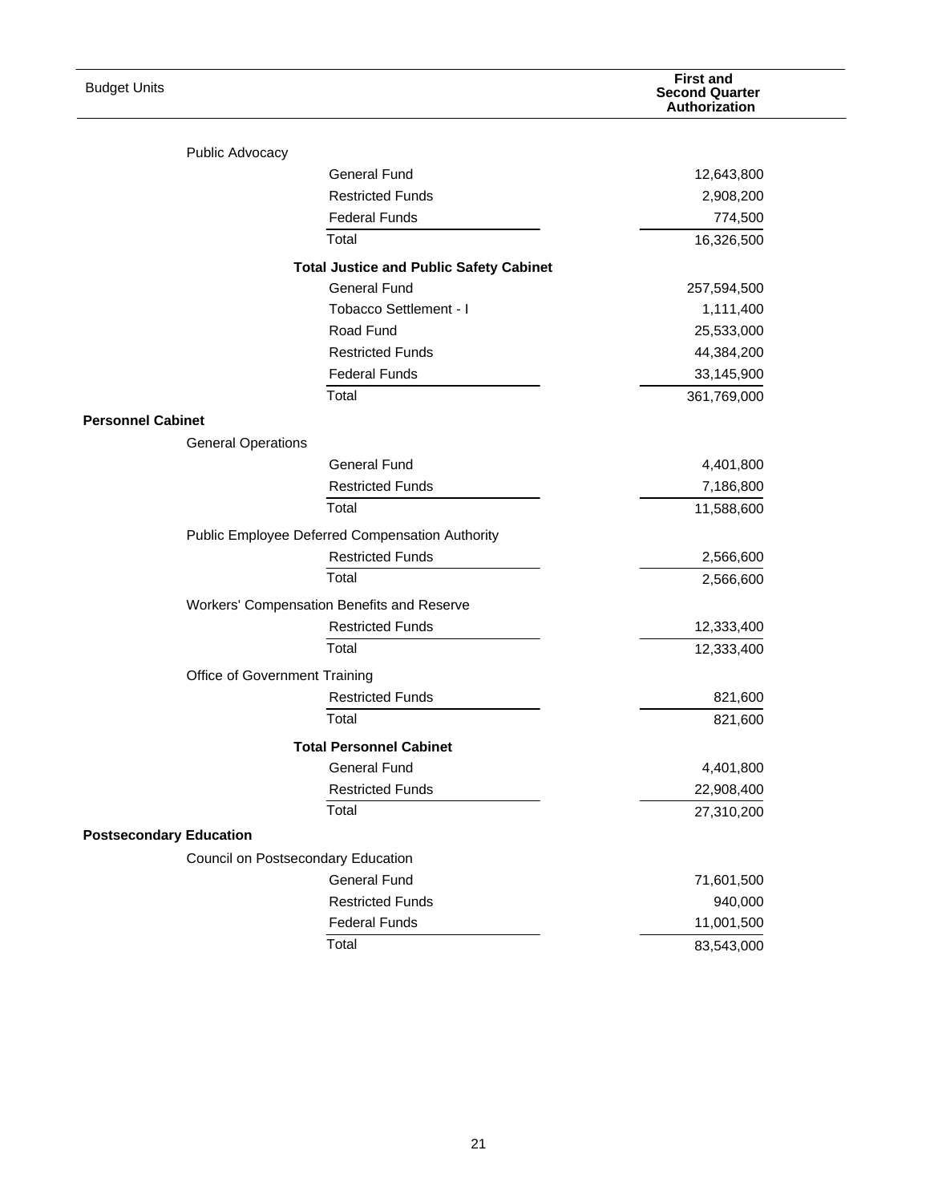| Budget Units | First and Second Quarter Authorization |
|---|---|
| Public Advocacy | |
| General Fund | 12,643,800 |
| Restricted Funds | 2,908,200 |
| Federal Funds | 774,500 |
| Total | 16,326,500 |
| **Total Justice and Public Safety Cabinet** | |
| General Fund | 257,594,500 |
| Tobacco Settlement - I | 1,111,400 |
| Road Fund | 25,533,000 |
| Restricted Funds | 44,384,200 |
| Federal Funds | 33,145,900 |
| Total | 361,769,000 |
| **Personnel Cabinet** | |
| General Operations | |
| General Fund | 4,401,800 |
| Restricted Funds | 7,186,800 |
| Total | 11,588,600 |
| Public Employee Deferred Compensation Authority | |
| Restricted Funds | 2,566,600 |
| Total | 2,566,600 |
| Workers' Compensation Benefits and Reserve | |
| Restricted Funds | 12,333,400 |
| Total | 12,333,400 |
| Office of Government Training | |
| Restricted Funds | 821,600 |
| Total | 821,600 |
| **Total Personnel Cabinet** | |
| General Fund | 4,401,800 |
| Restricted Funds | 22,908,400 |
| Total | 27,310,200 |
| **Postsecondary Education** | |
| Council on Postsecondary Education | |
| General Fund | 71,601,500 |
| Restricted Funds | 940,000 |
| Federal Funds | 11,001,500 |
| Total | 83,543,000 |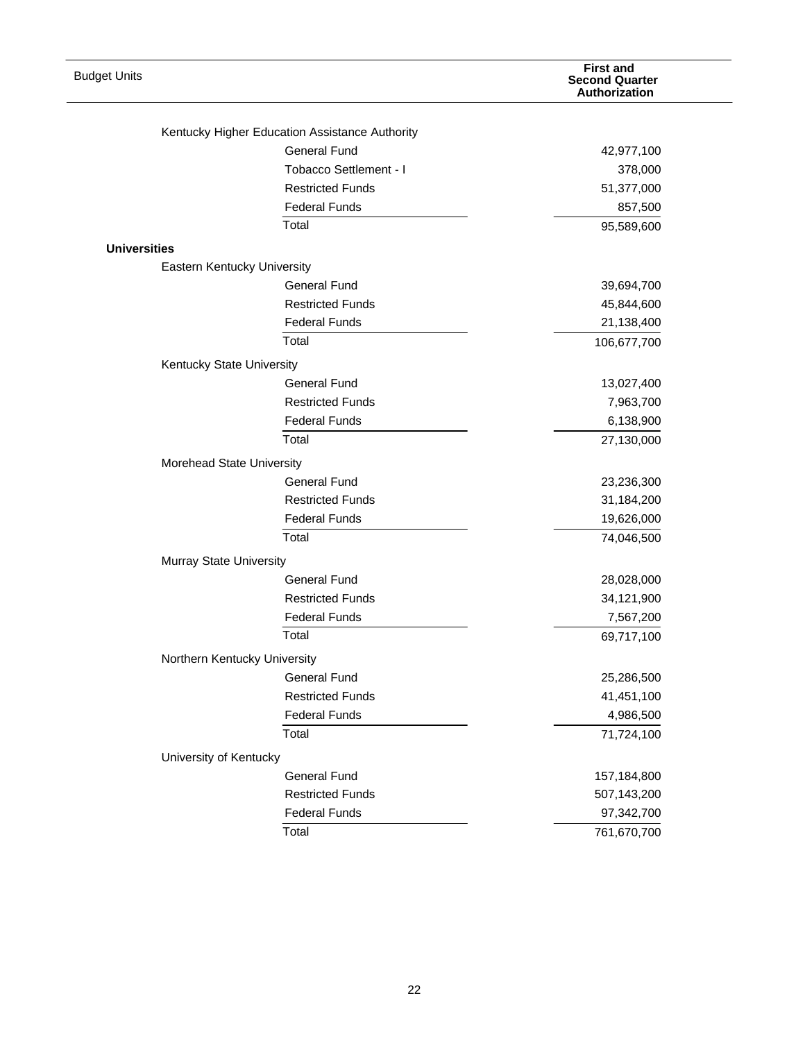| Budget Units | First and Second Quarter Authorization |
|---|---|
| Kentucky Higher Education Assistance Authority | |
| General Fund | 42,977,100 |
| Tobacco Settlement - I | 378,000 |
| Restricted Funds | 51,377,000 |
| Federal Funds | 857,500 |
| Total | 95,589,600 |
| **Universities** | |
| Eastern Kentucky University | |
| General Fund | 39,694,700 |
| Restricted Funds | 45,844,600 |
| Federal Funds | 21,138,400 |
| Total | 106,677,700 |
| Kentucky State University | |
| General Fund | 13,027,400 |
| Restricted Funds | 7,963,700 |
| Federal Funds | 6,138,900 |
| Total | 27,130,000 |
| Morehead State University | |
| General Fund | 23,236,300 |
| Restricted Funds | 31,184,200 |
| Federal Funds | 19,626,000 |
| Total | 74,046,500 |
| Murray State University | |
| General Fund | 28,028,000 |
| Restricted Funds | 34,121,900 |
| Federal Funds | 7,567,200 |
| Total | 69,717,100 |
| Northern Kentucky University | |
| General Fund | 25,286,500 |
| Restricted Funds | 41,451,100 |
| Federal Funds | 4,986,500 |
| Total | 71,724,100 |
| University of Kentucky | |
| General Fund | 157,184,800 |
| Restricted Funds | 507,143,200 |
| Federal Funds | 97,342,700 |
| Total | 761,670,700 |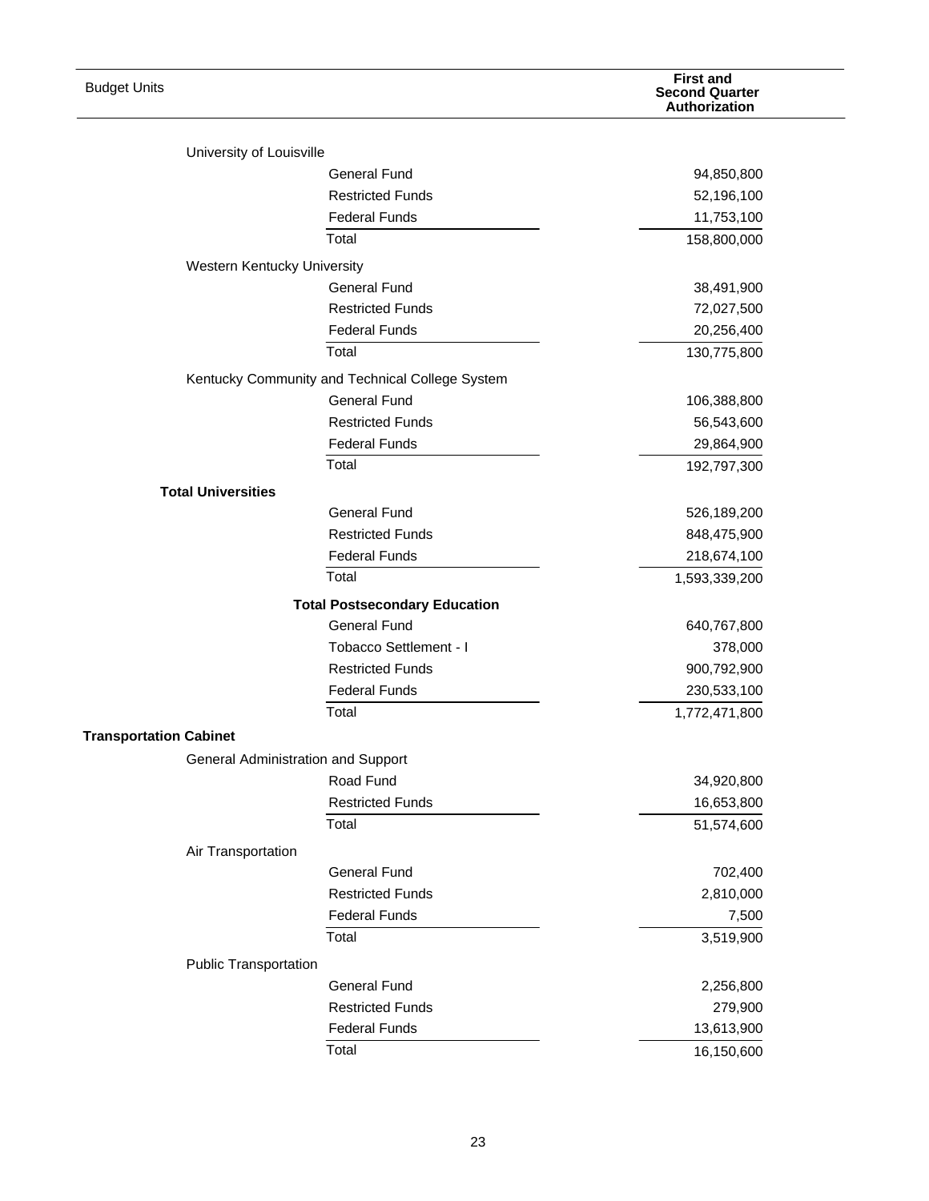| Budget Units | | First and Second Quarter Authorization |
|---|---|---|
| University of Louisville | | |
| | General Fund | 94,850,800 |
| | Restricted Funds | 52,196,100 |
| | Federal Funds | 11,753,100 |
| | Total | 158,800,000 |
| Western Kentucky University | | |
| | General Fund | 38,491,900 |
| | Restricted Funds | 72,027,500 |
| | Federal Funds | 20,256,400 |
| | Total | 130,775,800 |
| Kentucky Community and Technical College System | | |
| | General Fund | 106,388,800 |
| | Restricted Funds | 56,543,600 |
| | Federal Funds | 29,864,900 |
| | Total | 192,797,300 |
| **Total Universities** | | |
| | General Fund | 526,189,200 |
| | Restricted Funds | 848,475,900 |
| | Federal Funds | 218,674,100 |
| | Total | 1,593,339,200 |
| | **Total Postsecondary Education** | |
| | General Fund | 640,767,800 |
| | Tobacco Settlement - I | 378,000 |
| | Restricted Funds | 900,792,900 |
| | Federal Funds | 230,533,100 |
| | Total | 1,772,471,800 |
| **Transportation Cabinet** | | |
| General Administration and Support | | |
| | Road Fund | 34,920,800 |
| | Restricted Funds | 16,653,800 |
| | Total | 51,574,600 |
| Air Transportation | | |
| | General Fund | 702,400 |
| | Restricted Funds | 2,810,000 |
| | Federal Funds | 7,500 |
| | Total | 3,519,900 |
| Public Transportation | | |
| | General Fund | 2,256,800 |
| | Restricted Funds | 279,900 |
| | Federal Funds | 13,613,900 |
| | Total | 16,150,600 |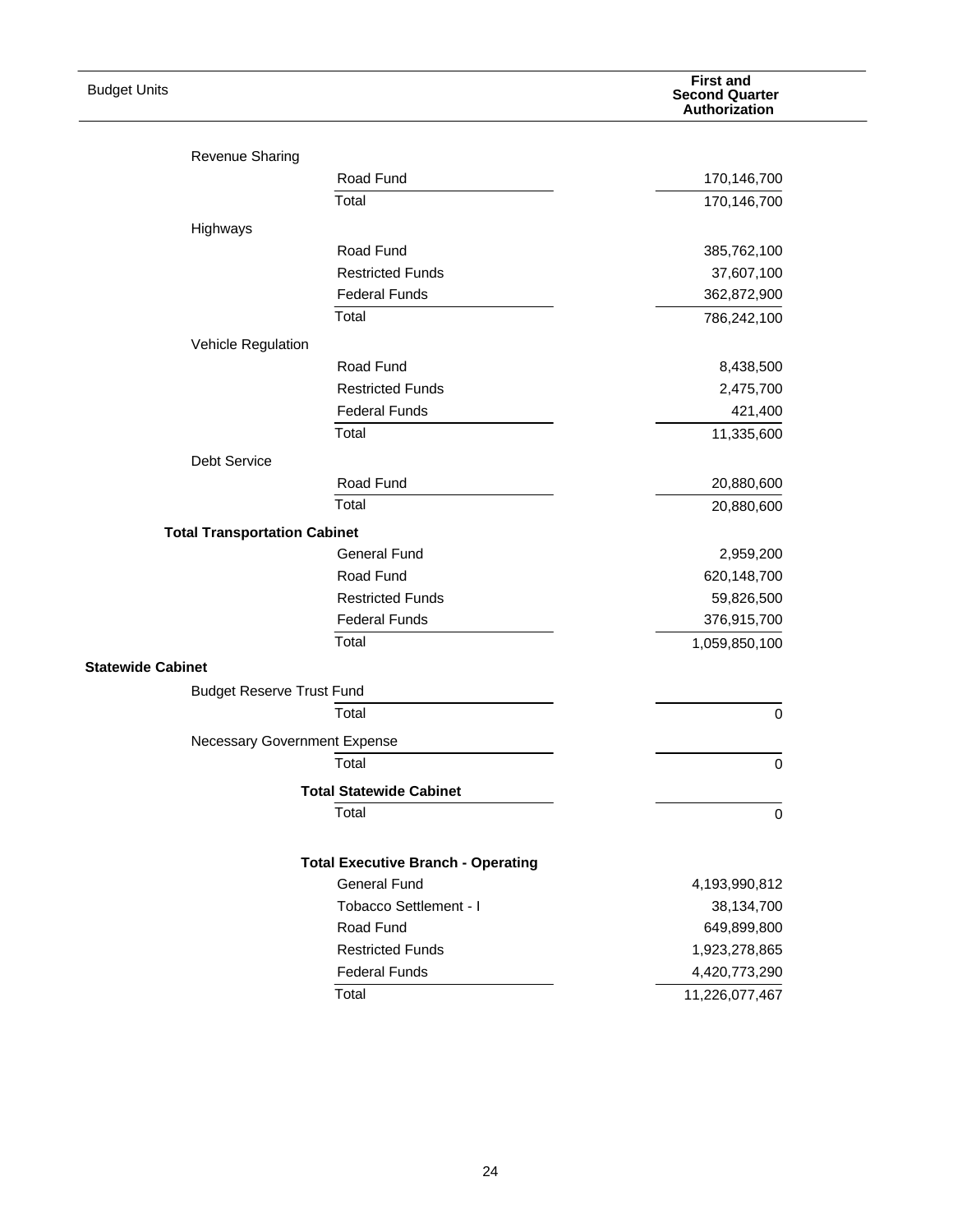| Budget Units | | First and Second Quarter Authorization |
|---|---|---|
| Revenue Sharing | | |
| | Road Fund | 170,146,700 |
| | Total | 170,146,700 |
| Highways | | |
| | Road Fund | 385,762,100 |
| | Restricted Funds | 37,607,100 |
| | Federal Funds | 362,872,900 |
| | Total | 786,242,100 |
| Vehicle Regulation | | |
| | Road Fund | 8,438,500 |
| | Restricted Funds | 2,475,700 |
| | Federal Funds | 421,400 |
| | Total | 11,335,600 |
| Debt Service | | |
| | Road Fund | 20,880,600 |
| | Total | 20,880,600 |
| **Total Transportation Cabinet** | | |
| | General Fund | 2,959,200 |
| | Road Fund | 620,148,700 |
| | Restricted Funds | 59,826,500 |
| | Federal Funds | 376,915,700 |
| | Total | 1,059,850,100 |
| **Statewide Cabinet** | | |
| Budget Reserve Trust Fund | | |
| | Total | 0 |
| Necessary Government Expense | | |
| | Total | 0 |
| | **Total Statewide Cabinet** | |
| | Total | 0 |
| | **Total Executive Branch - Operating** | |
| | General Fund | 4,193,990,812 |
| | Tobacco Settlement - I | 38,134,700 |
| | Road Fund | 649,899,800 |
| | Restricted Funds | 1,923,278,865 |
| | Federal Funds | 4,420,773,290 |
| | Total | 11,226,077,467 |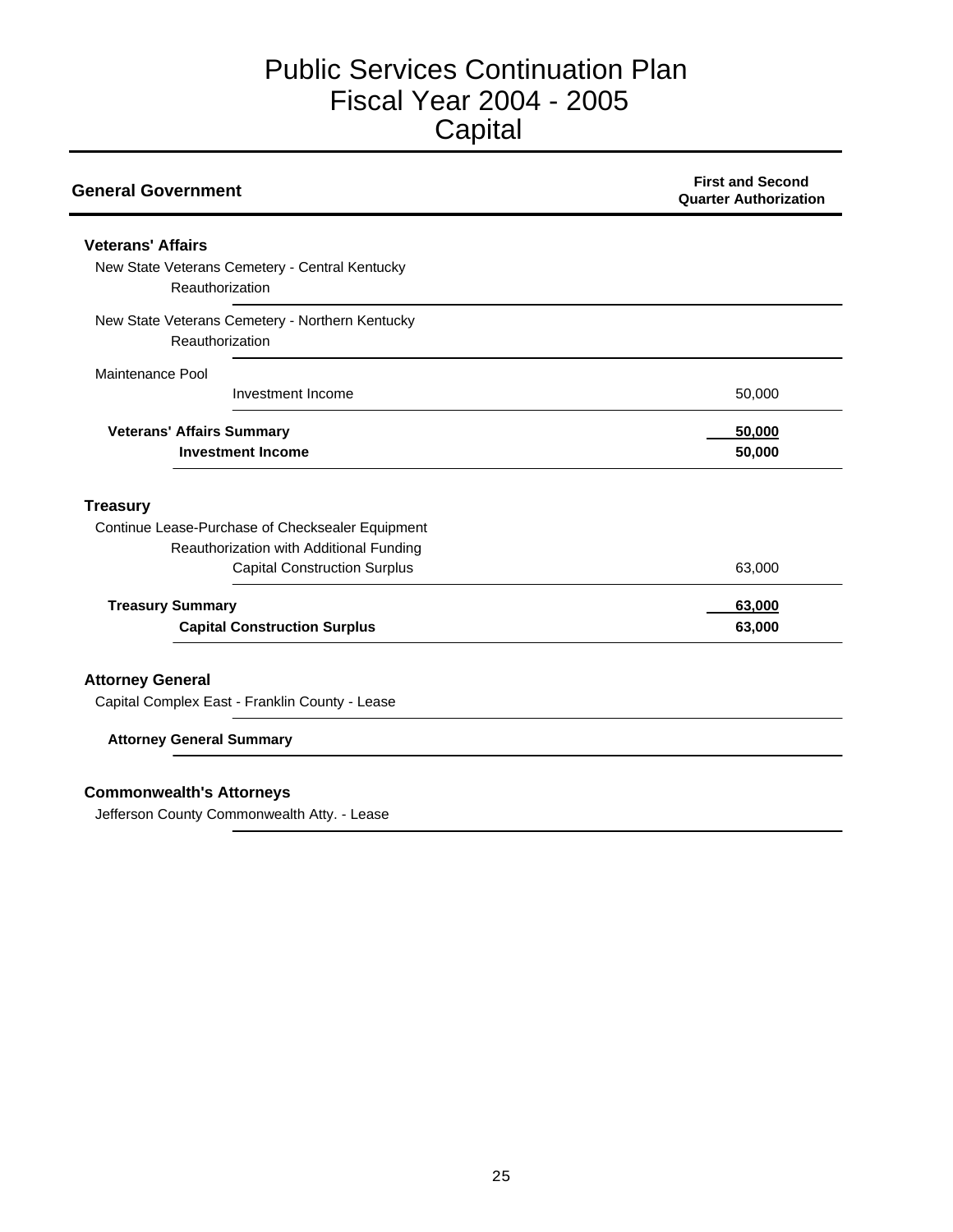# Public Services Continuation Plan
# Fiscal Year 2004 - 2005
# Capital

| General Government | First and Second Quarter Authorization |
|---|---|
| **Veterans' Affairs** | |
| New State Veterans Cemetery - Central Kentucky | |
| Reauthorization | |
| New State Veterans Cemetery - Northern Kentucky | |
| Reauthorization | |
| Maintenance Pool | |
| Investment Income | 50,000 |
| **Veterans' Affairs Summary** | **50,000** |
| **Investment Income** | **50,000** |
| **Treasury** | |
| Continue Lease-Purchase of Checksealer Equipment | |
| Reauthorization with Additional Funding | |
| Capital Construction Surplus | 63,000 |
| **Treasury Summary** | **63,000** |
| **Capital Construction Surplus** | **63,000** |
| **Attorney General** | |
| Capital Complex East - Franklin County - Lease | |
| **Attorney General Summary** | |
| **Commonwealth's Attorneys** | |
| Jefferson County Commonwealth Atty. - Lease | |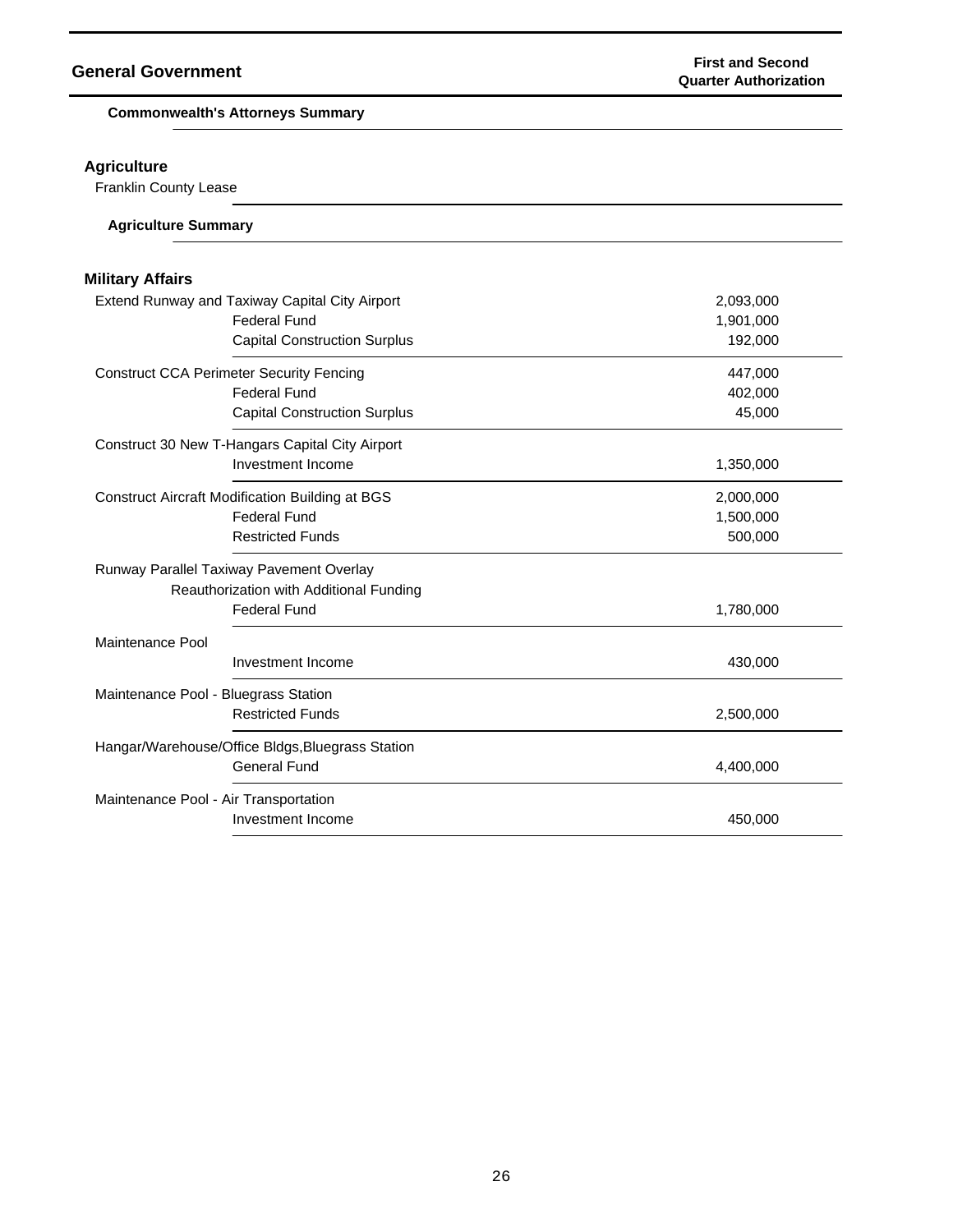## General Government

**First and Second Quarter Authorization**

**Commonwealth's Attorneys Summary**

### Agriculture

Franklin County Lease

**Agriculture Summary**

### Military Affairs

| Project / Fund Source | First and Second Quarter Authorization |
|---|---|
| Extend Runway and Taxiway Capital City Airport | 2,093,000 |
| Federal Fund | 1,901,000 |
| Capital Construction Surplus | 192,000 |
| Construct CCA Perimeter Security Fencing | 447,000 |
| Federal Fund | 402,000 |
| Capital Construction Surplus | 45,000 |
| Construct 30 New T-Hangars Capital City Airport | |
| Investment Income | 1,350,000 |
| Construct Aircraft Modification Building at BGS | 2,000,000 |
| Federal Fund | 1,500,000 |
| Restricted Funds | 500,000 |
| Runway Parallel Taxiway Pavement Overlay Reauthorization with Additional Funding | |
| Federal Fund | 1,780,000 |
| Maintenance Pool | |
| Investment Income | 430,000 |
| Maintenance Pool - Bluegrass Station | |
| Restricted Funds | 2,500,000 |
| Hangar/Warehouse/Office Bldgs,Bluegrass Station | |
| General Fund | 4,400,000 |
| Maintenance Pool - Air Transportation | |
| Investment Income | 450,000 |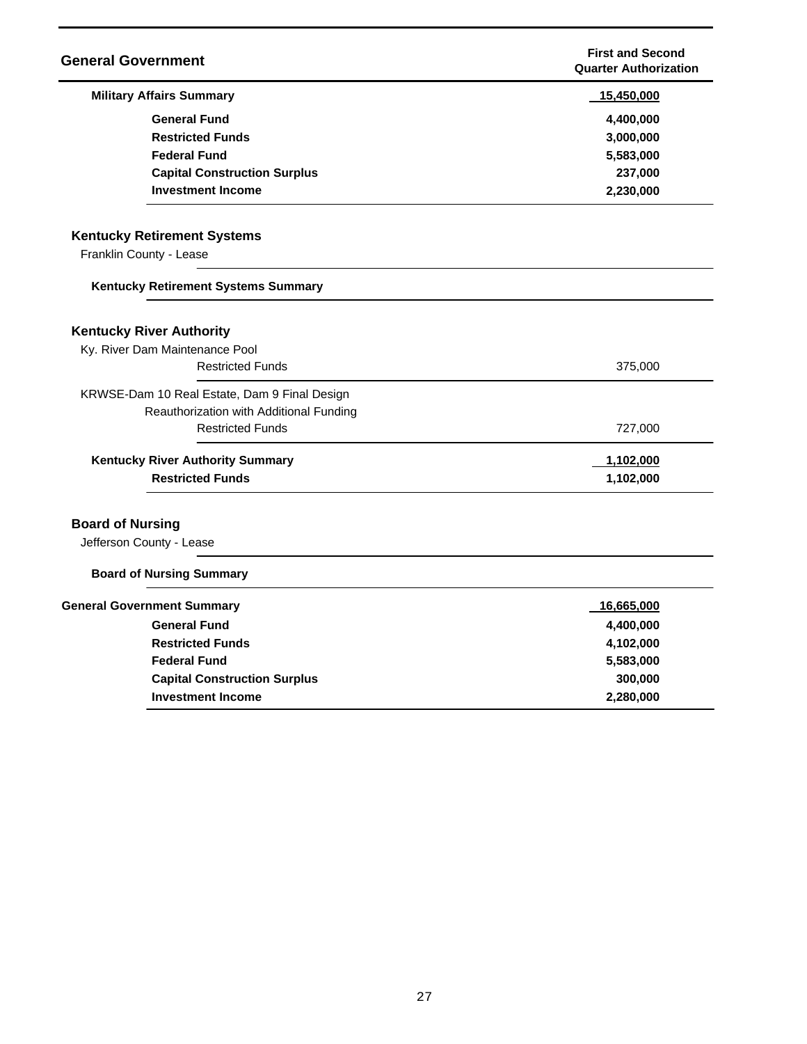| General Government | First and Second Quarter Authorization |
| --- | --- |
| **Military Affairs Summary** | **15,450,000** |
| **General Fund** | **4,400,000** |
| **Restricted Funds** | **3,000,000** |
| **Federal Fund** | **5,583,000** |
| **Capital Construction Surplus** | **237,000** |
| **Investment Income** | **2,230,000** |
| **Kentucky Retirement Systems** | |
| Franklin County - Lease | |
| **Kentucky Retirement Systems Summary** | |
| **Kentucky River Authority** | |
| Ky. River Dam Maintenance Pool | |
| Restricted Funds | 375,000 |
| KRWSE-Dam 10 Real Estate, Dam 9 Final Design Reauthorization with Additional Funding | |
| Restricted Funds | 727,000 |
| **Kentucky River Authority Summary** | **1,102,000** |
| **Restricted Funds** | **1,102,000** |
| **Board of Nursing** | |
| Jefferson County - Lease | |
| **Board of Nursing Summary** | |
| **General Government Summary** | **16,665,000** |
| **General Fund** | **4,400,000** |
| **Restricted Funds** | **4,102,000** |
| **Federal Fund** | **5,583,000** |
| **Capital Construction Surplus** | **300,000** |
| **Investment Income** | **2,280,000** |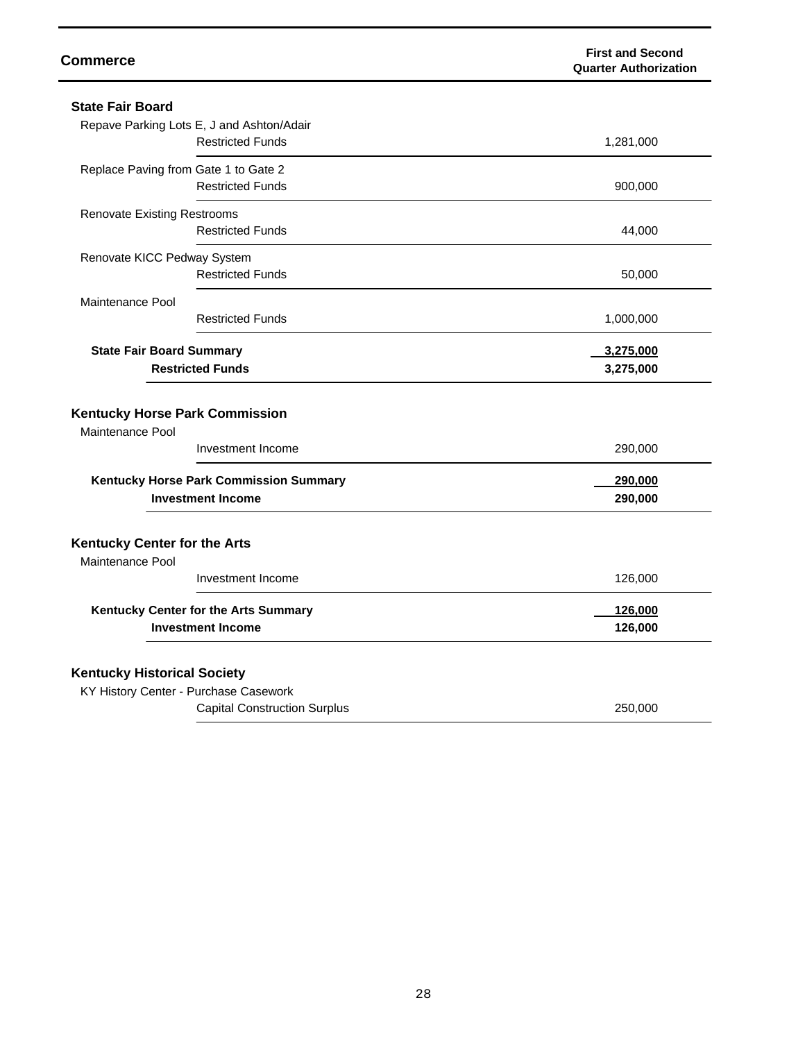| Commerce | First and Second Quarter Authorization |
|---|---|
| **State Fair Board** | |
| Repave Parking Lots E, J and Ashton/Adair | |
| Restricted Funds | 1,281,000 |
| Replace Paving from Gate 1 to Gate 2 | |
| Restricted Funds | 900,000 |
| Renovate Existing Restrooms | |
| Restricted Funds | 44,000 |
| Renovate KICC Pedway System | |
| Restricted Funds | 50,000 |
| Maintenance Pool | |
| Restricted Funds | 1,000,000 |
| **State Fair Board Summary** | **3,275,000** |
| **Restricted Funds** | **3,275,000** |
| **Kentucky Horse Park Commission** | |
| Maintenance Pool | |
| Investment Income | 290,000 |
| **Kentucky Horse Park Commission Summary** | **290,000** |
| **Investment Income** | **290,000** |
| **Kentucky Center for the Arts** | |
| Maintenance Pool | |
| Investment Income | 126,000 |
| **Kentucky Center for the Arts Summary** | **126,000** |
| **Investment Income** | **126,000** |
| **Kentucky Historical Society** | |
| KY History Center - Purchase Casework | |
| Capital Construction Surplus | 250,000 |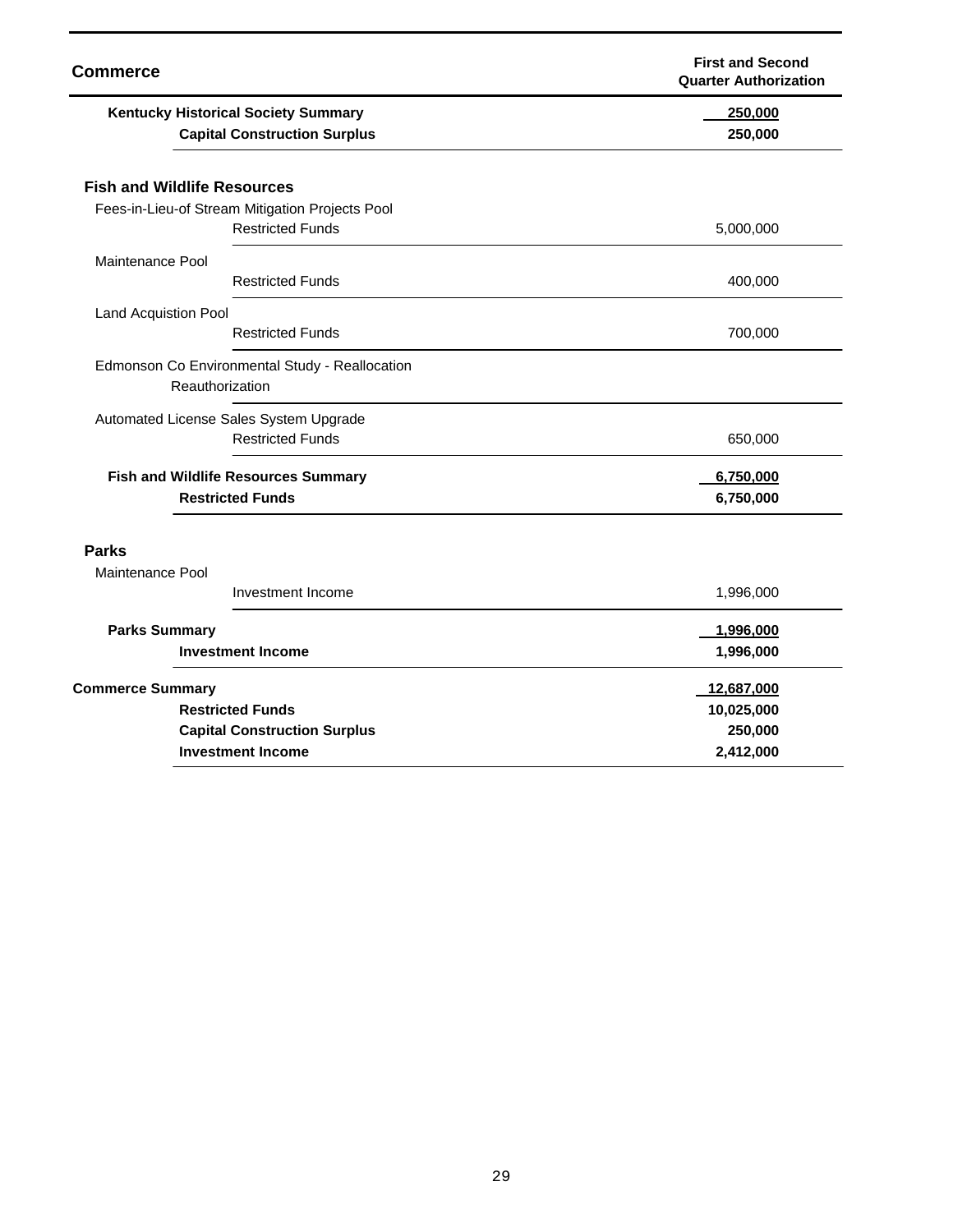| Commerce | First and Second Quarter Authorization |
|---|---|
| **Kentucky Historical Society Summary** | **250,000** |
| **Capital Construction Surplus** | **250,000** |
| | |
| **Fish and Wildlife Resources** | |
| Fees-in-Lieu-of Stream Mitigation Projects Pool | |
| Restricted Funds | 5,000,000 |
| Maintenance Pool | |
| Restricted Funds | 400,000 |
| Land Acquistion Pool | |
| Restricted Funds | 700,000 |
| Edmonson Co Environmental Study - Reallocation Reauthorization | |
| Automated License Sales System Upgrade | |
| Restricted Funds | 650,000 |
| **Fish and Wildlife Resources Summary** | **6,750,000** |
| **Restricted Funds** | **6,750,000** |
| | |
| **Parks** | |
| Maintenance Pool | |
| Investment Income | 1,996,000 |
| **Parks Summary** | **1,996,000** |
| **Investment Income** | **1,996,000** |
| **Commerce Summary** | **12,687,000** |
| **Restricted Funds** | **10,025,000** |
| **Capital Construction Surplus** | **250,000** |
| **Investment Income** | **2,412,000** |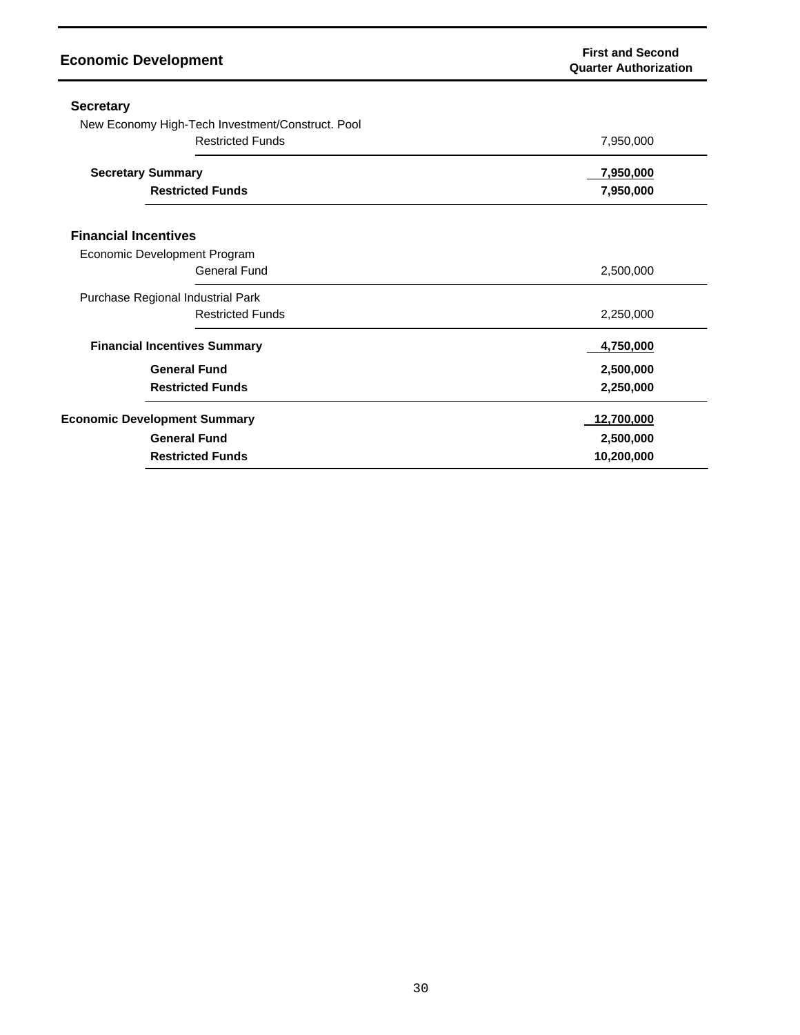| Economic Development | First and Second Quarter Authorization |
| --- | --- |
| **Secretary** | |
| New Economy High-Tech Investment/Construct. Pool | |
| Restricted Funds | 7,950,000 |
| **Secretary Summary** | **7,950,000** |
| **Restricted Funds** | **7,950,000** |
| **Financial Incentives** | |
| Economic Development Program | |
| General Fund | 2,500,000 |
| Purchase Regional Industrial Park | |
| Restricted Funds | 2,250,000 |
| **Financial Incentives Summary** | **4,750,000** |
| **General Fund** | **2,500,000** |
| **Restricted Funds** | **2,250,000** |
| **Economic Development Summary** | **12,700,000** |
| **General Fund** | **2,500,000** |
| **Restricted Funds** | **10,200,000** |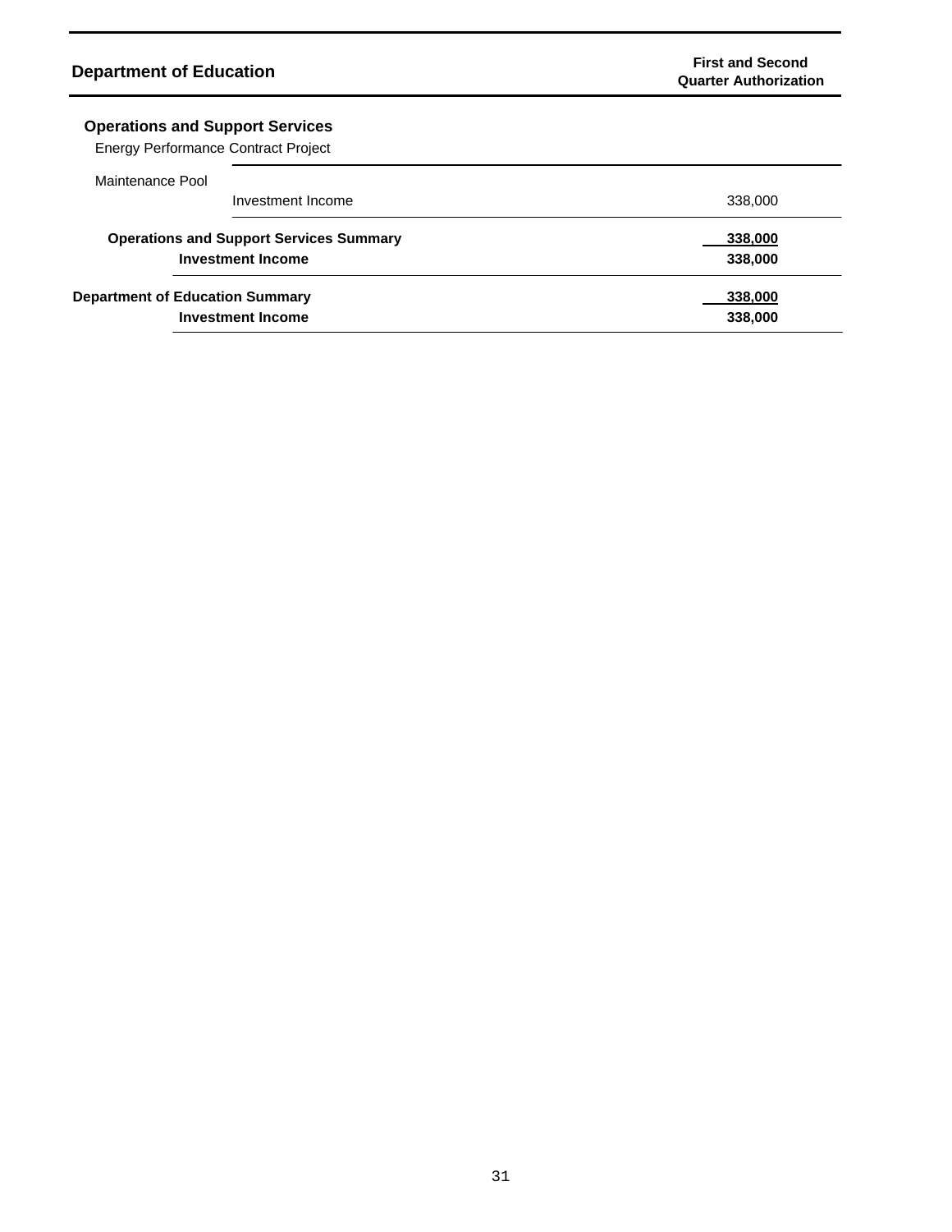| Department of Education | | First and Second Quarter Authorization |
|---|---|---|
| **Operations and Support Services** | | |
| Energy Performance Contract Project | | |
| Maintenance Pool | | |
| | Investment Income | 338,000 |
| **Operations and Support Services Summary** | | **338,000** |
| | **Investment Income** | **338,000** |
| **Department of Education Summary** | | **338,000** |
| | **Investment Income** | **338,000** |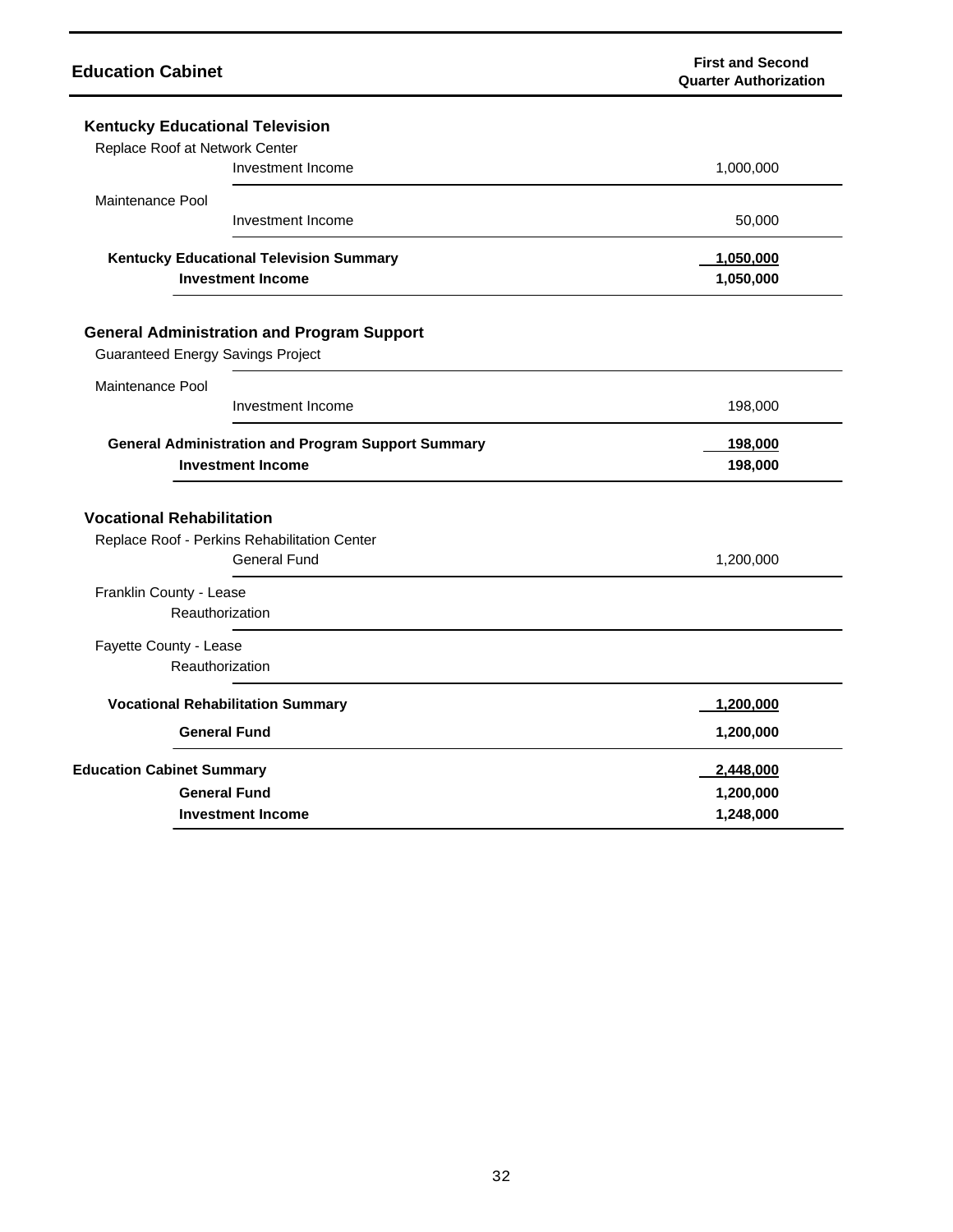| Education Cabinet | First and Second Quarter Authorization |
|---|---|
| **Kentucky Educational Television** | |
| Replace Roof at Network Center | |
| Investment Income | 1,000,000 |
| Maintenance Pool | |
| Investment Income | 50,000 |
| **Kentucky Educational Television Summary** | **1,050,000** |
| **Investment Income** | **1,050,000** |
| **General Administration and Program Support** | |
| Guaranteed Energy Savings Project | |
| Maintenance Pool | |
| Investment Income | 198,000 |
| **General Administration and Program Support Summary** | **198,000** |
| **Investment Income** | **198,000** |
| **Vocational Rehabilitation** | |
| Replace Roof - Perkins Rehabilitation Center | |
| General Fund | 1,200,000 |
| Franklin County - Lease | |
| Reauthorization | |
| Fayette County - Lease | |
| Reauthorization | |
| **Vocational Rehabilitation Summary** | **1,200,000** |
| **General Fund** | **1,200,000** |
| **Education Cabinet Summary** | **2,448,000** |
| **General Fund** | **1,200,000** |
| **Investment Income** | **1,248,000** |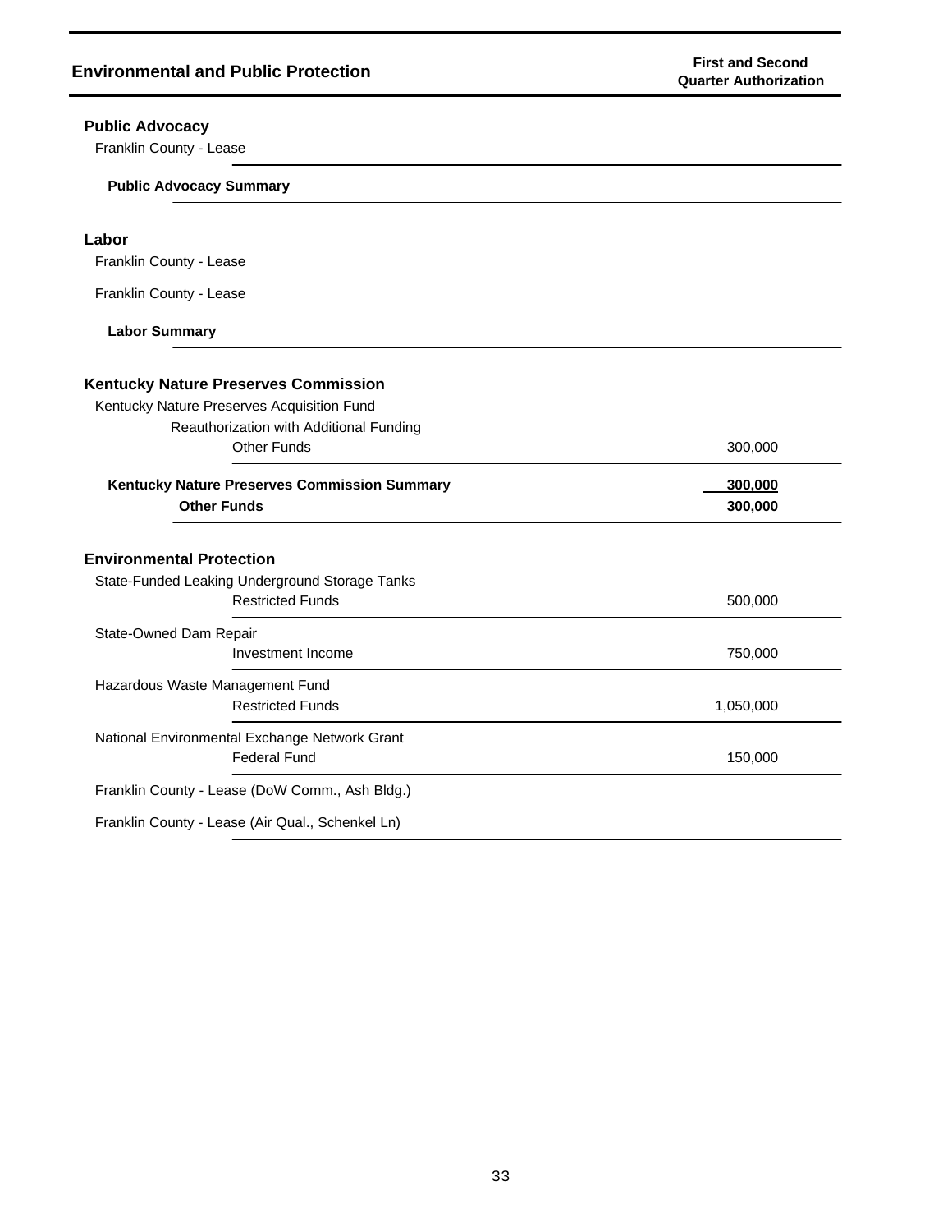## Environmental and Public Protection

| | First and Second Quarter Authorization |
|---|---|
| **Public Advocacy** | |
| Franklin County - Lease | |
| **Public Advocacy Summary** | |
| | |
| **Labor** | |
| Franklin County - Lease | |
| Franklin County - Lease | |
| **Labor Summary** | |
| | |
| **Kentucky Nature Preserves Commission** | |
| Kentucky Nature Preserves Acquisition Fund | |
| Reauthorization with Additional Funding | |
| Other Funds | 300,000 |
| **Kentucky Nature Preserves Commission Summary** | **300,000** |
| **Other Funds** | **300,000** |
| | |
| **Environmental Protection** | |
| State-Funded Leaking Underground Storage Tanks | |
| Restricted Funds | 500,000 |
| State-Owned Dam Repair | |
| Investment Income | 750,000 |
| Hazardous Waste Management Fund | |
| Restricted Funds | 1,050,000 |
| National Environmental Exchange Network Grant | |
| Federal Fund | 150,000 |
| Franklin County - Lease (DoW Comm., Ash Bldg.) | |
| Franklin County - Lease (Air Qual., Schenkel Ln) | |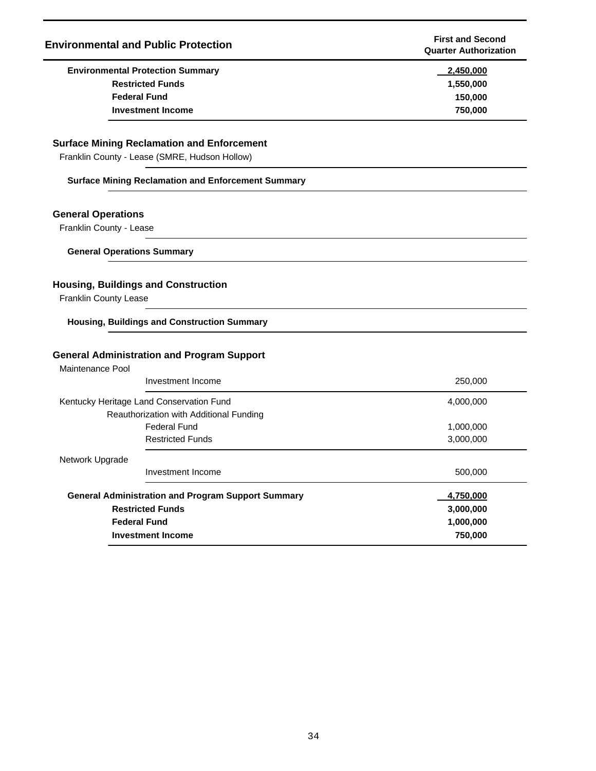| Environmental and Public Protection | First and Second Quarter Authorization |
|---|---|
| **Environmental Protection Summary** | **2,450,000** |
| **Restricted Funds** | **1,550,000** |
| **Federal Fund** | **150,000** |
| **Investment Income** | **750,000** |

### Surface Mining Reclamation and Enforcement

Franklin County - Lease (SMRE, Hudson Hollow)

**Surface Mining Reclamation and Enforcement Summary**

### General Operations

Franklin County - Lease

**General Operations Summary**

### Housing, Buildings and Construction

Franklin County Lease

**Housing, Buildings and Construction Summary**

### General Administration and Program Support

| | First and Second Quarter Authorization |
|---|---|
| Maintenance Pool | |
| Investment Income | 250,000 |
| Kentucky Heritage Land Conservation Fund | 4,000,000 |
| Reauthorization with Additional Funding | |
| Federal Fund | 1,000,000 |
| Restricted Funds | 3,000,000 |
| Network Upgrade | |
| Investment Income | 500,000 |
| **General Administration and Program Support Summary** | **4,750,000** |
| **Restricted Funds** | **3,000,000** |
| **Federal Fund** | **1,000,000** |
| **Investment Income** | **750,000** |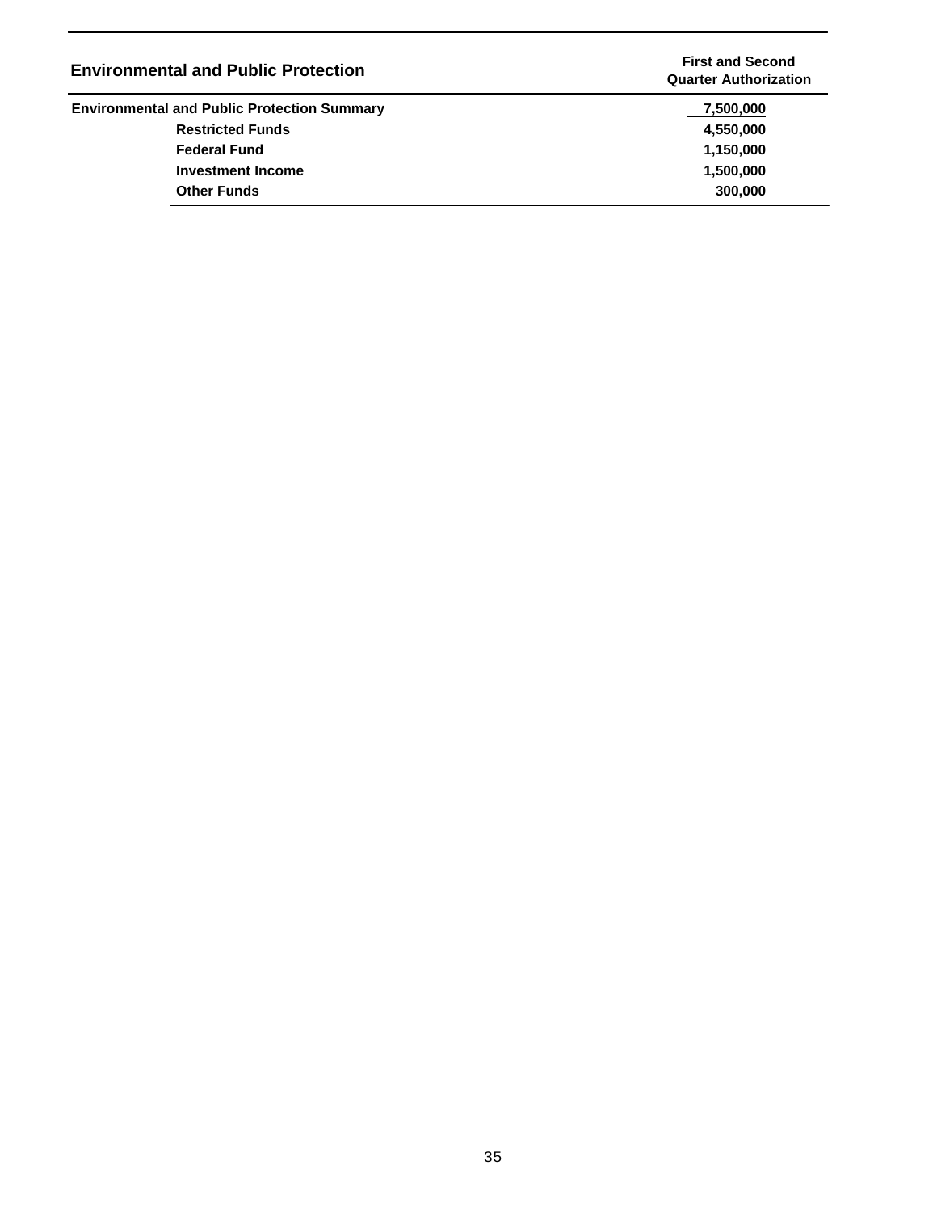| Environmental and Public Protection | First and Second Quarter Authorization |
|---|---|
| **Environmental and Public Protection Summary** | **7,500,000** |
| **Restricted Funds** | **4,550,000** |
| **Federal Fund** | **1,150,000** |
| **Investment Income** | **1,500,000** |
| **Other Funds** | **300,000** |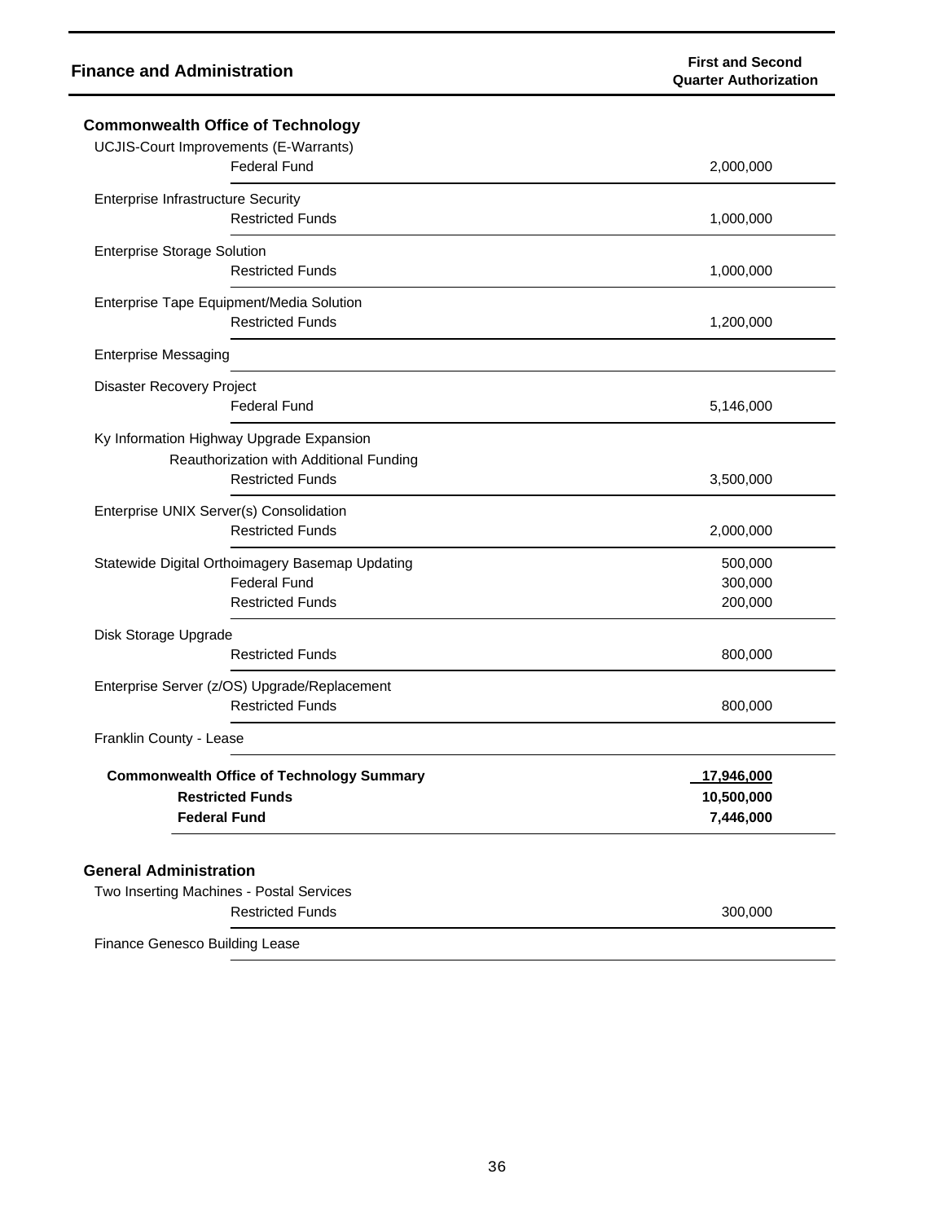## Finance and Administration

| | First and Second Quarter Authorization |
|---|---|
| **Commonwealth Office of Technology** | |
| UCJIS-Court Improvements (E-Warrants) | |
| Federal Fund | 2,000,000 |
| Enterprise Infrastructure Security | |
| Restricted Funds | 1,000,000 |
| Enterprise Storage Solution | |
| Restricted Funds | 1,000,000 |
| Enterprise Tape Equipment/Media Solution | |
| Restricted Funds | 1,200,000 |
| Enterprise Messaging | |
| Disaster Recovery Project | |
| Federal Fund | 5,146,000 |
| Ky Information Highway Upgrade Expansion | |
| Reauthorization with Additional Funding | |
| Restricted Funds | 3,500,000 |
| Enterprise UNIX Server(s) Consolidation | |
| Restricted Funds | 2,000,000 |
| Statewide Digital Orthoimagery Basemap Updating | 500,000 |
| Federal Fund | 300,000 |
| Restricted Funds | 200,000 |
| Disk Storage Upgrade | |
| Restricted Funds | 800,000 |
| Enterprise Server (z/OS) Upgrade/Replacement | |
| Restricted Funds | 800,000 |
| Franklin County - Lease | |
| **Commonwealth Office of Technology Summary** | **17,946,000** |
| **Restricted Funds** | **10,500,000** |
| **Federal Fund** | **7,446,000** |
| **General Administration** | |
| Two Inserting Machines - Postal Services | |
| Restricted Funds | 300,000 |
| Finance Genesco Building Lease | |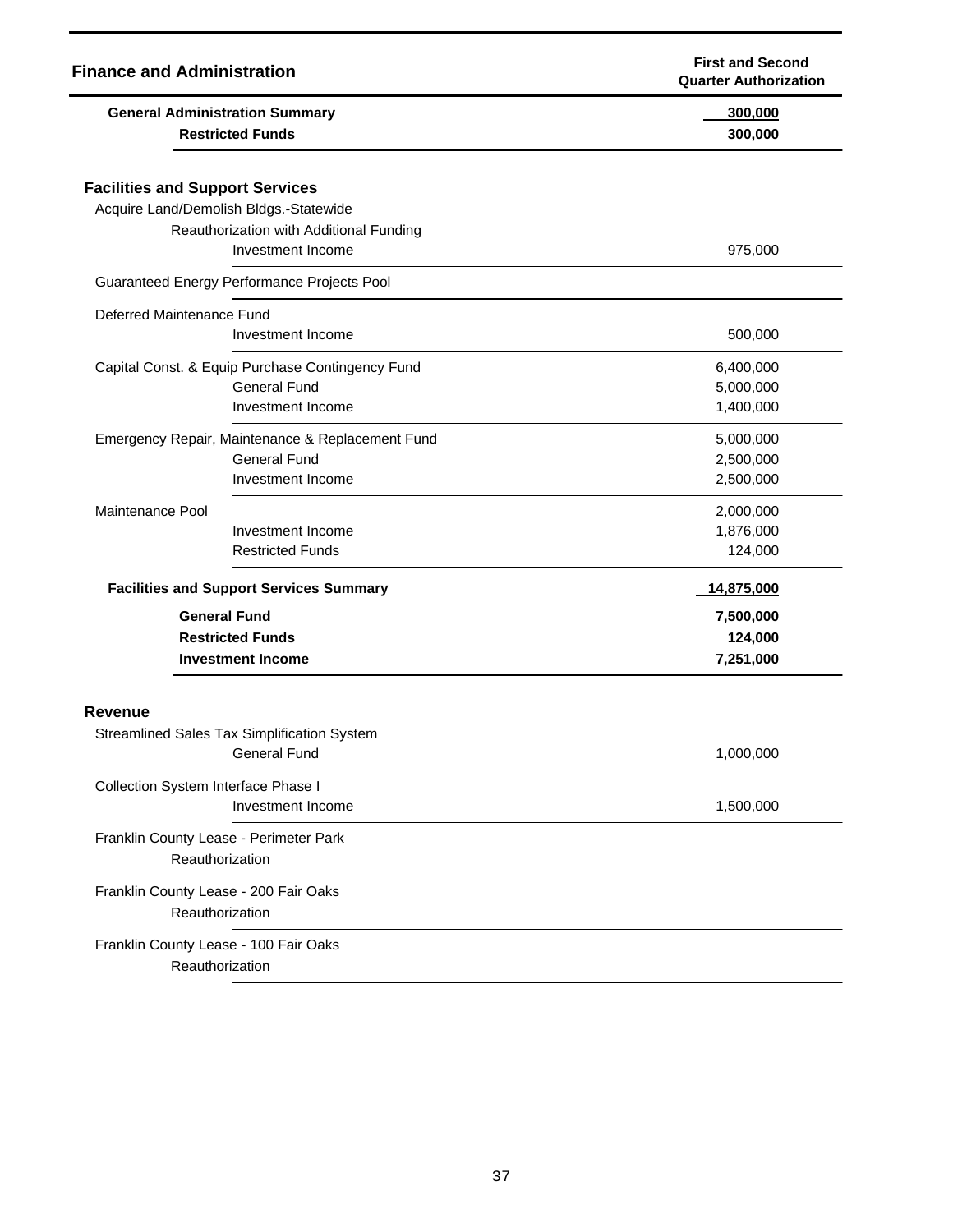| Finance and Administration | First and Second Quarter Authorization |
|---|---|
| **General Administration Summary** | **300,000** |
| **Restricted Funds** | **300,000** |
| | |
| **Facilities and Support Services** | |
| Acquire Land/Demolish Bldgs.-Statewide | |
| Reauthorization with Additional Funding | |
| Investment Income | 975,000 |
| Guaranteed Energy Performance Projects Pool | |
| Deferred Maintenance Fund | |
| Investment Income | 500,000 |
| Capital Const. & Equip Purchase Contingency Fund | 6,400,000 |
| General Fund | 5,000,000 |
| Investment Income | 1,400,000 |
| Emergency Repair, Maintenance & Replacement Fund | 5,000,000 |
| General Fund | 2,500,000 |
| Investment Income | 2,500,000 |
| Maintenance Pool | 2,000,000 |
| Investment Income | 1,876,000 |
| Restricted Funds | 124,000 |
| **Facilities and Support Services Summary** | **14,875,000** |
| **General Fund** | **7,500,000** |
| **Restricted Funds** | **124,000** |
| **Investment Income** | **7,251,000** |
| | |
| **Revenue** | |
| Streamlined Sales Tax Simplification System | |
| General Fund | 1,000,000 |
| Collection System Interface Phase I | |
| Investment Income | 1,500,000 |
| Franklin County Lease - Perimeter Park | |
| Reauthorization | |
| Franklin County Lease - 200 Fair Oaks | |
| Reauthorization | |
| Franklin County Lease - 100 Fair Oaks | |
| Reauthorization | |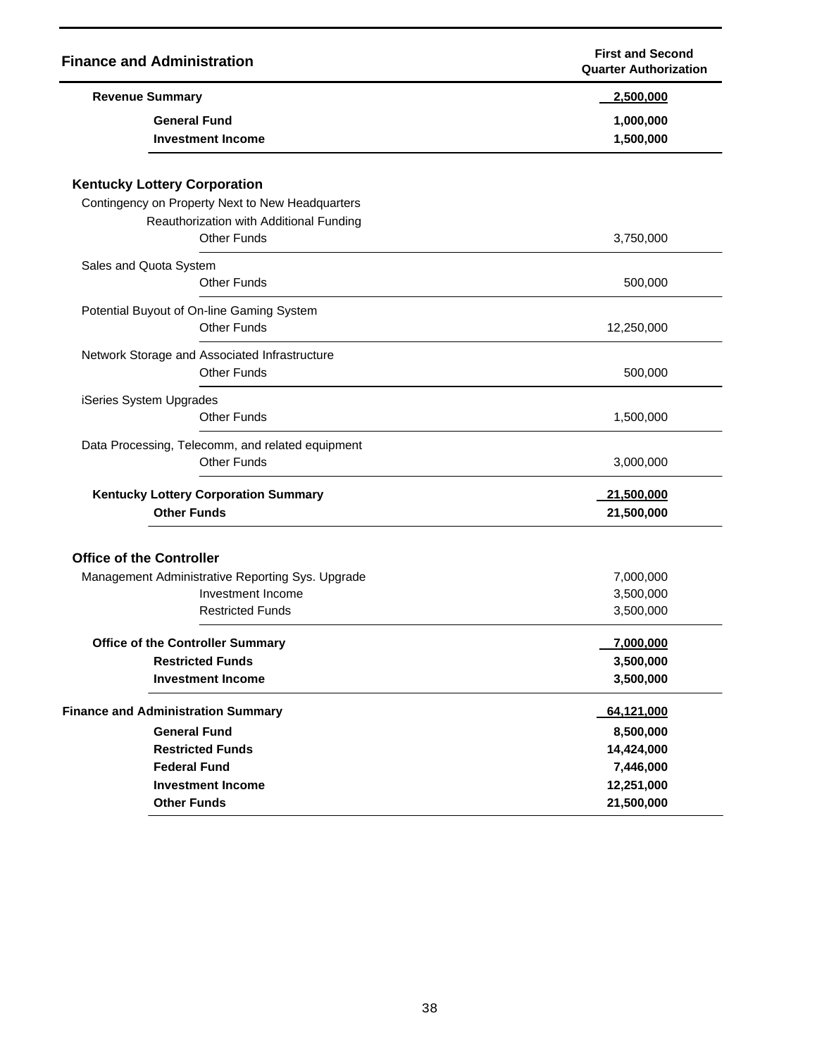| Finance and Administration | | First and Second Quarter Authorization |
|---|---|---|
| **Revenue Summary** | | **2,500,000** |
| | **General Fund** | **1,000,000** |
| | **Investment Income** | **1,500,000** |
| **Kentucky Lottery Corporation** | | |
| Contingency on Property Next to New Headquarters Reauthorization with Additional Funding | | |
| | Other Funds | 3,750,000 |
| Sales and Quota System | | |
| | Other Funds | 500,000 |
| Potential Buyout of On-line Gaming System | | |
| | Other Funds | 12,250,000 |
| Network Storage and Associated Infrastructure | | |
| | Other Funds | 500,000 |
| iSeries System Upgrades | | |
| | Other Funds | 1,500,000 |
| Data Processing, Telecomm, and related equipment | | |
| | Other Funds | 3,000,000 |
| **Kentucky Lottery Corporation Summary** | | **21,500,000** |
| | **Other Funds** | **21,500,000** |
| **Office of the Controller** | | |
| Management Administrative Reporting Sys. Upgrade | | 7,000,000 |
| | Investment Income | 3,500,000 |
| | Restricted Funds | 3,500,000 |
| **Office of the Controller Summary** | | **7,000,000** |
| | **Restricted Funds** | **3,500,000** |
| | **Investment Income** | **3,500,000** |
| **Finance and Administration Summary** | | **64,121,000** |
| | **General Fund** | **8,500,000** |
| | **Restricted Funds** | **14,424,000** |
| | **Federal Fund** | **7,446,000** |
| | **Investment Income** | **12,251,000** |
| | **Other Funds** | **21,500,000** |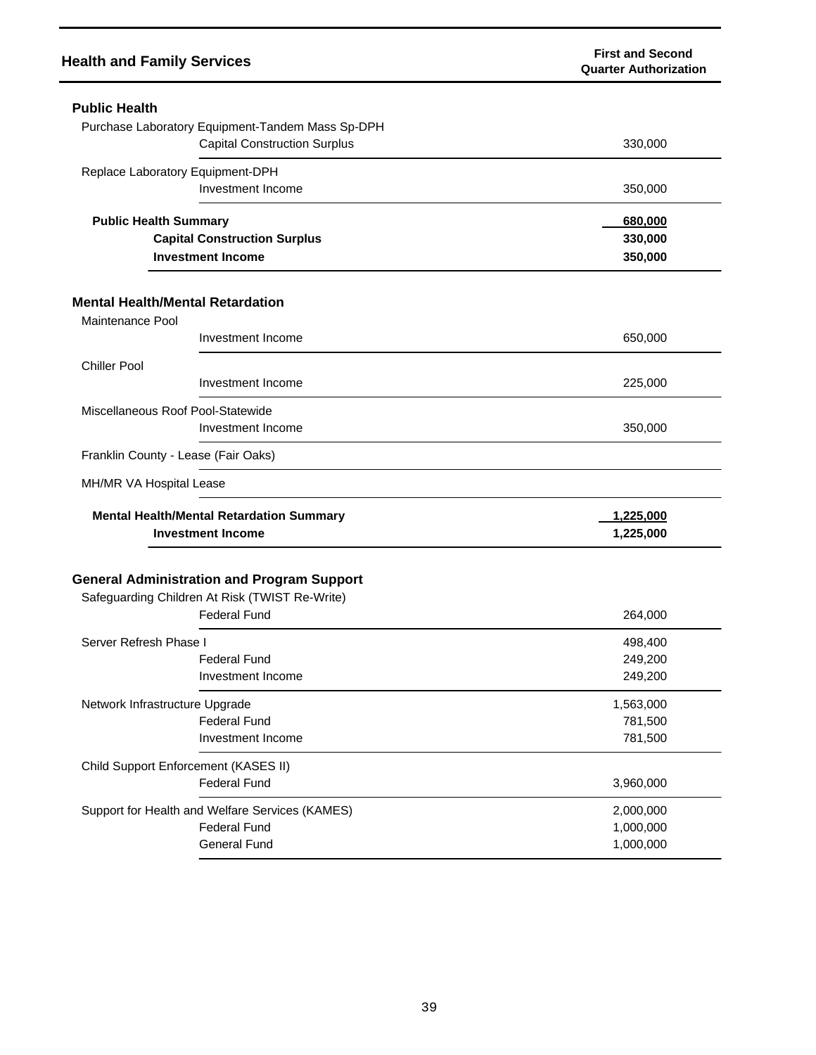| Health and Family Services | | First and Second Quarter Authorization |
|---|---|---|
| **Public Health** | | |
| Purchase Laboratory Equipment-Tandem Mass Sp-DPH | | |
| | Capital Construction Surplus | 330,000 |
| Replace Laboratory Equipment-DPH | | |
| | Investment Income | 350,000 |
| **Public Health Summary** | | **680,000** |
| | **Capital Construction Surplus** | **330,000** |
| | **Investment Income** | **350,000** |
| **Mental Health/Mental Retardation** | | |
| Maintenance Pool | | |
| | Investment Income | 650,000 |
| Chiller Pool | | |
| | Investment Income | 225,000 |
| Miscellaneous Roof Pool-Statewide | | |
| | Investment Income | 350,000 |
| Franklin County - Lease (Fair Oaks) | | |
| MH/MR VA Hospital Lease | | |
| **Mental Health/Mental Retardation Summary** | | **1,225,000** |
| | **Investment Income** | **1,225,000** |
| **General Administration and Program Support** | | |
| Safeguarding Children At Risk (TWIST Re-Write) | | |
| | Federal Fund | 264,000 |
| Server Refresh Phase I | | 498,400 |
| | Federal Fund | 249,200 |
| | Investment Income | 249,200 |
| Network Infrastructure Upgrade | | 1,563,000 |
| | Federal Fund | 781,500 |
| | Investment Income | 781,500 |
| Child Support Enforcement (KASES II) | | |
| | Federal Fund | 3,960,000 |
| Support for Health and Welfare Services (KAMES) | | 2,000,000 |
| | Federal Fund | 1,000,000 |
| | General Fund | 1,000,000 |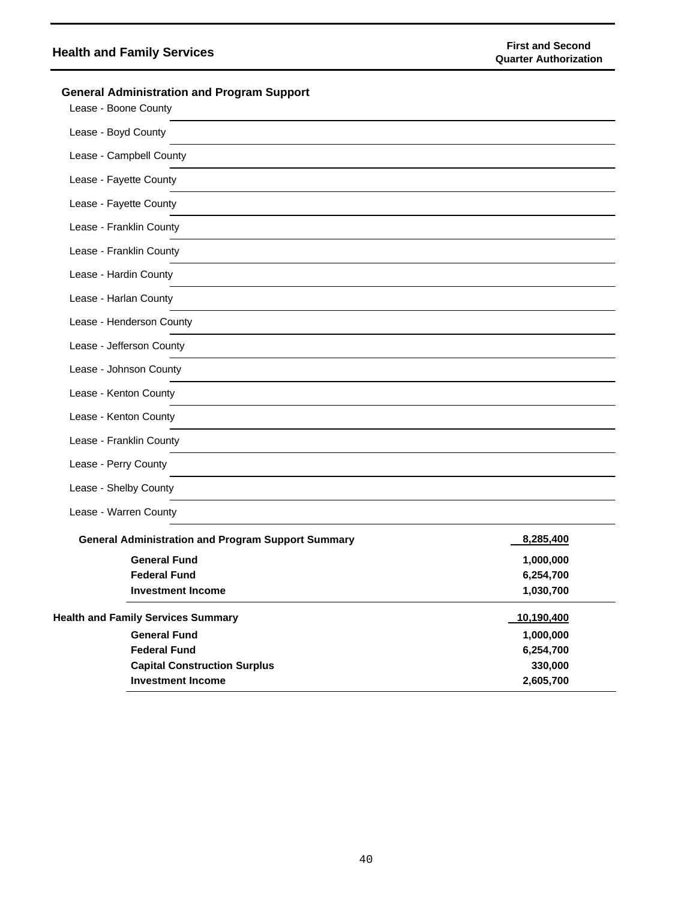## Health and Family Services

**First and Second Quarter Authorization**

### General Administration and Program Support

Lease - Boone County

Lease - Boyd County

Lease - Campbell County

Lease - Fayette County

Lease - Fayette County

Lease - Franklin County

Lease - Franklin County

Lease - Hardin County

Lease - Harlan County

Lease - Henderson County

Lease - Jefferson County

Lease - Johnson County

Lease - Kenton County

Lease - Kenton County

Lease - Franklin County

Lease - Perry County

Lease - Shelby County

Lease - Warren County

| | |
|---|---|
| **General Administration and Program Support Summary** | **8,285,400** |
| **General Fund** | **1,000,000** |
| **Federal Fund** | **6,254,700** |
| **Investment Income** | **1,030,700** |

| | |
|---|---|
| **Health and Family Services Summary** | **10,190,400** |
| **General Fund** | **1,000,000** |
| **Federal Fund** | **6,254,700** |
| **Capital Construction Surplus** | **330,000** |
| **Investment Income** | **2,605,700** |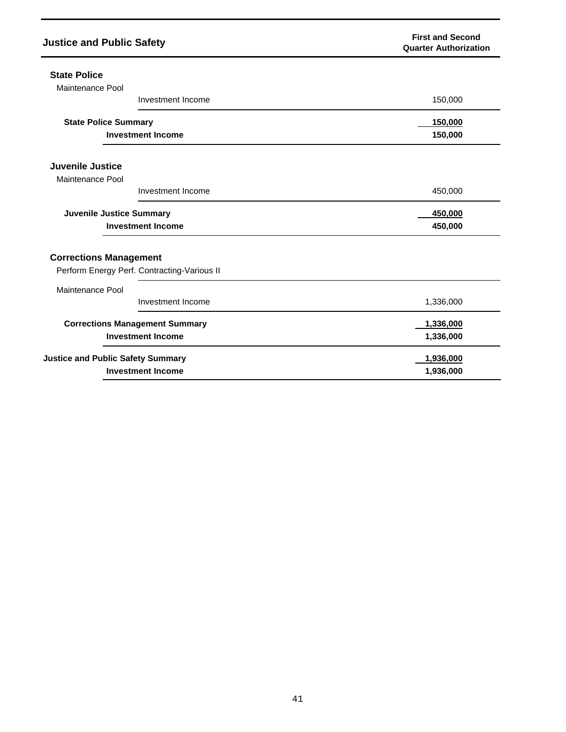| Justice and Public Safety | | First and Second Quarter Authorization |
|---|---|---|
| **State Police** | | |
| Maintenance Pool | | |
| | Investment Income | 150,000 |
| **State Police Summary** | | **150,000** |
| | **Investment Income** | **150,000** |
| **Juvenile Justice** | | |
| Maintenance Pool | | |
| | Investment Income | 450,000 |
| **Juvenile Justice Summary** | | **450,000** |
| | **Investment Income** | **450,000** |
| **Corrections Management** | | |
| Perform Energy Perf. Contracting-Various II | | |
| Maintenance Pool | | |
| | Investment Income | 1,336,000 |
| **Corrections Management Summary** | | **1,336,000** |
| | **Investment Income** | **1,336,000** |
| **Justice and Public Safety Summary** | | **1,936,000** |
| | **Investment Income** | **1,936,000** |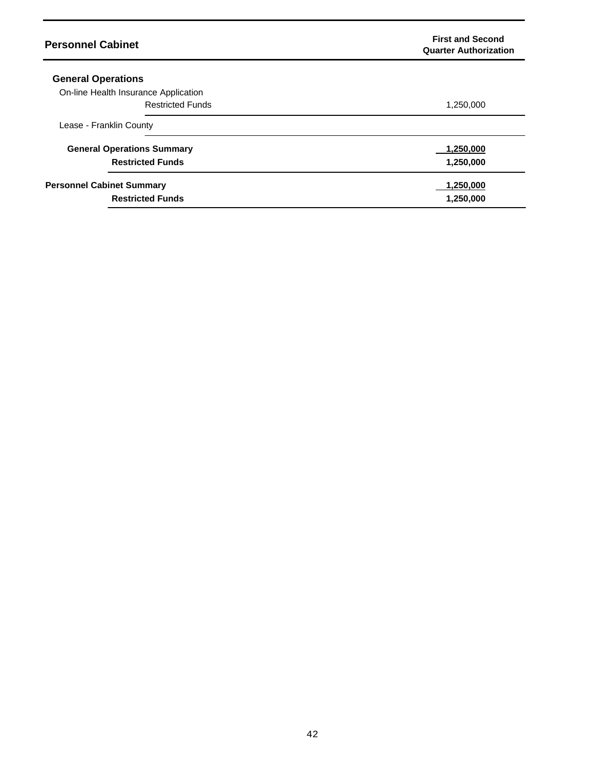| Personnel Cabinet | First and Second Quarter Authorization |
|---|---|
| **General Operations** | |
| On-line Health Insurance Application | |
| Restricted Funds | 1,250,000 |
| Lease - Franklin County | |
| **General Operations Summary** | **1,250,000** |
| **Restricted Funds** | **1,250,000** |
| **Personnel Cabinet Summary** | **1,250,000** |
| **Restricted Funds** | **1,250,000** |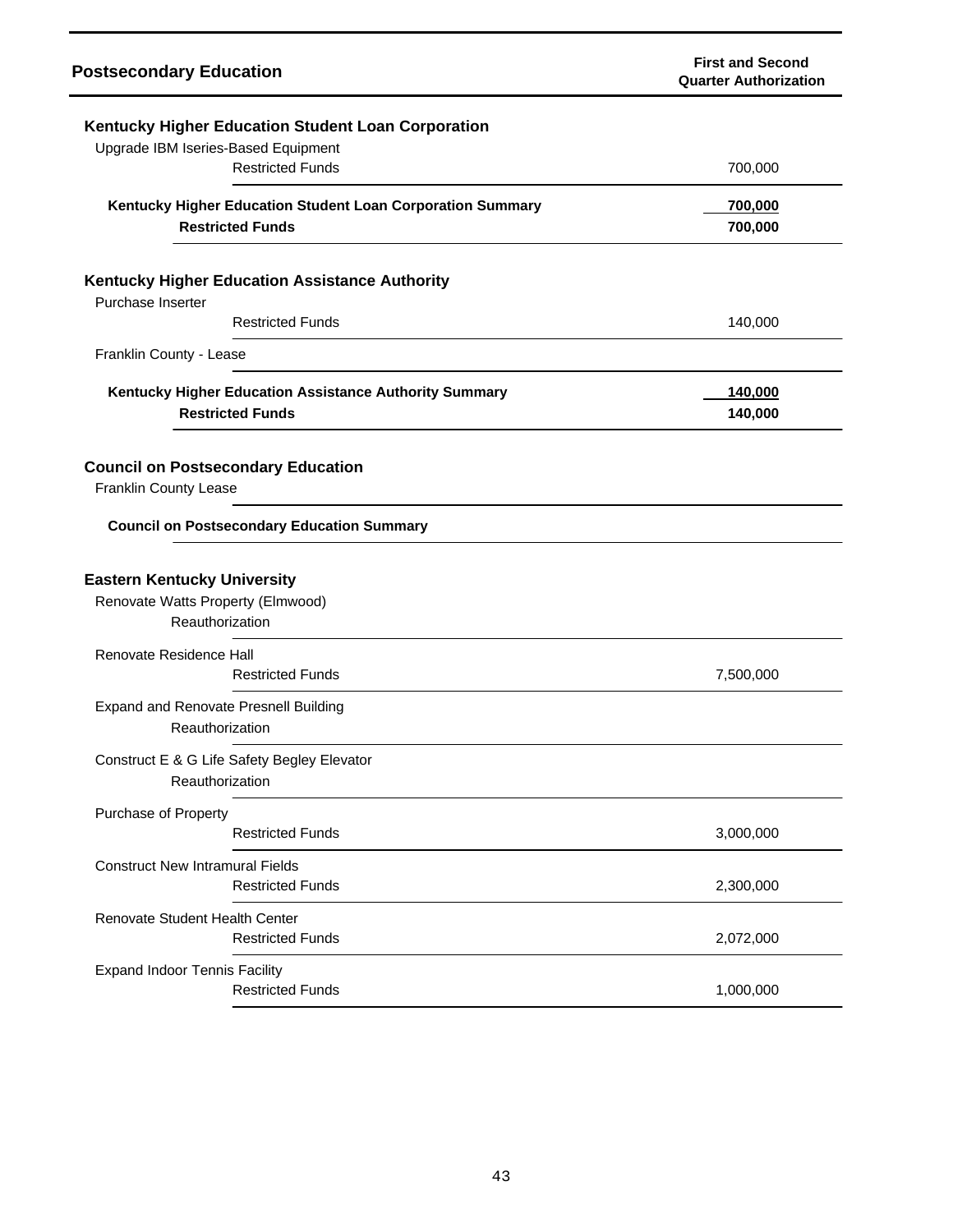| Postsecondary Education | First and Second Quarter Authorization |
|---|---|
| **Kentucky Higher Education Student Loan Corporation** | |
| Upgrade IBM Iseries-Based Equipment | |
| Restricted Funds | 700,000 |
| **Kentucky Higher Education Student Loan Corporation Summary** | **700,000** |
| **Restricted Funds** | **700,000** |
| **Kentucky Higher Education Assistance Authority** | |
| Purchase Inserter | |
| Restricted Funds | 140,000 |
| Franklin County - Lease | |
| **Kentucky Higher Education Assistance Authority Summary** | **140,000** |
| **Restricted Funds** | **140,000** |
| **Council on Postsecondary Education** | |
| Franklin County Lease | |
| **Council on Postsecondary Education Summary** | |
| **Eastern Kentucky University** | |
| Renovate Watts Property (Elmwood) | |
| Reauthorization | |
| Renovate Residence Hall | |
| Restricted Funds | 7,500,000 |
| Expand and Renovate Presnell Building | |
| Reauthorization | |
| Construct E & G Life Safety Begley Elevator | |
| Reauthorization | |
| Purchase of Property | |
| Restricted Funds | 3,000,000 |
| Construct New Intramural Fields | |
| Restricted Funds | 2,300,000 |
| Renovate Student Health Center | |
| Restricted Funds | 2,072,000 |
| Expand Indoor Tennis Facility | |
| Restricted Funds | 1,000,000 |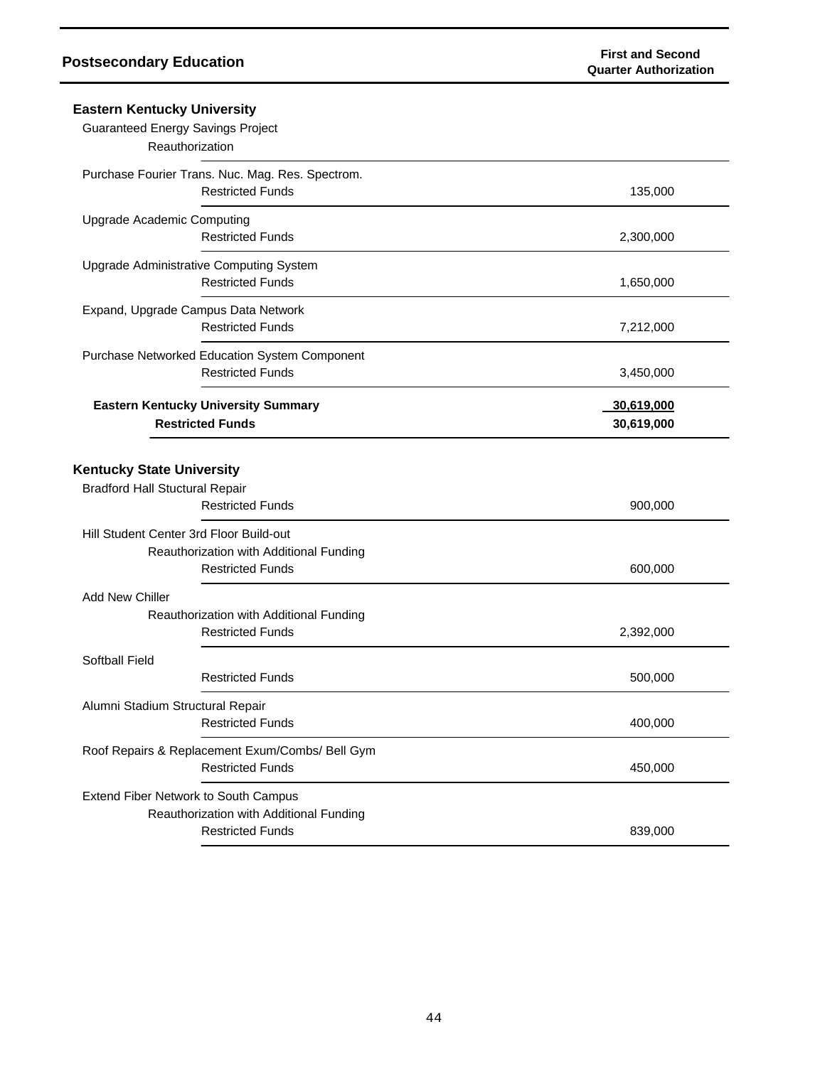## Postsecondary Education

| | First and Second Quarter Authorization |
|---|---|
| **Eastern Kentucky University** | |
| Guaranteed Energy Savings Project | |
| Reauthorization | |
| Purchase Fourier Trans. Nuc. Mag. Res. Spectrom. | |
| Restricted Funds | 135,000 |
| Upgrade Academic Computing | |
| Restricted Funds | 2,300,000 |
| Upgrade Administrative Computing System | |
| Restricted Funds | 1,650,000 |
| Expand, Upgrade Campus Data Network | |
| Restricted Funds | 7,212,000 |
| Purchase Networked Education System Component | |
| Restricted Funds | 3,450,000 |
| **Eastern Kentucky University Summary** | **30,619,000** |
| **Restricted Funds** | **30,619,000** |
| **Kentucky State University** | |
| Bradford Hall Stuctural Repair | |
| Restricted Funds | 900,000 |
| Hill Student Center 3rd Floor Build-out | |
| Reauthorization with Additional Funding | |
| Restricted Funds | 600,000 |
| Add New Chiller | |
| Reauthorization with Additional Funding | |
| Restricted Funds | 2,392,000 |
| Softball Field | |
| Restricted Funds | 500,000 |
| Alumni Stadium Structural Repair | |
| Restricted Funds | 400,000 |
| Roof Repairs & Replacement Exum/Combs/ Bell Gym | |
| Restricted Funds | 450,000 |
| Extend Fiber Network to South Campus | |
| Reauthorization with Additional Funding | |
| Restricted Funds | 839,000 |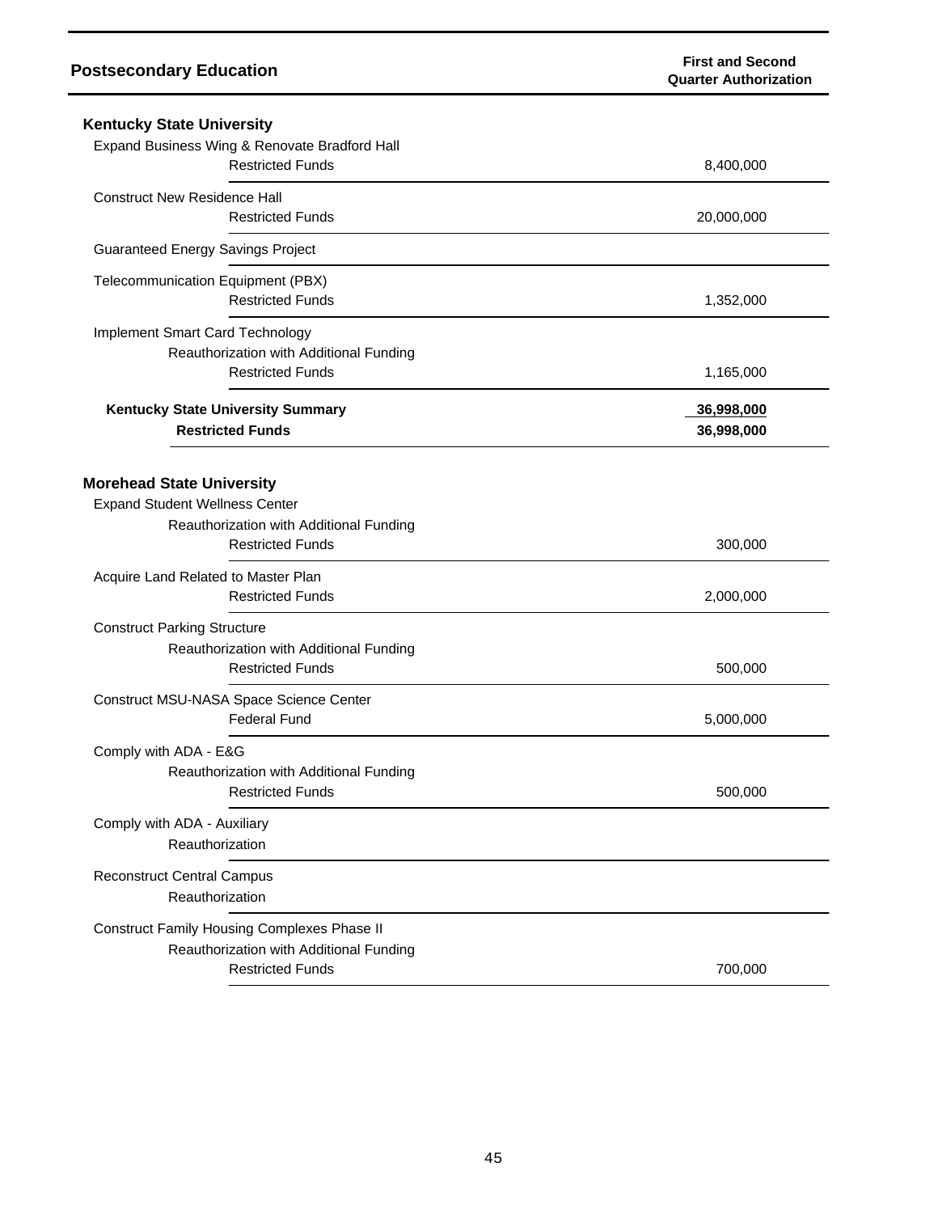## Postsecondary Education

| | First and Second Quarter Authorization |
|---|---|
| **Kentucky State University** | |
| Expand Business Wing & Renovate Bradford Hall | |
| Restricted Funds | 8,400,000 |
| Construct New Residence Hall | |
| Restricted Funds | 20,000,000 |
| Guaranteed Energy Savings Project | |
| Telecommunication Equipment (PBX) | |
| Restricted Funds | 1,352,000 |
| Implement Smart Card Technology | |
| Reauthorization with Additional Funding | |
| Restricted Funds | 1,165,000 |
| **Kentucky State University Summary** | **36,998,000** |
| **Restricted Funds** | **36,998,000** |
| **Morehead State University** | |
| Expand Student Wellness Center | |
| Reauthorization with Additional Funding | |
| Restricted Funds | 300,000 |
| Acquire Land Related to Master Plan | |
| Restricted Funds | 2,000,000 |
| Construct Parking Structure | |
| Reauthorization with Additional Funding | |
| Restricted Funds | 500,000 |
| Construct MSU-NASA Space Science Center | |
| Federal Fund | 5,000,000 |
| Comply with ADA - E&G | |
| Reauthorization with Additional Funding | |
| Restricted Funds | 500,000 |
| Comply with ADA - Auxiliary | |
| Reauthorization | |
| Reconstruct Central Campus | |
| Reauthorization | |
| Construct Family Housing Complexes Phase II | |
| Reauthorization with Additional Funding | |
| Restricted Funds | 700,000 |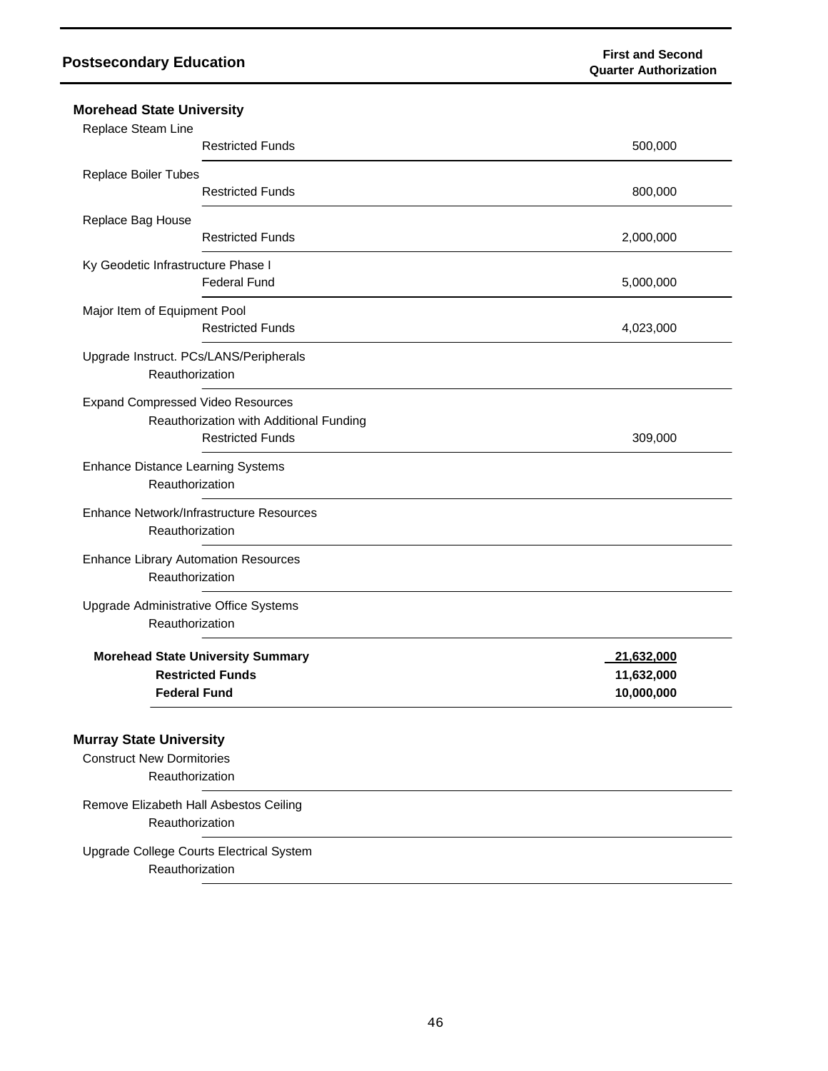## Postsecondary Education

| | First and Second Quarter Authorization |
|---|---|
| **Morehead State University** | |
| Replace Steam Line | |
| Restricted Funds | 500,000 |
| Replace Boiler Tubes | |
| Restricted Funds | 800,000 |
| Replace Bag House | |
| Restricted Funds | 2,000,000 |
| Ky Geodetic Infrastructure Phase I | |
| Federal Fund | 5,000,000 |
| Major Item of Equipment Pool | |
| Restricted Funds | 4,023,000 |
| Upgrade Instruct. PCs/LANS/Peripherals | |
| Reauthorization | |
| Expand Compressed Video Resources | |
| Reauthorization with Additional Funding | |
| Restricted Funds | 309,000 |
| Enhance Distance Learning Systems | |
| Reauthorization | |
| Enhance Network/Infrastructure Resources | |
| Reauthorization | |
| Enhance Library Automation Resources | |
| Reauthorization | |
| Upgrade Administrative Office Systems | |
| Reauthorization | |
| **Morehead State University Summary** | **21,632,000** |
| **Restricted Funds** | **11,632,000** |
| **Federal Fund** | **10,000,000** |
| **Murray State University** | |
| Construct New Dormitories | |
| Reauthorization | |
| Remove Elizabeth Hall Asbestos Ceiling | |
| Reauthorization | |
| Upgrade College Courts Electrical System | |
| Reauthorization | |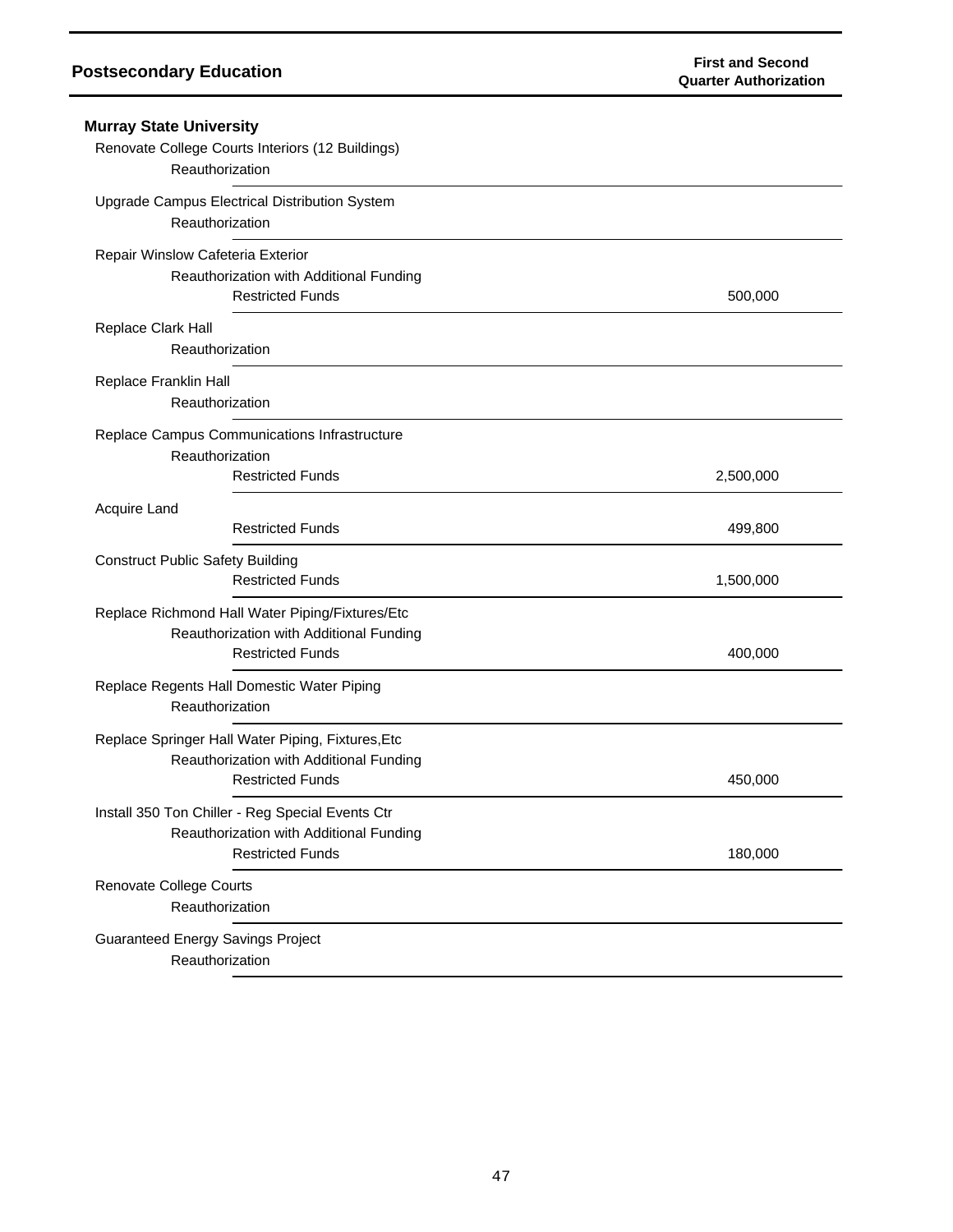## Postsecondary Education

| | First and Second Quarter Authorization |
|---|---|
| **Murray State University** | |
| Renovate College Courts Interiors (12 Buildings) | |
| Reauthorization | |
| Upgrade Campus Electrical Distribution System | |
| Reauthorization | |
| Repair Winslow Cafeteria Exterior | |
| Reauthorization with Additional Funding | |
| Restricted Funds | 500,000 |
| Replace Clark Hall | |
| Reauthorization | |
| Replace Franklin Hall | |
| Reauthorization | |
| Replace Campus Communications Infrastructure | |
| Reauthorization | |
| Restricted Funds | 2,500,000 |
| Acquire Land | |
| Restricted Funds | 499,800 |
| Construct Public Safety Building | |
| Restricted Funds | 1,500,000 |
| Replace Richmond Hall Water Piping/Fixtures/Etc | |
| Reauthorization with Additional Funding | |
| Restricted Funds | 400,000 |
| Replace Regents Hall Domestic Water Piping | |
| Reauthorization | |
| Replace Springer Hall Water Piping, Fixtures,Etc | |
| Reauthorization with Additional Funding | |
| Restricted Funds | 450,000 |
| Install 350 Ton Chiller - Reg Special Events Ctr | |
| Reauthorization with Additional Funding | |
| Restricted Funds | 180,000 |
| Renovate College Courts | |
| Reauthorization | |
| Guaranteed Energy Savings Project | |
| Reauthorization | |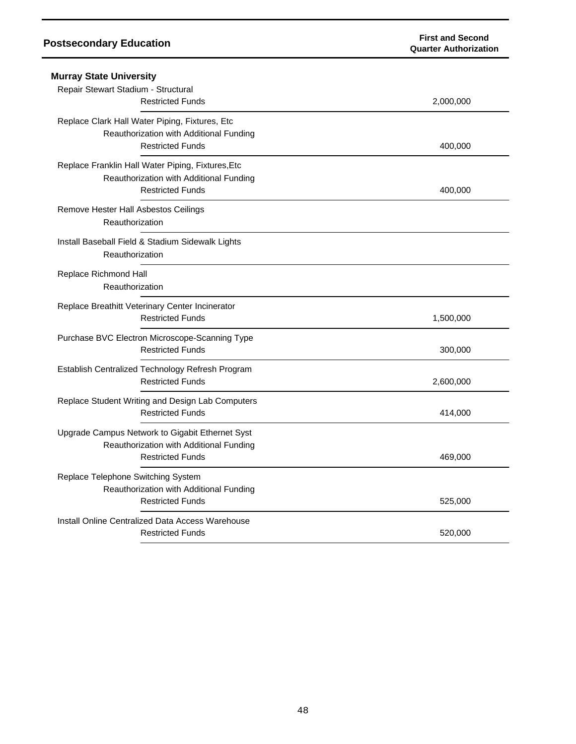## Postsecondary Education

| | First and Second Quarter Authorization |
|---|---|
| **Murray State University** | |
| Repair Stewart Stadium - Structural | |
| Restricted Funds | 2,000,000 |
| Replace Clark Hall Water Piping, Fixtures, Etc | |
| Reauthorization with Additional Funding | |
| Restricted Funds | 400,000 |
| Replace Franklin Hall Water Piping, Fixtures,Etc | |
| Reauthorization with Additional Funding | |
| Restricted Funds | 400,000 |
| Remove Hester Hall Asbestos Ceilings | |
| Reauthorization | |
| Install Baseball Field & Stadium Sidewalk Lights | |
| Reauthorization | |
| Replace Richmond Hall | |
| Reauthorization | |
| Replace Breathitt Veterinary Center Incinerator | |
| Restricted Funds | 1,500,000 |
| Purchase BVC Electron Microscope-Scanning Type | |
| Restricted Funds | 300,000 |
| Establish Centralized Technology Refresh Program | |
| Restricted Funds | 2,600,000 |
| Replace Student Writing and Design Lab Computers | |
| Restricted Funds | 414,000 |
| Upgrade Campus Network to Gigabit Ethernet Syst | |
| Reauthorization with Additional Funding | |
| Restricted Funds | 469,000 |
| Replace Telephone Switching System | |
| Reauthorization with Additional Funding | |
| Restricted Funds | 525,000 |
| Install Online Centralized Data Access Warehouse | |
| Restricted Funds | 520,000 |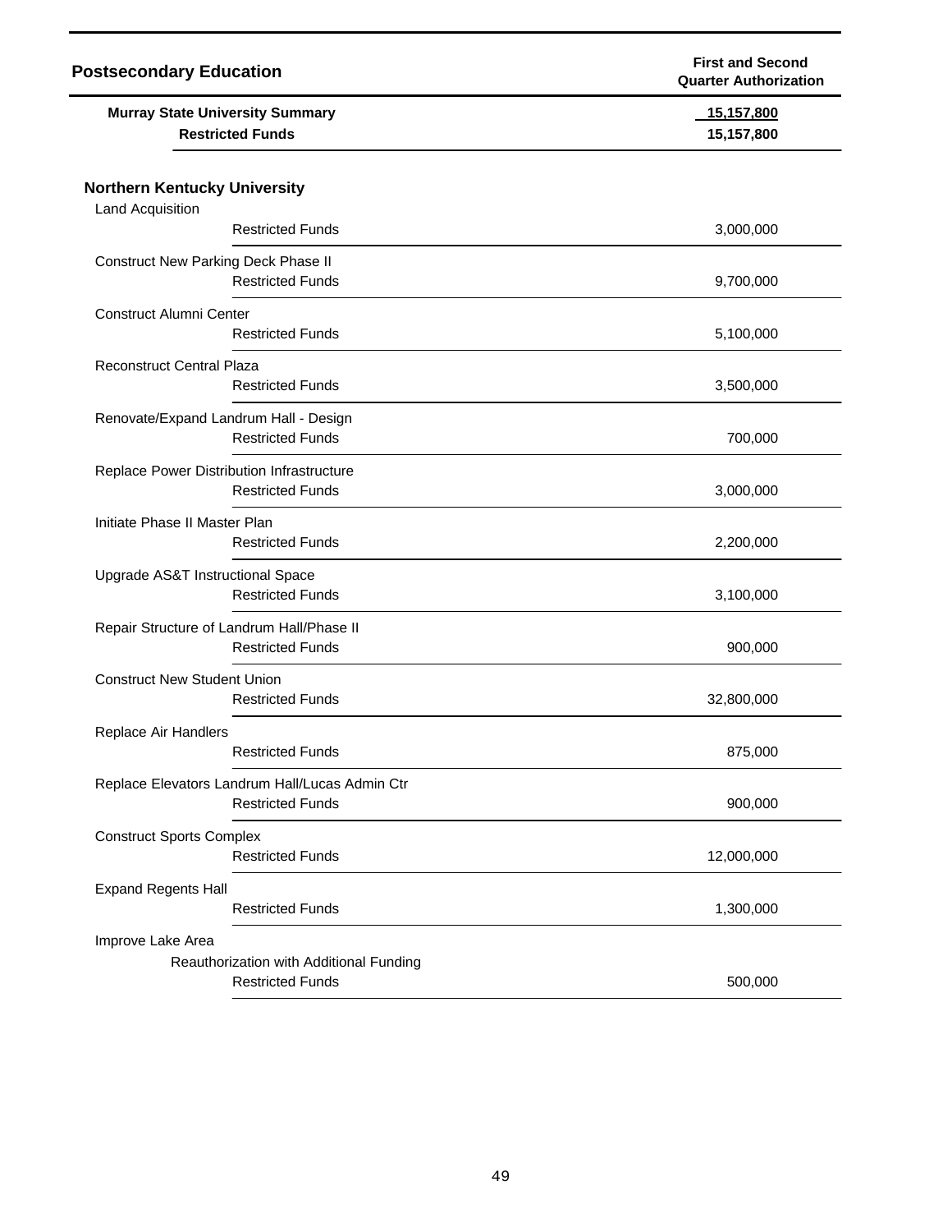| Postsecondary Education | First and Second Quarter Authorization |
|---|---|
| **Murray State University Summary** | **15,157,800** |
| **Restricted Funds** | **15,157,800** |

**Northern Kentucky University**

| | |
|---|---|
| Land Acquisition | |
| Restricted Funds | 3,000,000 |
| Construct New Parking Deck Phase II | |
| Restricted Funds | 9,700,000 |
| Construct Alumni Center | |
| Restricted Funds | 5,100,000 |
| Reconstruct Central Plaza | |
| Restricted Funds | 3,500,000 |
| Renovate/Expand Landrum Hall - Design | |
| Restricted Funds | 700,000 |
| Replace Power Distribution Infrastructure | |
| Restricted Funds | 3,000,000 |
| Initiate Phase II Master Plan | |
| Restricted Funds | 2,200,000 |
| Upgrade AS&T Instructional Space | |
| Restricted Funds | 3,100,000 |
| Repair Structure of Landrum Hall/Phase II | |
| Restricted Funds | 900,000 |
| Construct New Student Union | |
| Restricted Funds | 32,800,000 |
| Replace Air Handlers | |
| Restricted Funds | 875,000 |
| Replace Elevators Landrum Hall/Lucas Admin Ctr | |
| Restricted Funds | 900,000 |
| Construct Sports Complex | |
| Restricted Funds | 12,000,000 |
| Expand Regents Hall | |
| Restricted Funds | 1,300,000 |
| Improve Lake Area | |
| Reauthorization with Additional Funding | |
| Restricted Funds | 500,000 |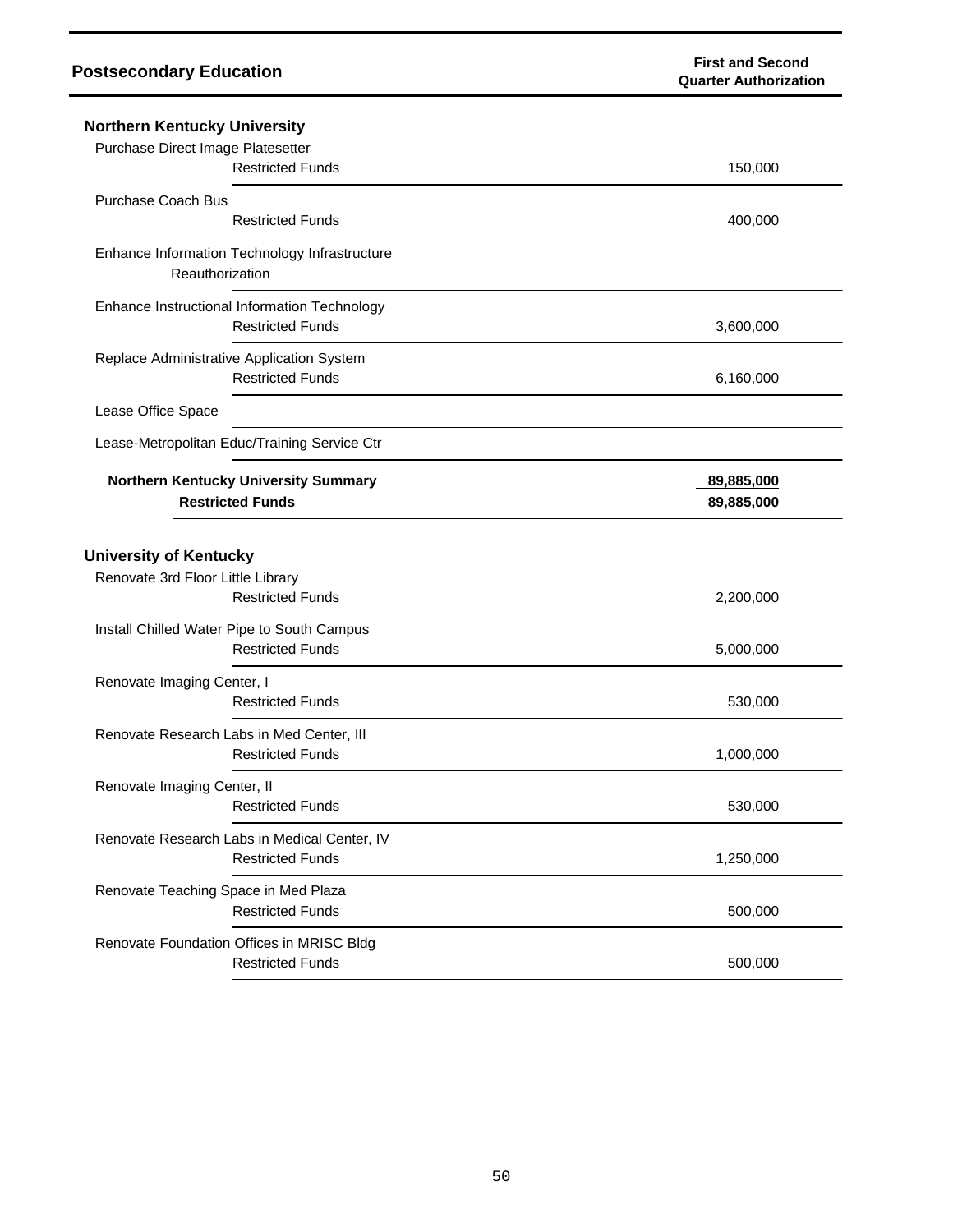| Postsecondary Education | First and Second Quarter Authorization |
|---|---|
| **Northern Kentucky University** | |
| Purchase Direct Image Platesetter | |
| Restricted Funds | 150,000 |
| Purchase Coach Bus | |
| Restricted Funds | 400,000 |
| Enhance Information Technology Infrastructure | |
| Reauthorization | |
| Enhance Instructional Information Technology | |
| Restricted Funds | 3,600,000 |
| Replace Administrative Application System | |
| Restricted Funds | 6,160,000 |
| Lease Office Space | |
| Lease-Metropolitan Educ/Training Service Ctr | |
| **Northern Kentucky University Summary** | **89,885,000** |
| **Restricted Funds** | **89,885,000** |
| **University of Kentucky** | |
| Renovate 3rd Floor Little Library | |
| Restricted Funds | 2,200,000 |
| Install Chilled Water Pipe to South Campus | |
| Restricted Funds | 5,000,000 |
| Renovate Imaging Center, I | |
| Restricted Funds | 530,000 |
| Renovate Research Labs in Med Center, III | |
| Restricted Funds | 1,000,000 |
| Renovate Imaging Center, II | |
| Restricted Funds | 530,000 |
| Renovate Research Labs in Medical Center, IV | |
| Restricted Funds | 1,250,000 |
| Renovate Teaching Space in Med Plaza | |
| Restricted Funds | 500,000 |
| Renovate Foundation Offices in MRISC Bldg | |
| Restricted Funds | 500,000 |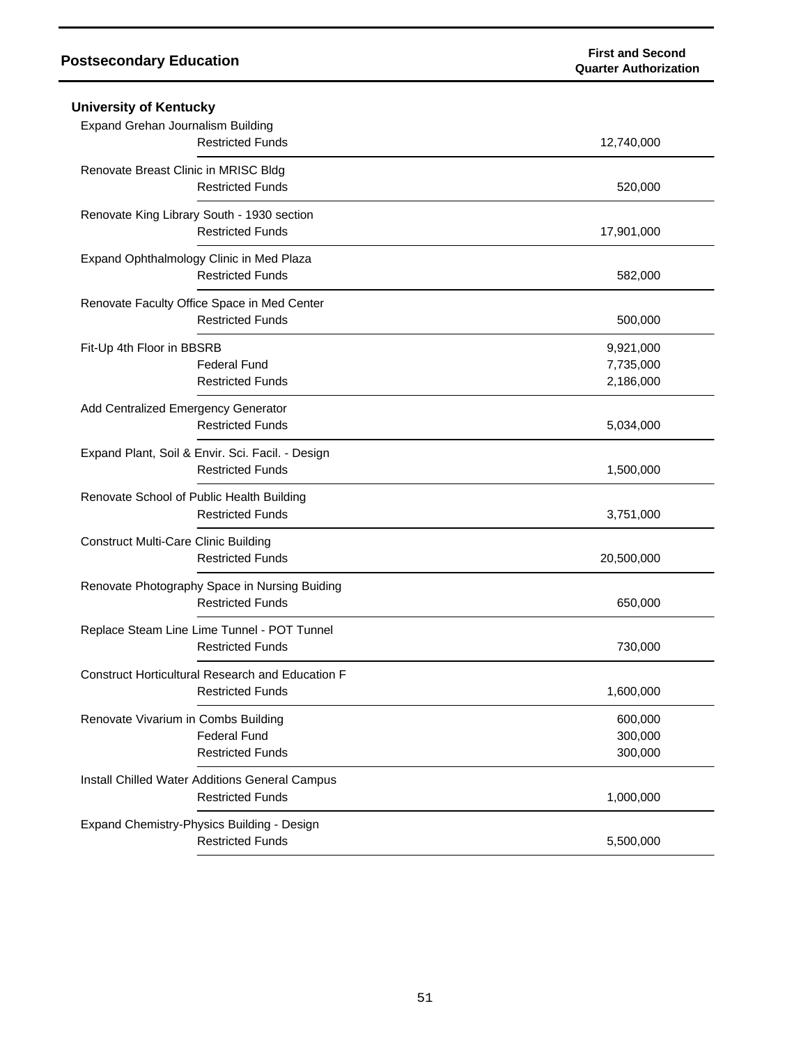## Postsecondary Education

| | First and Second Quarter Authorization |
|---|---|
| **University of Kentucky** | |
| Expand Grehan Journalism Building | |
| Restricted Funds | 12,740,000 |
| Renovate Breast Clinic in MRISC Bldg | |
| Restricted Funds | 520,000 |
| Renovate King Library South - 1930 section | |
| Restricted Funds | 17,901,000 |
| Expand Ophthalmology Clinic in Med Plaza | |
| Restricted Funds | 582,000 |
| Renovate Faculty Office Space in Med Center | |
| Restricted Funds | 500,000 |
| Fit-Up 4th Floor in BBSRB | 9,921,000 |
| Federal Fund | 7,735,000 |
| Restricted Funds | 2,186,000 |
| Add Centralized Emergency Generator | |
| Restricted Funds | 5,034,000 |
| Expand Plant, Soil & Envir. Sci. Facil. - Design | |
| Restricted Funds | 1,500,000 |
| Renovate School of Public Health Building | |
| Restricted Funds | 3,751,000 |
| Construct Multi-Care Clinic Building | |
| Restricted Funds | 20,500,000 |
| Renovate Photography Space in Nursing Buiding | |
| Restricted Funds | 650,000 |
| Replace Steam Line Lime Tunnel - POT Tunnel | |
| Restricted Funds | 730,000 |
| Construct Horticultural Research and Education F | |
| Restricted Funds | 1,600,000 |
| Renovate Vivarium in Combs Building | 600,000 |
| Federal Fund | 300,000 |
| Restricted Funds | 300,000 |
| Install Chilled Water Additions General Campus | |
| Restricted Funds | 1,000,000 |
| Expand Chemistry-Physics Building - Design | |
| Restricted Funds | 5,500,000 |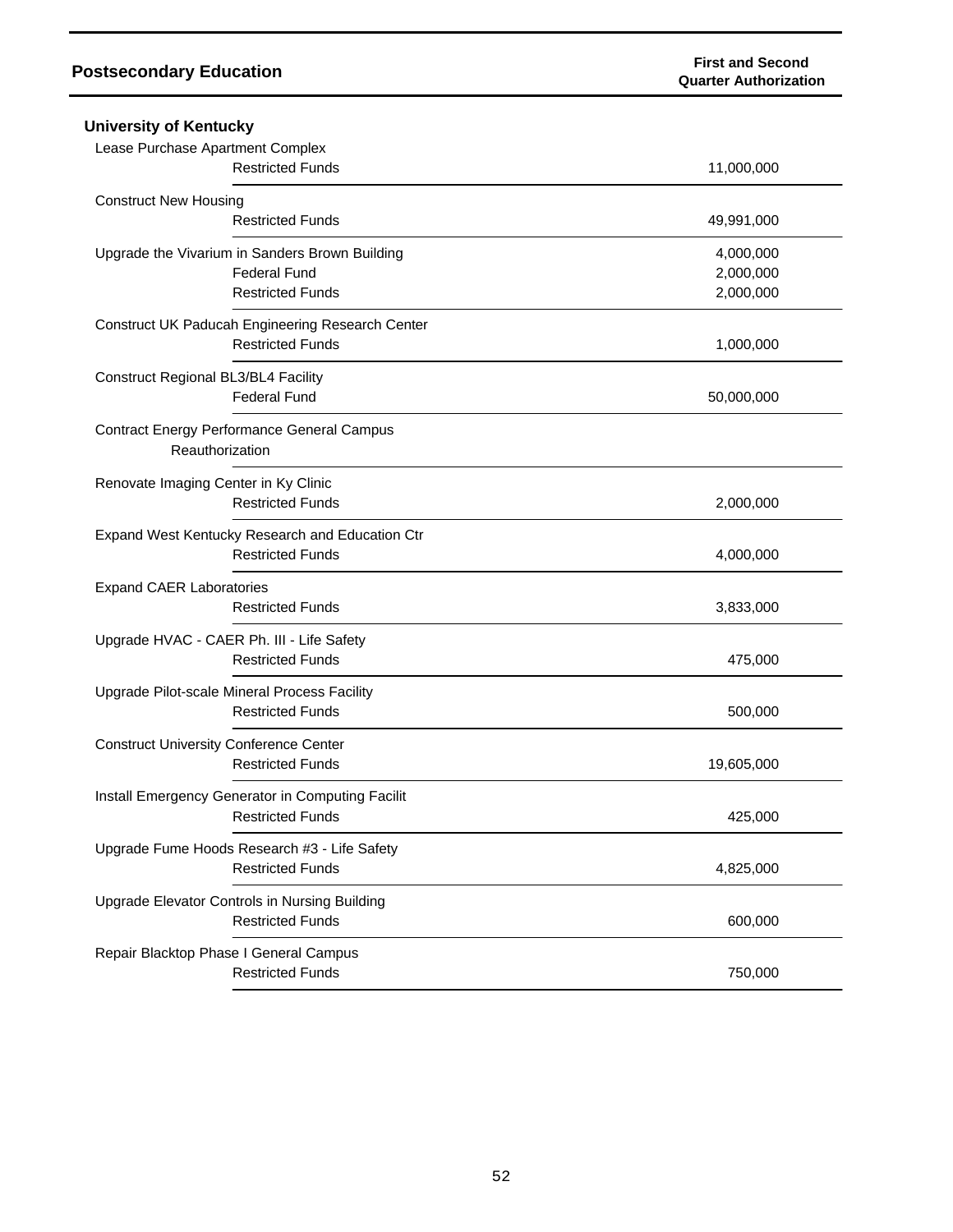## Postsecondary Education

### University of Kentucky

| | First and Second Quarter Authorization |
|---|---|
| **Lease Purchase Apartment Complex** | |
| Restricted Funds | 11,000,000 |
| **Construct New Housing** | |
| Restricted Funds | 49,991,000 |
| **Upgrade the Vivarium in Sanders Brown Building** | 4,000,000 |
| Federal Fund | 2,000,000 |
| Restricted Funds | 2,000,000 |
| **Construct UK Paducah Engineering Research Center** | |
| Restricted Funds | 1,000,000 |
| **Construct Regional BL3/BL4 Facility** | |
| Federal Fund | 50,000,000 |
| **Contract Energy Performance General Campus** | |
| Reauthorization | |
| **Renovate Imaging Center in Ky Clinic** | |
| Restricted Funds | 2,000,000 |
| **Expand West Kentucky Research and Education Ctr** | |
| Restricted Funds | 4,000,000 |
| **Expand CAER Laboratories** | |
| Restricted Funds | 3,833,000 |
| **Upgrade HVAC - CAER Ph. III - Life Safety** | |
| Restricted Funds | 475,000 |
| **Upgrade Pilot-scale Mineral Process Facility** | |
| Restricted Funds | 500,000 |
| **Construct University Conference Center** | |
| Restricted Funds | 19,605,000 |
| **Install Emergency Generator in Computing Facilit** | |
| Restricted Funds | 425,000 |
| **Upgrade Fume Hoods Research #3 - Life Safety** | |
| Restricted Funds | 4,825,000 |
| **Upgrade Elevator Controls in Nursing Building** | |
| Restricted Funds | 600,000 |
| **Repair Blacktop Phase I General Campus** | |
| Restricted Funds | 750,000 |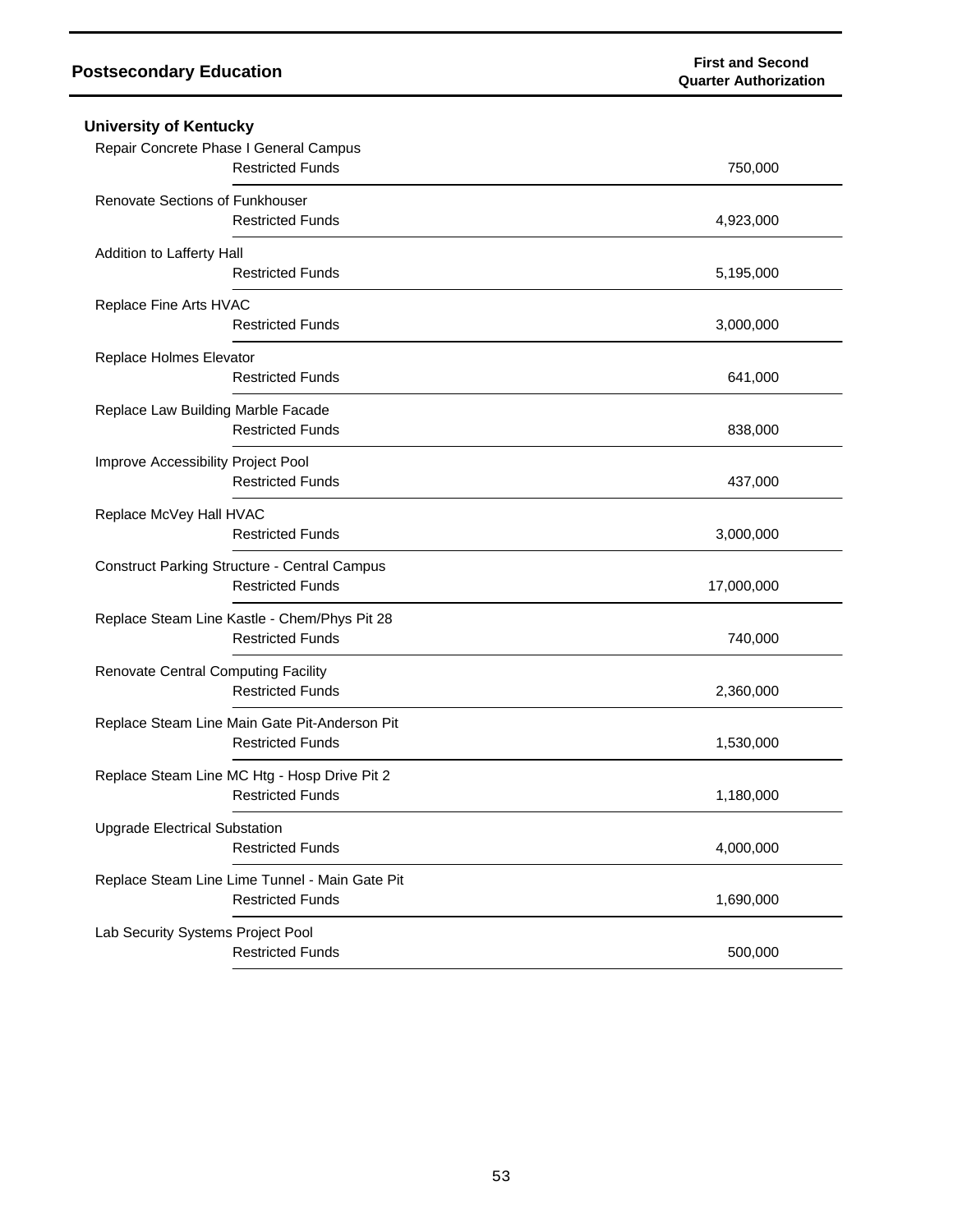## Postsecondary Education

| | | First and Second Quarter Authorization |
|---|---|---|
| **University of Kentucky** | | |
| Repair Concrete Phase I General Campus | | |
| | Restricted Funds | 750,000 |
| Renovate Sections of Funkhouser | | |
| | Restricted Funds | 4,923,000 |
| Addition to Lafferty Hall | | |
| | Restricted Funds | 5,195,000 |
| Replace Fine Arts HVAC | | |
| | Restricted Funds | 3,000,000 |
| Replace Holmes Elevator | | |
| | Restricted Funds | 641,000 |
| Replace Law Building Marble Facade | | |
| | Restricted Funds | 838,000 |
| Improve Accessibility Project Pool | | |
| | Restricted Funds | 437,000 |
| Replace McVey Hall HVAC | | |
| | Restricted Funds | 3,000,000 |
| Construct Parking Structure - Central Campus | | |
| | Restricted Funds | 17,000,000 |
| Replace Steam Line Kastle - Chem/Phys Pit 28 | | |
| | Restricted Funds | 740,000 |
| Renovate Central Computing Facility | | |
| | Restricted Funds | 2,360,000 |
| Replace Steam Line Main Gate Pit-Anderson Pit | | |
| | Restricted Funds | 1,530,000 |
| Replace Steam Line MC Htg - Hosp Drive Pit 2 | | |
| | Restricted Funds | 1,180,000 |
| Upgrade Electrical Substation | | |
| | Restricted Funds | 4,000,000 |
| Replace Steam Line Lime Tunnel - Main Gate Pit | | |
| | Restricted Funds | 1,690,000 |
| Lab Security Systems Project Pool | | |
| | Restricted Funds | 500,000 |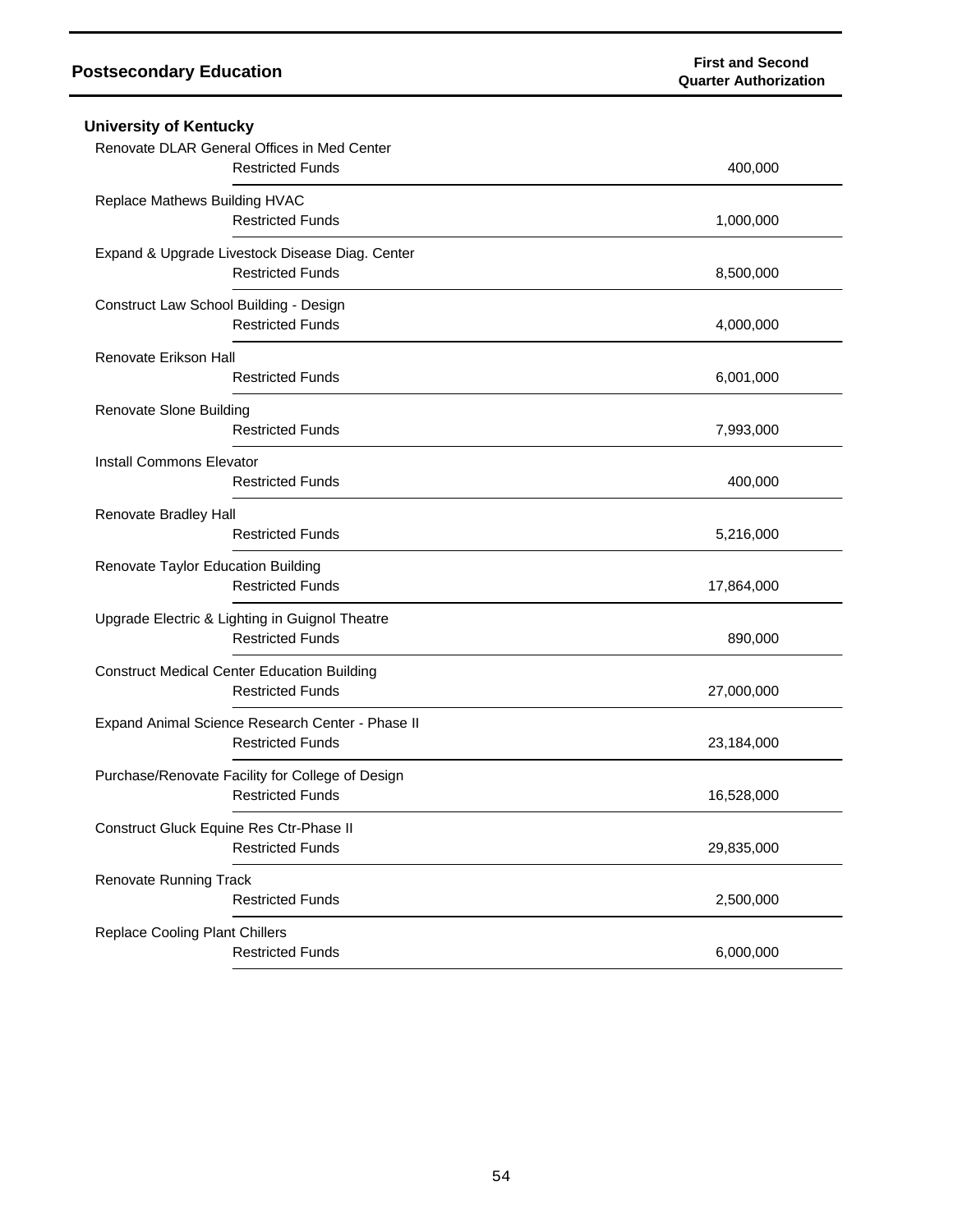## Postsecondary Education

| | | First and Second Quarter Authorization |
|---|---|---|
| **University of Kentucky** | | |
| Renovate DLAR General Offices in Med Center | | |
| | Restricted Funds | 400,000 |
| Replace Mathews Building HVAC | | |
| | Restricted Funds | 1,000,000 |
| Expand & Upgrade Livestock Disease Diag. Center | | |
| | Restricted Funds | 8,500,000 |
| Construct Law School Building - Design | | |
| | Restricted Funds | 4,000,000 |
| Renovate Erikson Hall | | |
| | Restricted Funds | 6,001,000 |
| Renovate Slone Building | | |
| | Restricted Funds | 7,993,000 |
| Install Commons Elevator | | |
| | Restricted Funds | 400,000 |
| Renovate Bradley Hall | | |
| | Restricted Funds | 5,216,000 |
| Renovate Taylor Education Building | | |
| | Restricted Funds | 17,864,000 |
| Upgrade Electric & Lighting in Guignol Theatre | | |
| | Restricted Funds | 890,000 |
| Construct Medical Center Education Building | | |
| | Restricted Funds | 27,000,000 |
| Expand Animal Science Research Center - Phase II | | |
| | Restricted Funds | 23,184,000 |
| Purchase/Renovate Facility for College of Design | | |
| | Restricted Funds | 16,528,000 |
| Construct Gluck Equine Res Ctr-Phase II | | |
| | Restricted Funds | 29,835,000 |
| Renovate Running Track | | |
| | Restricted Funds | 2,500,000 |
| Replace Cooling Plant Chillers | | |
| | Restricted Funds | 6,000,000 |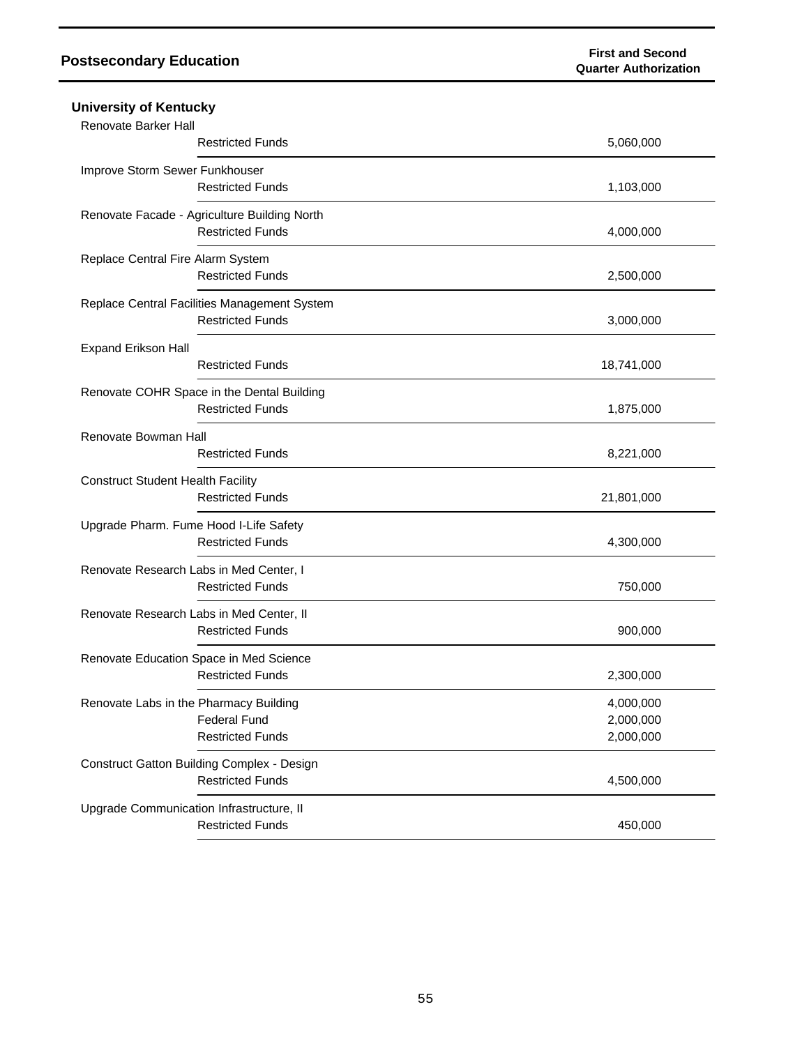## Postsecondary Education

### University of Kentucky

| Project / Fund Source | First and Second Quarter Authorization |
|---|---|
| Renovate Barker Hall | |
| Restricted Funds | 5,060,000 |
| Improve Storm Sewer Funkhouser | |
| Restricted Funds | 1,103,000 |
| Renovate Facade - Agriculture Building North | |
| Restricted Funds | 4,000,000 |
| Replace Central Fire Alarm System | |
| Restricted Funds | 2,500,000 |
| Replace Central Facilities Management System | |
| Restricted Funds | 3,000,000 |
| Expand Erikson Hall | |
| Restricted Funds | 18,741,000 |
| Renovate COHR Space in the Dental Building | |
| Restricted Funds | 1,875,000 |
| Renovate Bowman Hall | |
| Restricted Funds | 8,221,000 |
| Construct Student Health Facility | |
| Restricted Funds | 21,801,000 |
| Upgrade Pharm. Fume Hood I-Life Safety | |
| Restricted Funds | 4,300,000 |
| Renovate Research Labs in Med Center, I | |
| Restricted Funds | 750,000 |
| Renovate Research Labs in Med Center, II | |
| Restricted Funds | 900,000 |
| Renovate Education Space in Med Science | |
| Restricted Funds | 2,300,000 |
| Renovate Labs in the Pharmacy Building | 4,000,000 |
| Federal Fund | 2,000,000 |
| Restricted Funds | 2,000,000 |
| Construct Gatton Building Complex - Design | |
| Restricted Funds | 4,500,000 |
| Upgrade Communication Infrastructure, II | |
| Restricted Funds | 450,000 |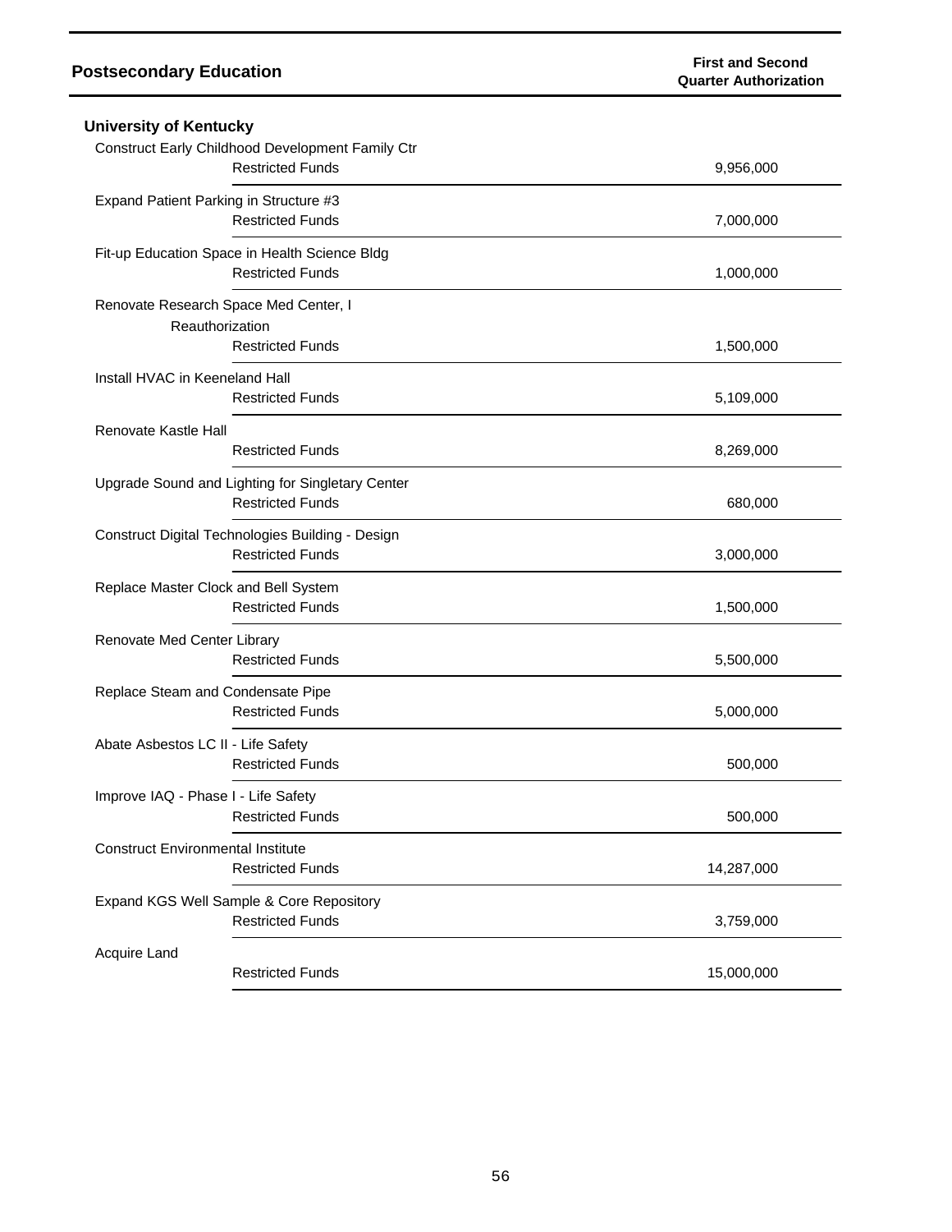## Postsecondary Education

| | | First and Second Quarter Authorization |
|---|---|---|
| **University of Kentucky** | | |
| Construct Early Childhood Development Family Ctr | | |
| | Restricted Funds | 9,956,000 |
| Expand Patient Parking in Structure #3 | | |
| | Restricted Funds | 7,000,000 |
| Fit-up Education Space in Health Science Bldg | | |
| | Restricted Funds | 1,000,000 |
| Renovate Research Space Med Center, I Reauthorization | | |
| | Restricted Funds | 1,500,000 |
| Install HVAC in Keeneland Hall | | |
| | Restricted Funds | 5,109,000 |
| Renovate Kastle Hall | | |
| | Restricted Funds | 8,269,000 |
| Upgrade Sound and Lighting for Singletary Center | | |
| | Restricted Funds | 680,000 |
| Construct Digital Technologies Building - Design | | |
| | Restricted Funds | 3,000,000 |
| Replace Master Clock and Bell System | | |
| | Restricted Funds | 1,500,000 |
| Renovate Med Center Library | | |
| | Restricted Funds | 5,500,000 |
| Replace Steam and Condensate Pipe | | |
| | Restricted Funds | 5,000,000 |
| Abate Asbestos LC II - Life Safety | | |
| | Restricted Funds | 500,000 |
| Improve IAQ - Phase I - Life Safety | | |
| | Restricted Funds | 500,000 |
| Construct Environmental Institute | | |
| | Restricted Funds | 14,287,000 |
| Expand KGS Well Sample & Core Repository | | |
| | Restricted Funds | 3,759,000 |
| Acquire Land | | |
| | Restricted Funds | 15,000,000 |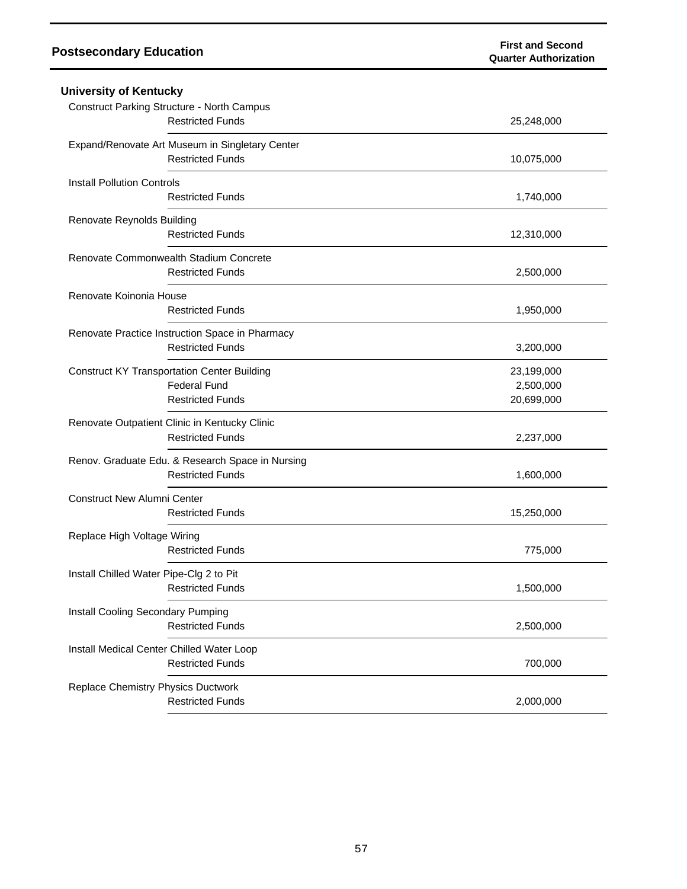| Postsecondary Education | | First and Second Quarter Authorization |
|---|---|---|
| **University of Kentucky** | | |
| Construct Parking Structure - North Campus | | |
| | Restricted Funds | 25,248,000 |
| Expand/Renovate Art Museum in Singletary Center | | |
| | Restricted Funds | 10,075,000 |
| Install Pollution Controls | | |
| | Restricted Funds | 1,740,000 |
| Renovate Reynolds Building | | |
| | Restricted Funds | 12,310,000 |
| Renovate Commonwealth Stadium Concrete | | |
| | Restricted Funds | 2,500,000 |
| Renovate Koinonia House | | |
| | Restricted Funds | 1,950,000 |
| Renovate Practice Instruction Space in Pharmacy | | |
| | Restricted Funds | 3,200,000 |
| Construct KY Transportation Center Building | | 23,199,000 |
| | Federal Fund | 2,500,000 |
| | Restricted Funds | 20,699,000 |
| Renovate Outpatient Clinic in Kentucky Clinic | | |
| | Restricted Funds | 2,237,000 |
| Renov. Graduate Edu. & Research Space in Nursing | | |
| | Restricted Funds | 1,600,000 |
| Construct New Alumni Center | | |
| | Restricted Funds | 15,250,000 |
| Replace High Voltage Wiring | | |
| | Restricted Funds | 775,000 |
| Install Chilled Water Pipe-Clg 2 to Pit | | |
| | Restricted Funds | 1,500,000 |
| Install Cooling Secondary Pumping | | |
| | Restricted Funds | 2,500,000 |
| Install Medical Center Chilled Water Loop | | |
| | Restricted Funds | 700,000 |
| Replace Chemistry Physics Ductwork | | |
| | Restricted Funds | 2,000,000 |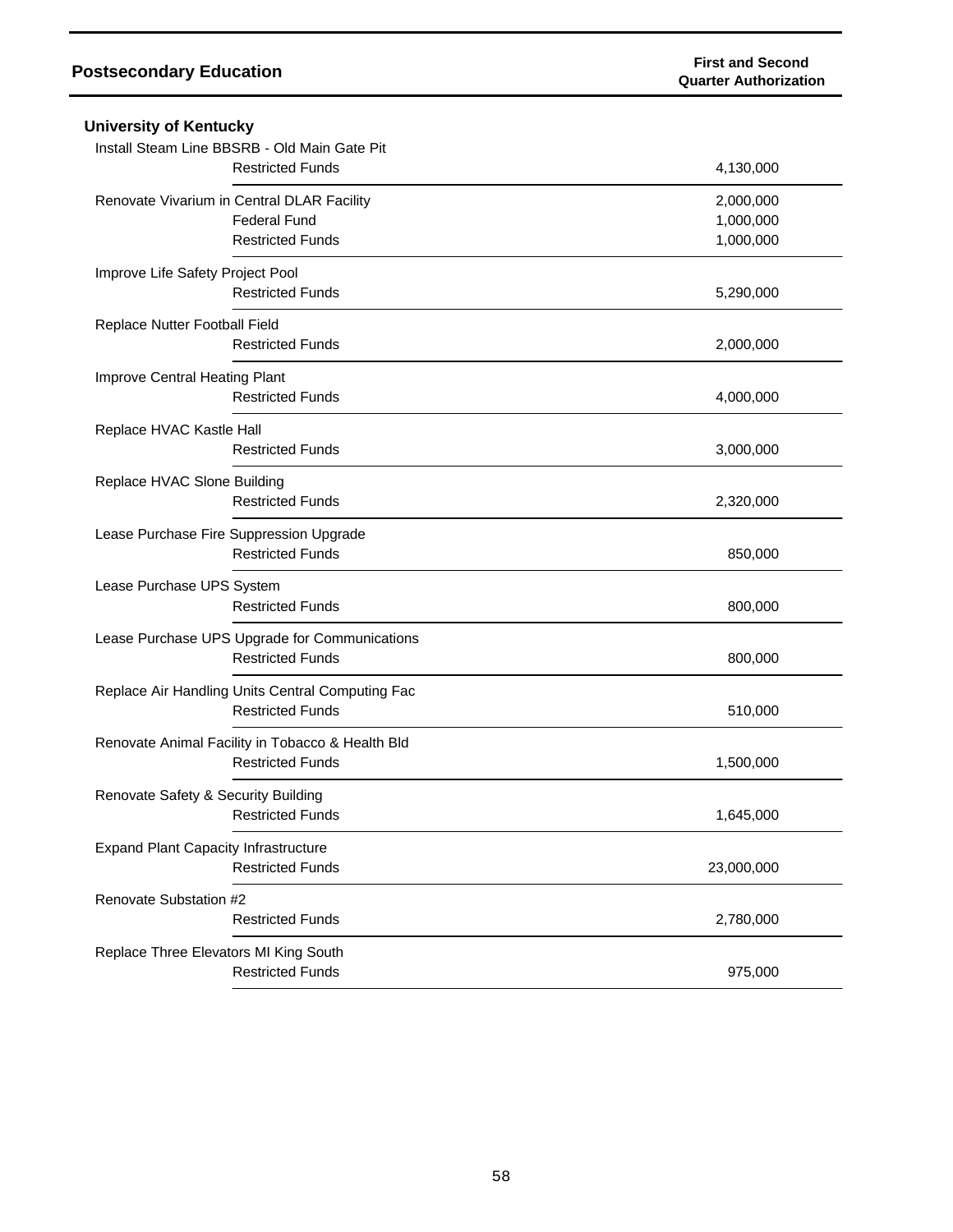## Postsecondary Education

| | | First and Second Quarter Authorization |
|---|---|---|
| **University of Kentucky** | | |
| Install Steam Line BBSRB - Old Main Gate Pit | | |
| | Restricted Funds | 4,130,000 |
| Renovate Vivarium in Central DLAR Facility | | 2,000,000 |
| | Federal Fund | 1,000,000 |
| | Restricted Funds | 1,000,000 |
| Improve Life Safety Project Pool | | |
| | Restricted Funds | 5,290,000 |
| Replace Nutter Football Field | | |
| | Restricted Funds | 2,000,000 |
| Improve Central Heating Plant | | |
| | Restricted Funds | 4,000,000 |
| Replace HVAC Kastle Hall | | |
| | Restricted Funds | 3,000,000 |
| Replace HVAC Slone Building | | |
| | Restricted Funds | 2,320,000 |
| Lease Purchase Fire Suppression Upgrade | | |
| | Restricted Funds | 850,000 |
| Lease Purchase UPS System | | |
| | Restricted Funds | 800,000 |
| Lease Purchase UPS Upgrade for Communications | | |
| | Restricted Funds | 800,000 |
| Replace Air Handling Units Central Computing Fac | | |
| | Restricted Funds | 510,000 |
| Renovate Animal Facility in Tobacco & Health Bld | | |
| | Restricted Funds | 1,500,000 |
| Renovate Safety & Security Building | | |
| | Restricted Funds | 1,645,000 |
| Expand Plant Capacity Infrastructure | | |
| | Restricted Funds | 23,000,000 |
| Renovate Substation #2 | | |
| | Restricted Funds | 2,780,000 |
| Replace Three Elevators MI King South | | |
| | Restricted Funds | 975,000 |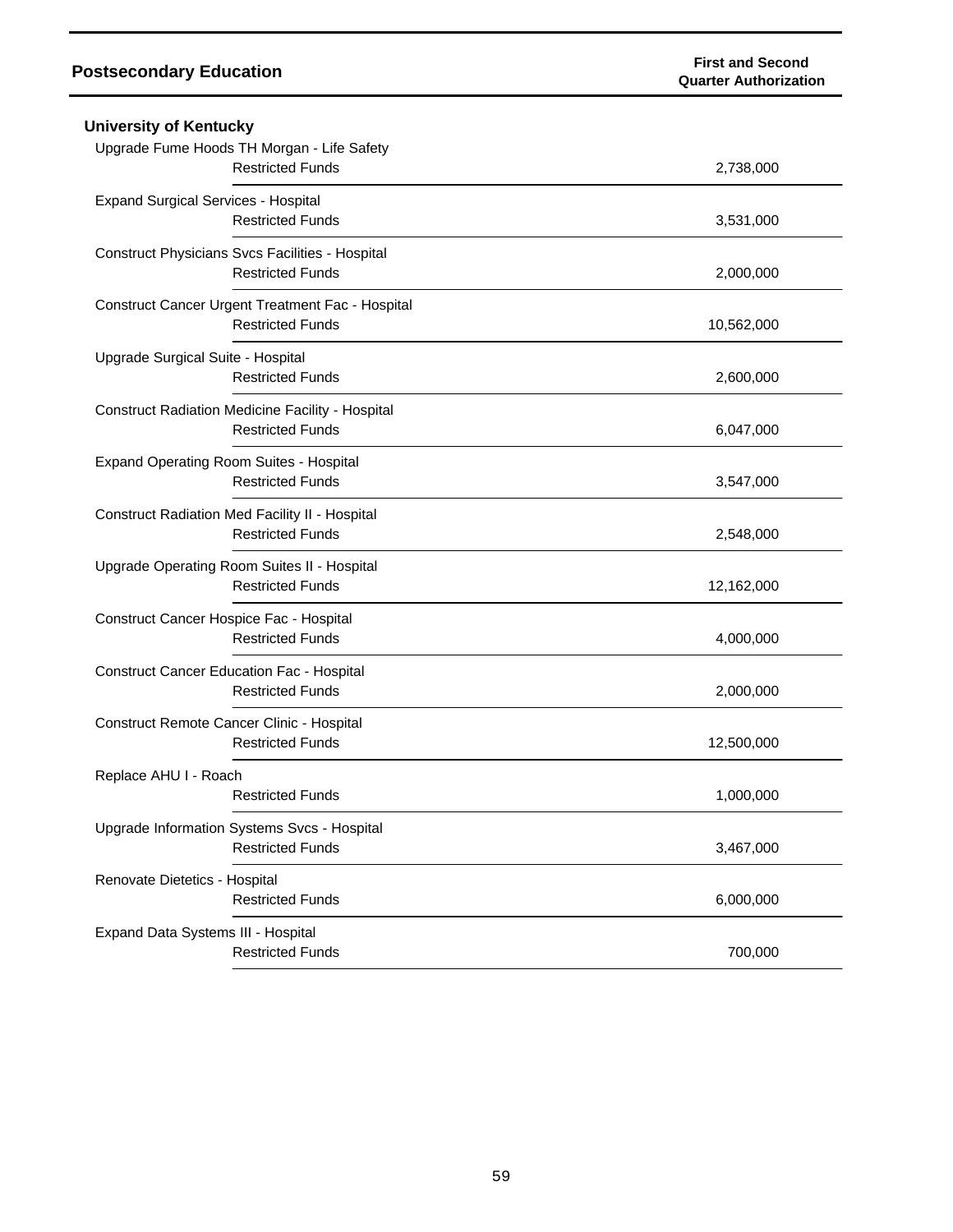| Postsecondary Education | | First and Second Quarter Authorization |
|---|---|---|
| **University of Kentucky** | | |
| Upgrade Fume Hoods TH Morgan - Life Safety | | |
| | Restricted Funds | 2,738,000 |
| Expand Surgical Services - Hospital | | |
| | Restricted Funds | 3,531,000 |
| Construct Physicians Svcs Facilities - Hospital | | |
| | Restricted Funds | 2,000,000 |
| Construct Cancer Urgent Treatment Fac - Hospital | | |
| | Restricted Funds | 10,562,000 |
| Upgrade Surgical Suite - Hospital | | |
| | Restricted Funds | 2,600,000 |
| Construct Radiation Medicine Facility - Hospital | | |
| | Restricted Funds | 6,047,000 |
| Expand Operating Room Suites - Hospital | | |
| | Restricted Funds | 3,547,000 |
| Construct Radiation Med Facility II - Hospital | | |
| | Restricted Funds | 2,548,000 |
| Upgrade Operating Room Suites II - Hospital | | |
| | Restricted Funds | 12,162,000 |
| Construct Cancer Hospice Fac - Hospital | | |
| | Restricted Funds | 4,000,000 |
| Construct Cancer Education Fac - Hospital | | |
| | Restricted Funds | 2,000,000 |
| Construct Remote Cancer Clinic - Hospital | | |
| | Restricted Funds | 12,500,000 |
| Replace AHU I - Roach | | |
| | Restricted Funds | 1,000,000 |
| Upgrade Information Systems Svcs - Hospital | | |
| | Restricted Funds | 3,467,000 |
| Renovate Dietetics - Hospital | | |
| | Restricted Funds | 6,000,000 |
| Expand Data Systems III - Hospital | | |
| | Restricted Funds | 700,000 |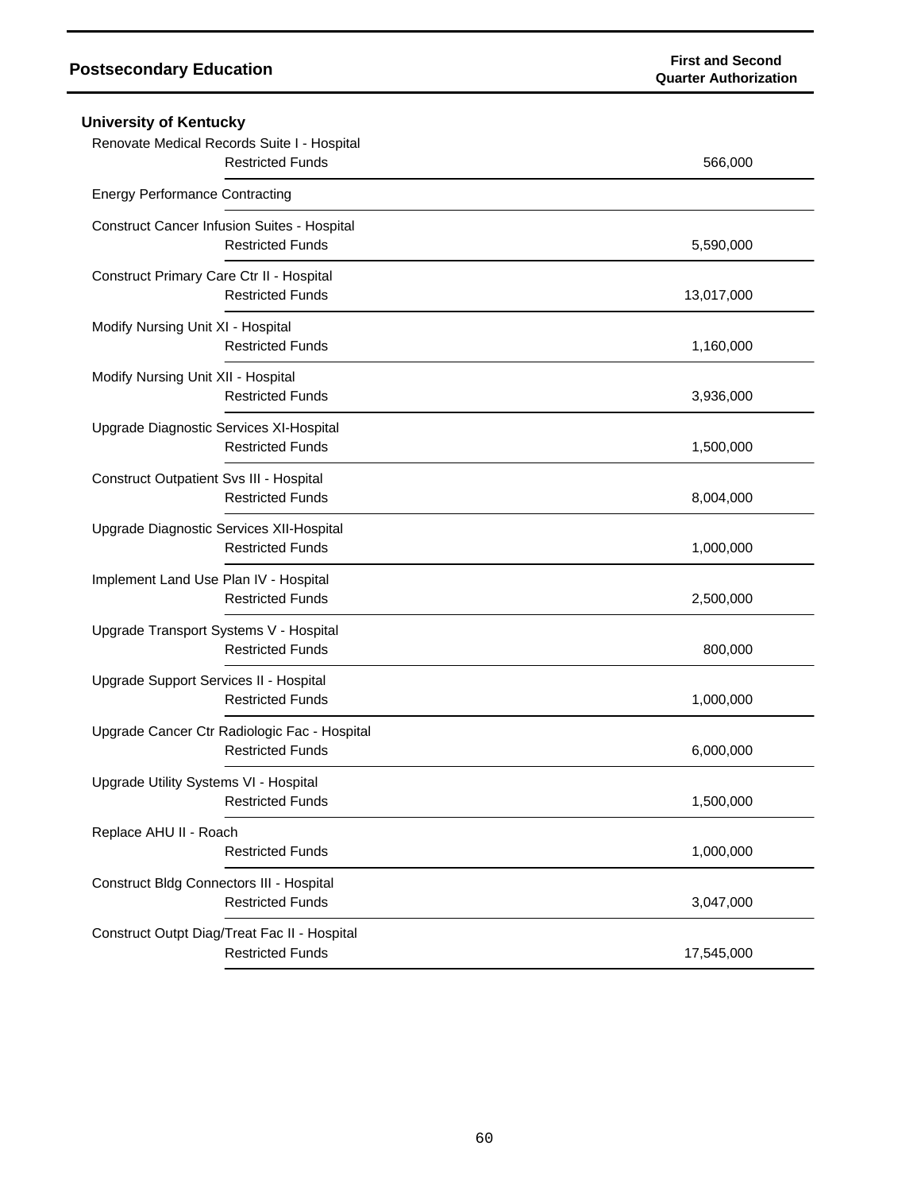## Postsecondary Education

| | | First and Second Quarter Authorization |
|---|---|---|
| **University of Kentucky** | | |
| Renovate Medical Records Suite I - Hospital | | |
| | Restricted Funds | 566,000 |
| Energy Performance Contracting | | |
| Construct Cancer Infusion Suites - Hospital | | |
| | Restricted Funds | 5,590,000 |
| Construct Primary Care Ctr II - Hospital | | |
| | Restricted Funds | 13,017,000 |
| Modify Nursing Unit XI - Hospital | | |
| | Restricted Funds | 1,160,000 |
| Modify Nursing Unit XII - Hospital | | |
| | Restricted Funds | 3,936,000 |
| Upgrade Diagnostic Services XI-Hospital | | |
| | Restricted Funds | 1,500,000 |
| Construct Outpatient Svs III - Hospital | | |
| | Restricted Funds | 8,004,000 |
| Upgrade Diagnostic Services XII-Hospital | | |
| | Restricted Funds | 1,000,000 |
| Implement Land Use Plan IV - Hospital | | |
| | Restricted Funds | 2,500,000 |
| Upgrade Transport Systems V - Hospital | | |
| | Restricted Funds | 800,000 |
| Upgrade Support Services II - Hospital | | |
| | Restricted Funds | 1,000,000 |
| Upgrade Cancer Ctr Radiologic Fac - Hospital | | |
| | Restricted Funds | 6,000,000 |
| Upgrade Utility Systems VI - Hospital | | |
| | Restricted Funds | 1,500,000 |
| Replace AHU II - Roach | | |
| | Restricted Funds | 1,000,000 |
| Construct Bldg Connectors III - Hospital | | |
| | Restricted Funds | 3,047,000 |
| Construct Outpt Diag/Treat Fac II - Hospital | | |
| | Restricted Funds | 17,545,000 |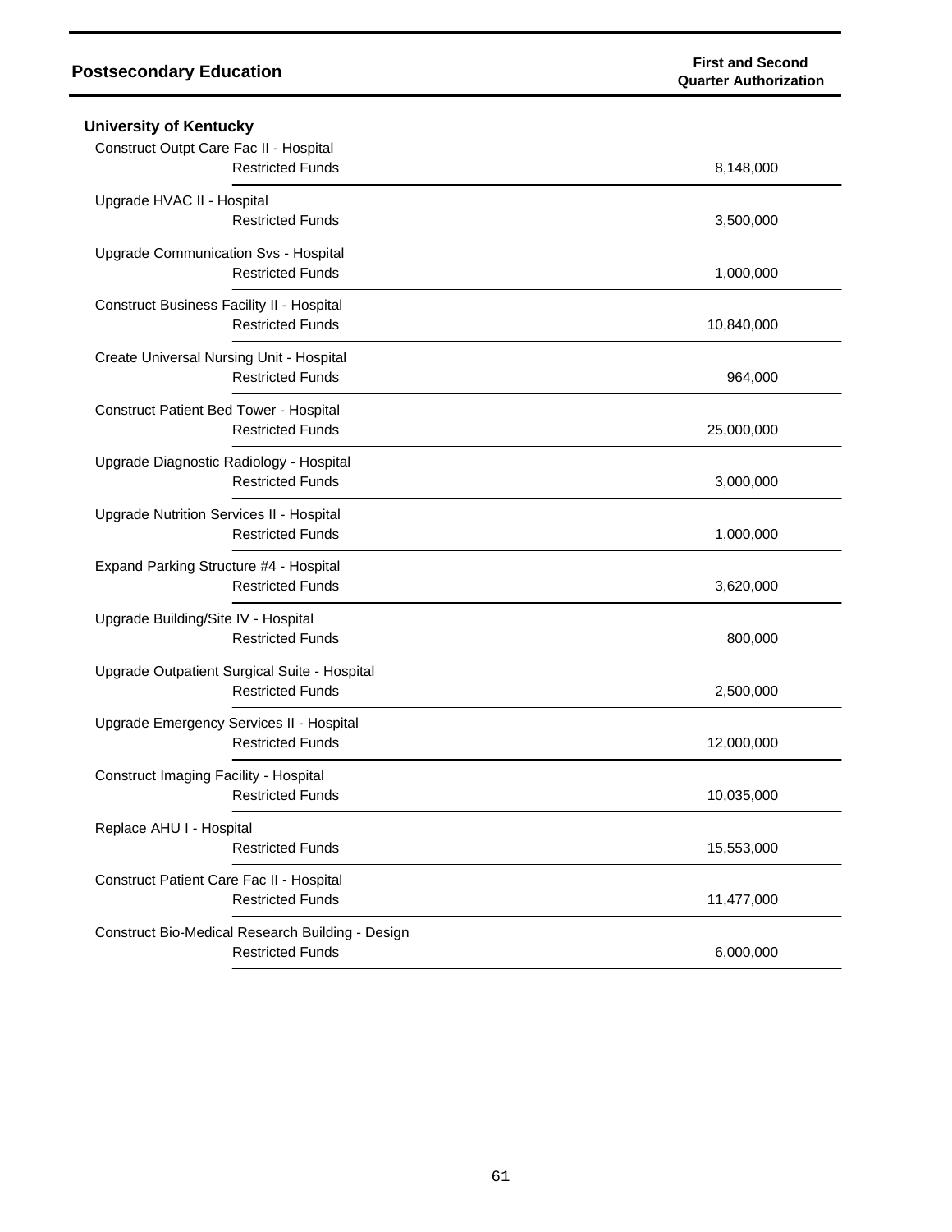## Postsecondary Education

| | First and Second Quarter Authorization |
|---|---|
| **University of Kentucky** | |
| Construct Outpt Care Fac II - Hospital | |
| Restricted Funds | 8,148,000 |
| Upgrade HVAC II - Hospital | |
| Restricted Funds | 3,500,000 |
| Upgrade Communication Svs - Hospital | |
| Restricted Funds | 1,000,000 |
| Construct Business Facility II - Hospital | |
| Restricted Funds | 10,840,000 |
| Create Universal Nursing Unit - Hospital | |
| Restricted Funds | 964,000 |
| Construct Patient Bed Tower - Hospital | |
| Restricted Funds | 25,000,000 |
| Upgrade Diagnostic Radiology - Hospital | |
| Restricted Funds | 3,000,000 |
| Upgrade Nutrition Services II - Hospital | |
| Restricted Funds | 1,000,000 |
| Expand Parking Structure #4 - Hospital | |
| Restricted Funds | 3,620,000 |
| Upgrade Building/Site IV - Hospital | |
| Restricted Funds | 800,000 |
| Upgrade Outpatient Surgical Suite - Hospital | |
| Restricted Funds | 2,500,000 |
| Upgrade Emergency Services II - Hospital | |
| Restricted Funds | 12,000,000 |
| Construct Imaging Facility - Hospital | |
| Restricted Funds | 10,035,000 |
| Replace AHU I - Hospital | |
| Restricted Funds | 15,553,000 |
| Construct Patient Care Fac II - Hospital | |
| Restricted Funds | 11,477,000 |
| Construct Bio-Medical Research Building - Design | |
| Restricted Funds | 6,000,000 |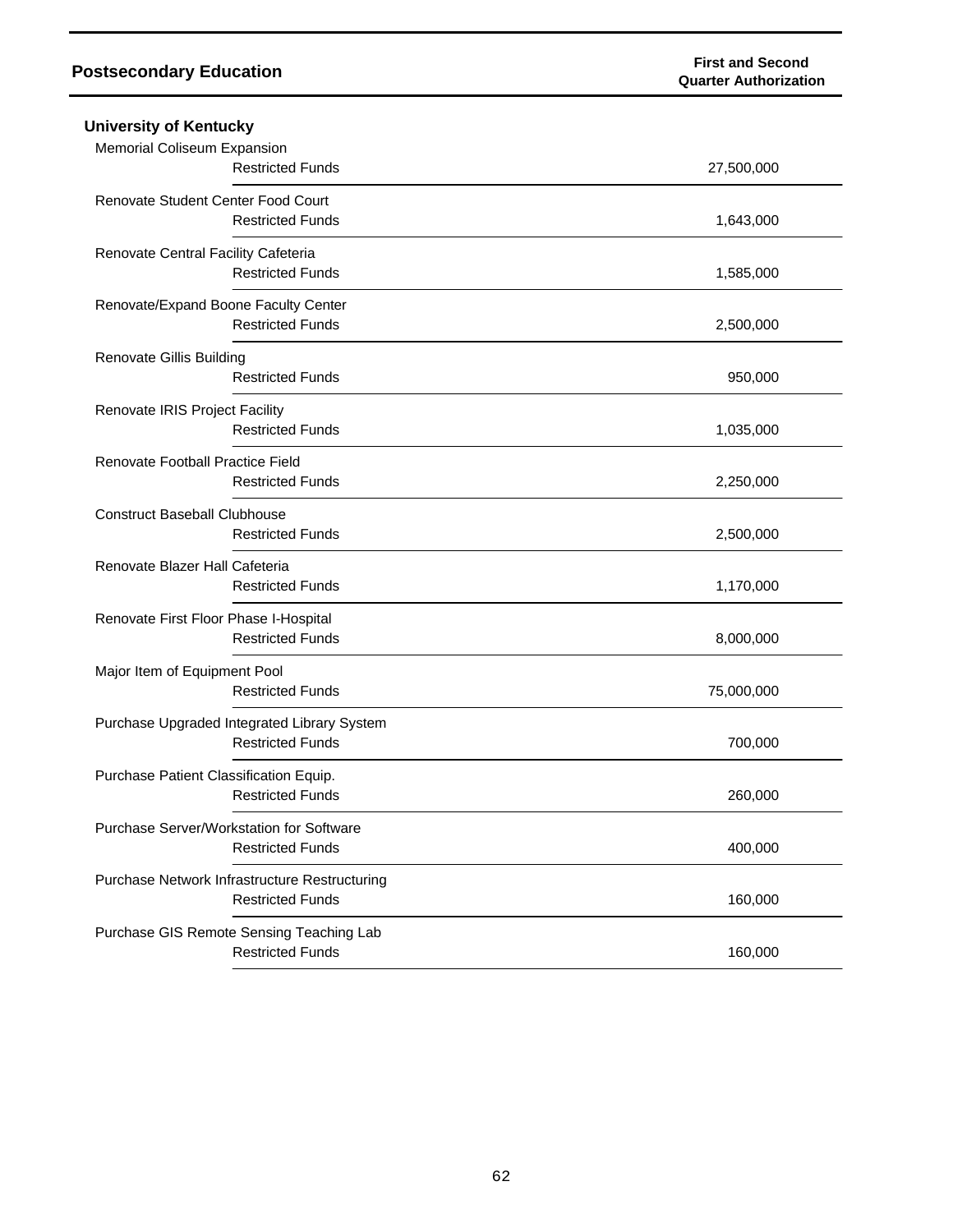## Postsecondary Education

### University of Kentucky

| Project | Fund Source | First and Second Quarter Authorization |
|---|---|---|
| Memorial Coliseum Expansion | Restricted Funds | 27,500,000 |
| Renovate Student Center Food Court | Restricted Funds | 1,643,000 |
| Renovate Central Facility Cafeteria | Restricted Funds | 1,585,000 |
| Renovate/Expand Boone Faculty Center | Restricted Funds | 2,500,000 |
| Renovate Gillis Building | Restricted Funds | 950,000 |
| Renovate IRIS Project Facility | Restricted Funds | 1,035,000 |
| Renovate Football Practice Field | Restricted Funds | 2,250,000 |
| Construct Baseball Clubhouse | Restricted Funds | 2,500,000 |
| Renovate Blazer Hall Cafeteria | Restricted Funds | 1,170,000 |
| Renovate First Floor Phase I-Hospital | Restricted Funds | 8,000,000 |
| Major Item of Equipment Pool | Restricted Funds | 75,000,000 |
| Purchase Upgraded Integrated Library System | Restricted Funds | 700,000 |
| Purchase Patient Classification Equip. | Restricted Funds | 260,000 |
| Purchase Server/Workstation for Software | Restricted Funds | 400,000 |
| Purchase Network Infrastructure Restructuring | Restricted Funds | 160,000 |
| Purchase GIS Remote Sensing Teaching Lab | Restricted Funds | 160,000 |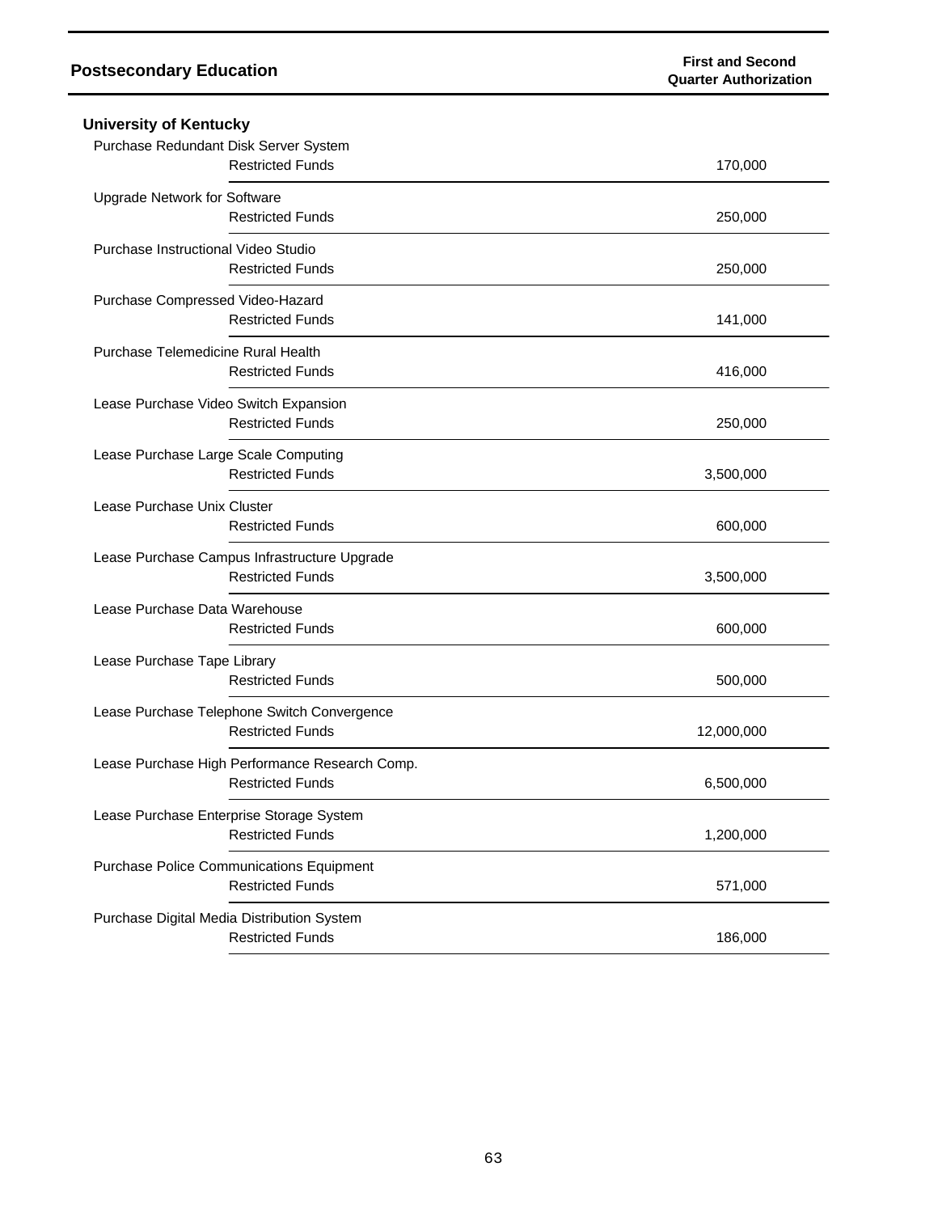| Postsecondary Education | | First and Second Quarter Authorization |
| --- | --- | --- |
| **University of Kentucky** | | |
| Purchase Redundant Disk Server System | | |
| | Restricted Funds | 170,000 |
| Upgrade Network for Software | | |
| | Restricted Funds | 250,000 |
| Purchase Instructional Video Studio | | |
| | Restricted Funds | 250,000 |
| Purchase Compressed Video-Hazard | | |
| | Restricted Funds | 141,000 |
| Purchase Telemedicine Rural Health | | |
| | Restricted Funds | 416,000 |
| Lease Purchase Video Switch Expansion | | |
| | Restricted Funds | 250,000 |
| Lease Purchase Large Scale Computing | | |
| | Restricted Funds | 3,500,000 |
| Lease Purchase Unix Cluster | | |
| | Restricted Funds | 600,000 |
| Lease Purchase Campus Infrastructure Upgrade | | |
| | Restricted Funds | 3,500,000 |
| Lease Purchase Data Warehouse | | |
| | Restricted Funds | 600,000 |
| Lease Purchase Tape Library | | |
| | Restricted Funds | 500,000 |
| Lease Purchase Telephone Switch Convergence | | |
| | Restricted Funds | 12,000,000 |
| Lease Purchase High Performance Research Comp. | | |
| | Restricted Funds | 6,500,000 |
| Lease Purchase Enterprise Storage System | | |
| | Restricted Funds | 1,200,000 |
| Purchase Police Communications Equipment | | |
| | Restricted Funds | 571,000 |
| Purchase Digital Media Distribution System | | |
| | Restricted Funds | 186,000 |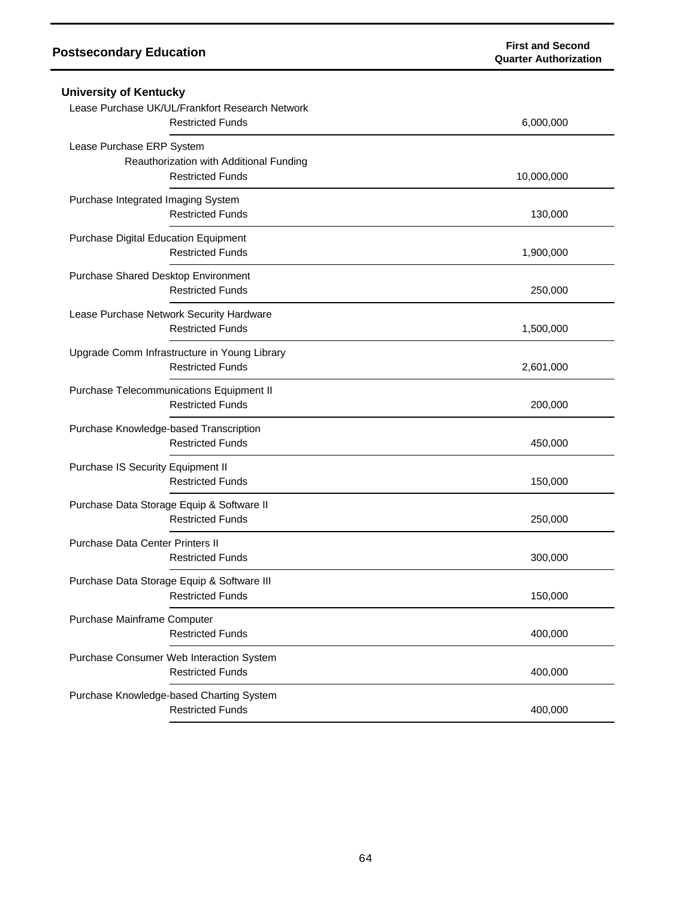## Postsecondary Education

| | First and Second Quarter Authorization |
|---|---|
| **University of Kentucky** | |
| Lease Purchase UK/UL/Frankfort Research Network | |
| Restricted Funds | 6,000,000 |
| Lease Purchase ERP System | |
| Reauthorization with Additional Funding | |
| Restricted Funds | 10,000,000 |
| Purchase Integrated Imaging System | |
| Restricted Funds | 130,000 |
| Purchase Digital Education Equipment | |
| Restricted Funds | 1,900,000 |
| Purchase Shared Desktop Environment | |
| Restricted Funds | 250,000 |
| Lease Purchase Network Security Hardware | |
| Restricted Funds | 1,500,000 |
| Upgrade Comm Infrastructure in Young Library | |
| Restricted Funds | 2,601,000 |
| Purchase Telecommunications Equipment II | |
| Restricted Funds | 200,000 |
| Purchase Knowledge-based Transcription | |
| Restricted Funds | 450,000 |
| Purchase IS Security Equipment II | |
| Restricted Funds | 150,000 |
| Purchase Data Storage Equip & Software II | |
| Restricted Funds | 250,000 |
| Purchase Data Center Printers II | |
| Restricted Funds | 300,000 |
| Purchase Data Storage Equip & Software III | |
| Restricted Funds | 150,000 |
| Purchase Mainframe Computer | |
| Restricted Funds | 400,000 |
| Purchase Consumer Web Interaction System | |
| Restricted Funds | 400,000 |
| Purchase Knowledge-based Charting System | |
| Restricted Funds | 400,000 |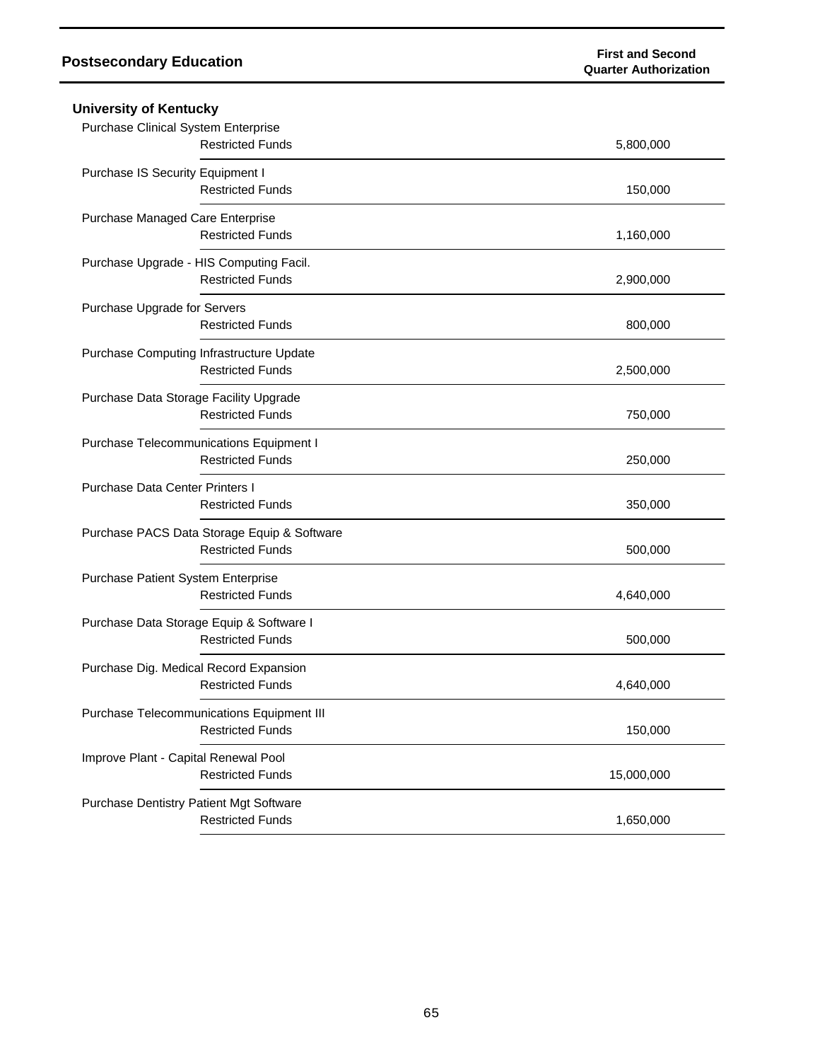## Postsecondary Education

| | | First and Second Quarter Authorization |
|---|---|---|
| **University of Kentucky** | | |
| Purchase Clinical System Enterprise | | |
| | Restricted Funds | 5,800,000 |
| Purchase IS Security Equipment I | | |
| | Restricted Funds | 150,000 |
| Purchase Managed Care Enterprise | | |
| | Restricted Funds | 1,160,000 |
| Purchase Upgrade - HIS Computing Facil. | | |
| | Restricted Funds | 2,900,000 |
| Purchase Upgrade for Servers | | |
| | Restricted Funds | 800,000 |
| Purchase Computing Infrastructure Update | | |
| | Restricted Funds | 2,500,000 |
| Purchase Data Storage Facility Upgrade | | |
| | Restricted Funds | 750,000 |
| Purchase Telecommunications Equipment I | | |
| | Restricted Funds | 250,000 |
| Purchase Data Center Printers I | | |
| | Restricted Funds | 350,000 |
| Purchase PACS Data Storage Equip & Software | | |
| | Restricted Funds | 500,000 |
| Purchase Patient System Enterprise | | |
| | Restricted Funds | 4,640,000 |
| Purchase Data Storage Equip & Software I | | |
| | Restricted Funds | 500,000 |
| Purchase Dig. Medical Record Expansion | | |
| | Restricted Funds | 4,640,000 |
| Purchase Telecommunications Equipment III | | |
| | Restricted Funds | 150,000 |
| Improve Plant - Capital Renewal Pool | | |
| | Restricted Funds | 15,000,000 |
| Purchase Dentistry Patient Mgt Software | | |
| | Restricted Funds | 1,650,000 |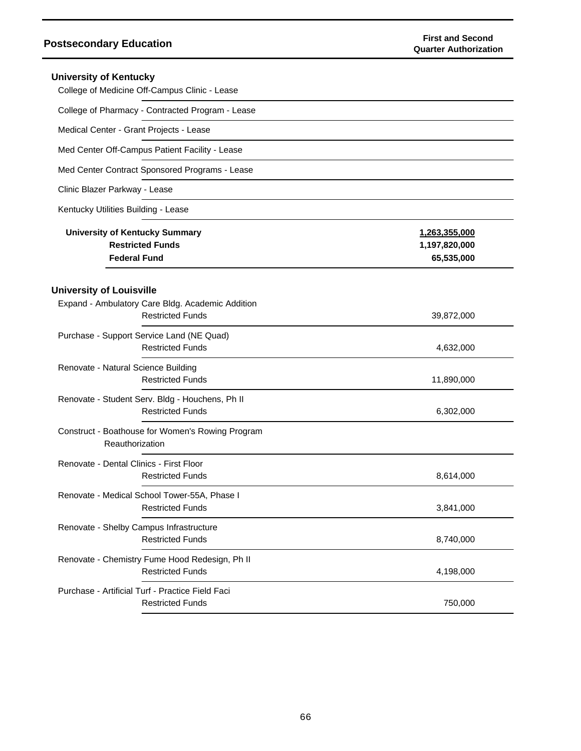## Postsecondary Education

**First and Second Quarter Authorization**

### University of Kentucky

| Project | | Amount |
|---|---|---|
| College of Medicine Off-Campus Clinic - Lease | | |
| College of Pharmacy - Contracted Program - Lease | | |
| Medical Center - Grant Projects - Lease | | |
| Med Center Off-Campus Patient Facility - Lease | | |
| Med Center Contract Sponsored Programs - Lease | | |
| Clinic Blazer Parkway - Lease | | |
| Kentucky Utilities Building - Lease | | |
| **University of Kentucky Summary** | | **1,263,355,000** |
| | **Restricted Funds** | **1,197,820,000** |
| | **Federal Fund** | **65,535,000** |

### University of Louisville

| Project | | Amount |
|---|---|---|
| Expand - Ambulatory Care Bldg. Academic Addition | Restricted Funds | 39,872,000 |
| Purchase - Support Service Land (NE Quad) | Restricted Funds | 4,632,000 |
| Renovate - Natural Science Building | Restricted Funds | 11,890,000 |
| Renovate - Student Serv. Bldg - Houchens, Ph II | Restricted Funds | 6,302,000 |
| Construct - Boathouse for Women's Rowing Program | Reauthorization | |
| Renovate - Dental Clinics - First Floor | Restricted Funds | 8,614,000 |
| Renovate - Medical School Tower-55A, Phase I | Restricted Funds | 3,841,000 |
| Renovate - Shelby Campus Infrastructure | Restricted Funds | 8,740,000 |
| Renovate - Chemistry Fume Hood Redesign, Ph II | Restricted Funds | 4,198,000 |
| Purchase - Artificial Turf - Practice Field Faci | Restricted Funds | 750,000 |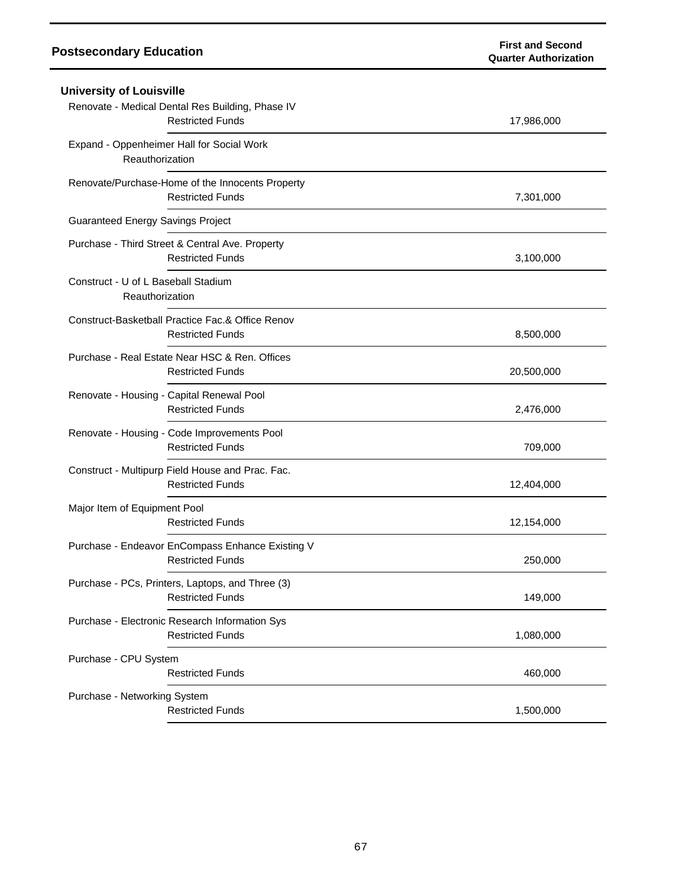## Postsecondary Education

| | First and Second Quarter Authorization |
|---|---|
| **University of Louisville** | |
| Renovate - Medical Dental Res Building, Phase IV | |
| Restricted Funds | 17,986,000 |
| Expand - Oppenheimer Hall for Social Work | |
| Reauthorization | |
| Renovate/Purchase-Home of the Innocents Property | |
| Restricted Funds | 7,301,000 |
| Guaranteed Energy Savings Project | |
| Purchase - Third Street & Central Ave. Property | |
| Restricted Funds | 3,100,000 |
| Construct - U of L Baseball Stadium | |
| Reauthorization | |
| Construct-Basketball Practice Fac.& Office Renov | |
| Restricted Funds | 8,500,000 |
| Purchase - Real Estate Near HSC & Ren. Offices | |
| Restricted Funds | 20,500,000 |
| Renovate - Housing - Capital Renewal Pool | |
| Restricted Funds | 2,476,000 |
| Renovate - Housing - Code Improvements Pool | |
| Restricted Funds | 709,000 |
| Construct - Multipurp Field House and Prac. Fac. | |
| Restricted Funds | 12,404,000 |
| Major Item of Equipment Pool | |
| Restricted Funds | 12,154,000 |
| Purchase - Endeavor EnCompass Enhance Existing V | |
| Restricted Funds | 250,000 |
| Purchase - PCs, Printers, Laptops, and Three (3) | |
| Restricted Funds | 149,000 |
| Purchase - Electronic Research Information Sys | |
| Restricted Funds | 1,080,000 |
| Purchase - CPU System | |
| Restricted Funds | 460,000 |
| Purchase - Networking System | |
| Restricted Funds | 1,500,000 |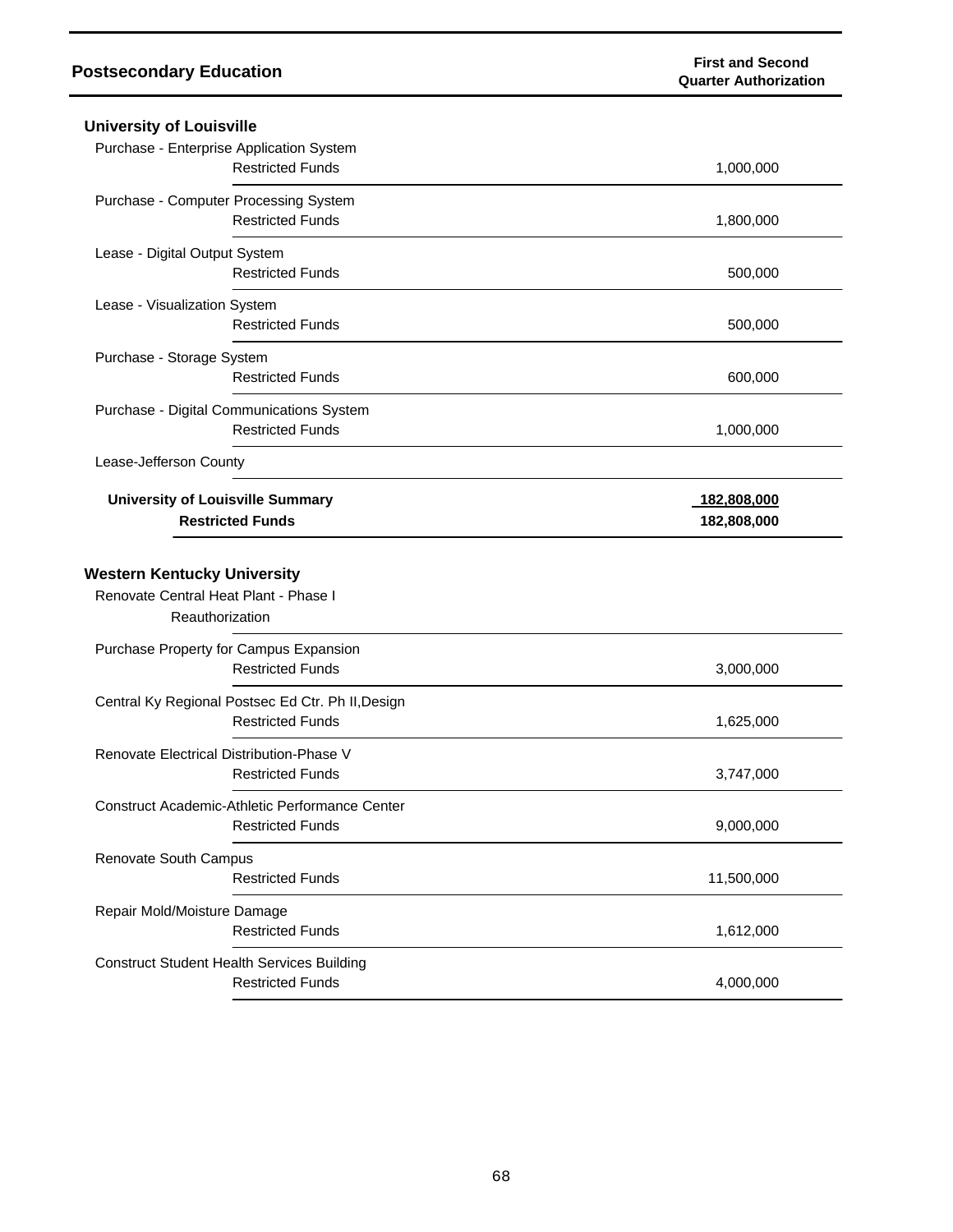| Postsecondary Education | | First and Second Quarter Authorization |
|---|---|---|
| **University of Louisville** | | |
| Purchase - Enterprise Application System | | |
| | Restricted Funds | 1,000,000 |
| Purchase - Computer Processing System | | |
| | Restricted Funds | 1,800,000 |
| Lease - Digital Output System | | |
| | Restricted Funds | 500,000 |
| Lease - Visualization System | | |
| | Restricted Funds | 500,000 |
| Purchase - Storage System | | |
| | Restricted Funds | 600,000 |
| Purchase - Digital Communications System | | |
| | Restricted Funds | 1,000,000 |
| Lease-Jefferson County | | |
| **University of Louisville Summary** | | **182,808,000** |
| | **Restricted Funds** | **182,808,000** |
| **Western Kentucky University** | | |
| Renovate Central Heat Plant - Phase I | | |
| | Reauthorization | |
| Purchase Property for Campus Expansion | | |
| | Restricted Funds | 3,000,000 |
| Central Ky Regional Postsec Ed Ctr. Ph II,Design | | |
| | Restricted Funds | 1,625,000 |
| Renovate Electrical Distribution-Phase V | | |
| | Restricted Funds | 3,747,000 |
| Construct Academic-Athletic Performance Center | | |
| | Restricted Funds | 9,000,000 |
| Renovate South Campus | | |
| | Restricted Funds | 11,500,000 |
| Repair Mold/Moisture Damage | | |
| | Restricted Funds | 1,612,000 |
| Construct Student Health Services Building | | |
| | Restricted Funds | 4,000,000 |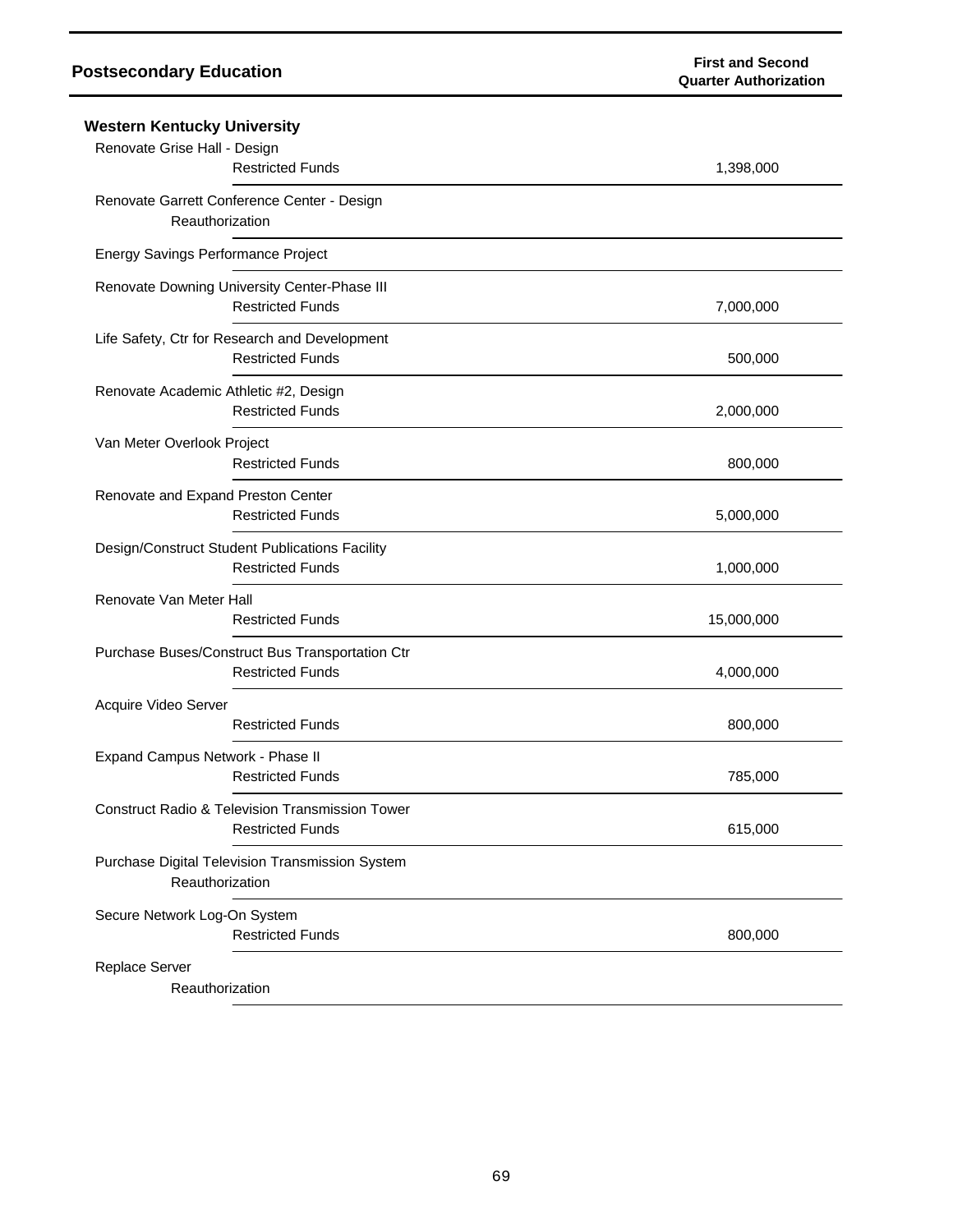| Postsecondary Education | First and Second Quarter Authorization |
|---|---|
| **Western Kentucky University** | |
| Renovate Grise Hall - Design | |
| Restricted Funds | 1,398,000 |
| Renovate Garrett Conference Center - Design | |
| Reauthorization | |
| Energy Savings Performance Project | |
| Renovate Downing University Center-Phase III | |
| Restricted Funds | 7,000,000 |
| Life Safety, Ctr for Research and Development | |
| Restricted Funds | 500,000 |
| Renovate Academic Athletic #2, Design | |
| Restricted Funds | 2,000,000 |
| Van Meter Overlook Project | |
| Restricted Funds | 800,000 |
| Renovate and Expand Preston Center | |
| Restricted Funds | 5,000,000 |
| Design/Construct Student Publications Facility | |
| Restricted Funds | 1,000,000 |
| Renovate Van Meter Hall | |
| Restricted Funds | 15,000,000 |
| Purchase Buses/Construct Bus Transportation Ctr | |
| Restricted Funds | 4,000,000 |
| Acquire Video Server | |
| Restricted Funds | 800,000 |
| Expand Campus Network - Phase II | |
| Restricted Funds | 785,000 |
| Construct Radio & Television Transmission Tower | |
| Restricted Funds | 615,000 |
| Purchase Digital Television Transmission System | |
| Reauthorization | |
| Secure Network Log-On System | |
| Restricted Funds | 800,000 |
| Replace Server | |
| Reauthorization | |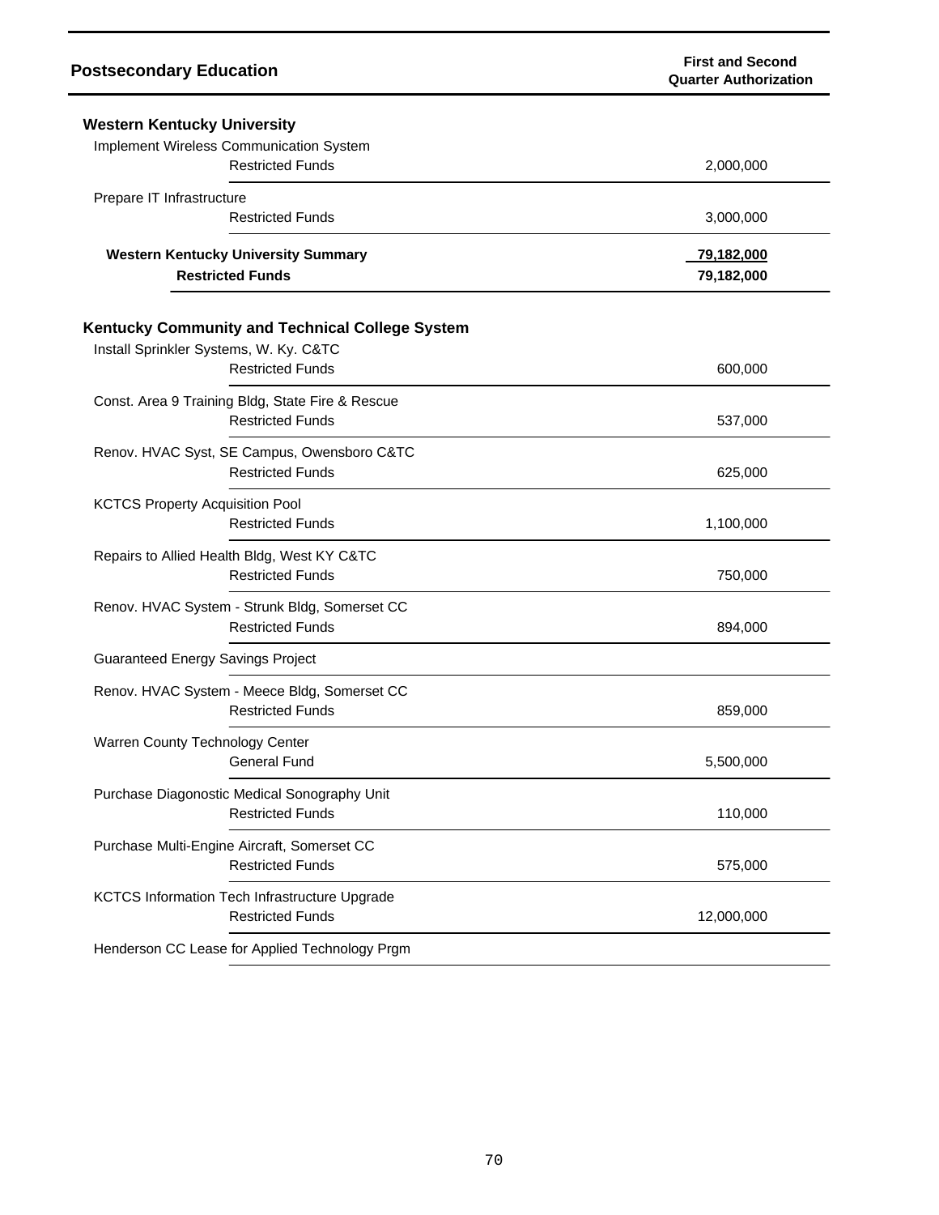## Postsecondary Education

| | First and Second Quarter Authorization |
|---|---|
| **Western Kentucky University** | |
| Implement Wireless Communication System | |
| Restricted Funds | 2,000,000 |
| Prepare IT Infrastructure | |
| Restricted Funds | 3,000,000 |
| **Western Kentucky University Summary** | **79,182,000** |
| **Restricted Funds** | **79,182,000** |
| **Kentucky Community and Technical College System** | |
| Install Sprinkler Systems, W. Ky. C&TC | |
| Restricted Funds | 600,000 |
| Const. Area 9 Training Bldg, State Fire & Rescue | |
| Restricted Funds | 537,000 |
| Renov. HVAC Syst, SE Campus, Owensboro C&TC | |
| Restricted Funds | 625,000 |
| KCTCS Property Acquisition Pool | |
| Restricted Funds | 1,100,000 |
| Repairs to Allied Health Bldg, West KY C&TC | |
| Restricted Funds | 750,000 |
| Renov. HVAC System - Strunk Bldg, Somerset CC | |
| Restricted Funds | 894,000 |
| Guaranteed Energy Savings Project | |
| Renov. HVAC System - Meece Bldg, Somerset CC | |
| Restricted Funds | 859,000 |
| Warren County Technology Center | |
| General Fund | 5,500,000 |
| Purchase Diagonostic Medical Sonography Unit | |
| Restricted Funds | 110,000 |
| Purchase Multi-Engine Aircraft, Somerset CC | |
| Restricted Funds | 575,000 |
| KCTCS Information Tech Infrastructure Upgrade | |
| Restricted Funds | 12,000,000 |
| Henderson CC Lease for Applied Technology Prgm | |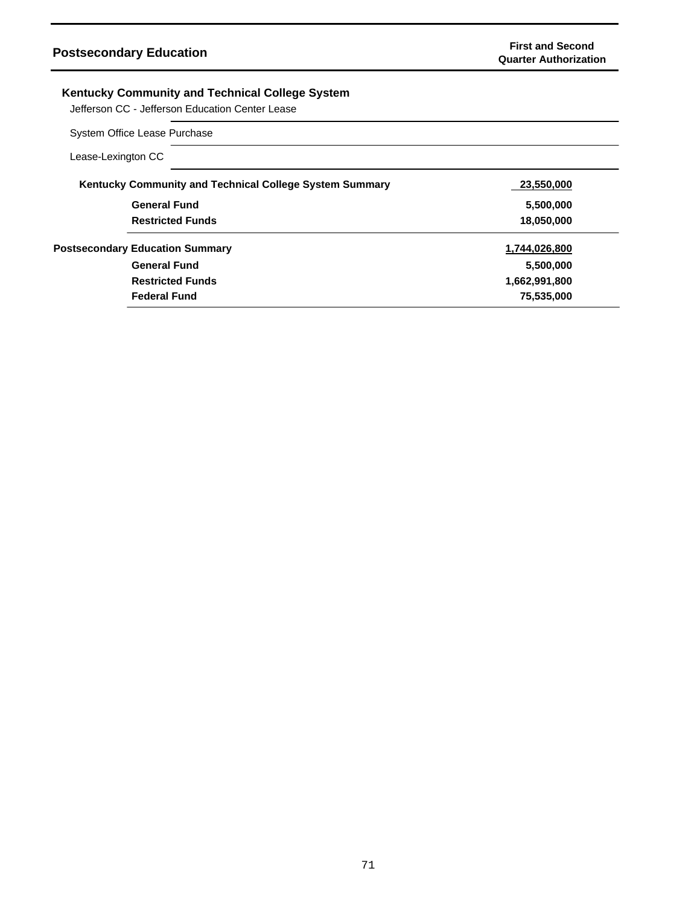| Postsecondary Education | First and Second Quarter Authorization |
|---|---|
| **Kentucky Community and Technical College System** | |
| Jefferson CC - Jefferson Education Center Lease | |
| System Office Lease Purchase | |
| Lease-Lexington CC | |
| **Kentucky Community and Technical College System Summary** | **23,550,000** |
| **General Fund** | **5,500,000** |
| **Restricted Funds** | **18,050,000** |
| **Postsecondary Education Summary** | **1,744,026,800** |
| **General Fund** | **5,500,000** |
| **Restricted Funds** | **1,662,991,800** |
| **Federal Fund** | **75,535,000** |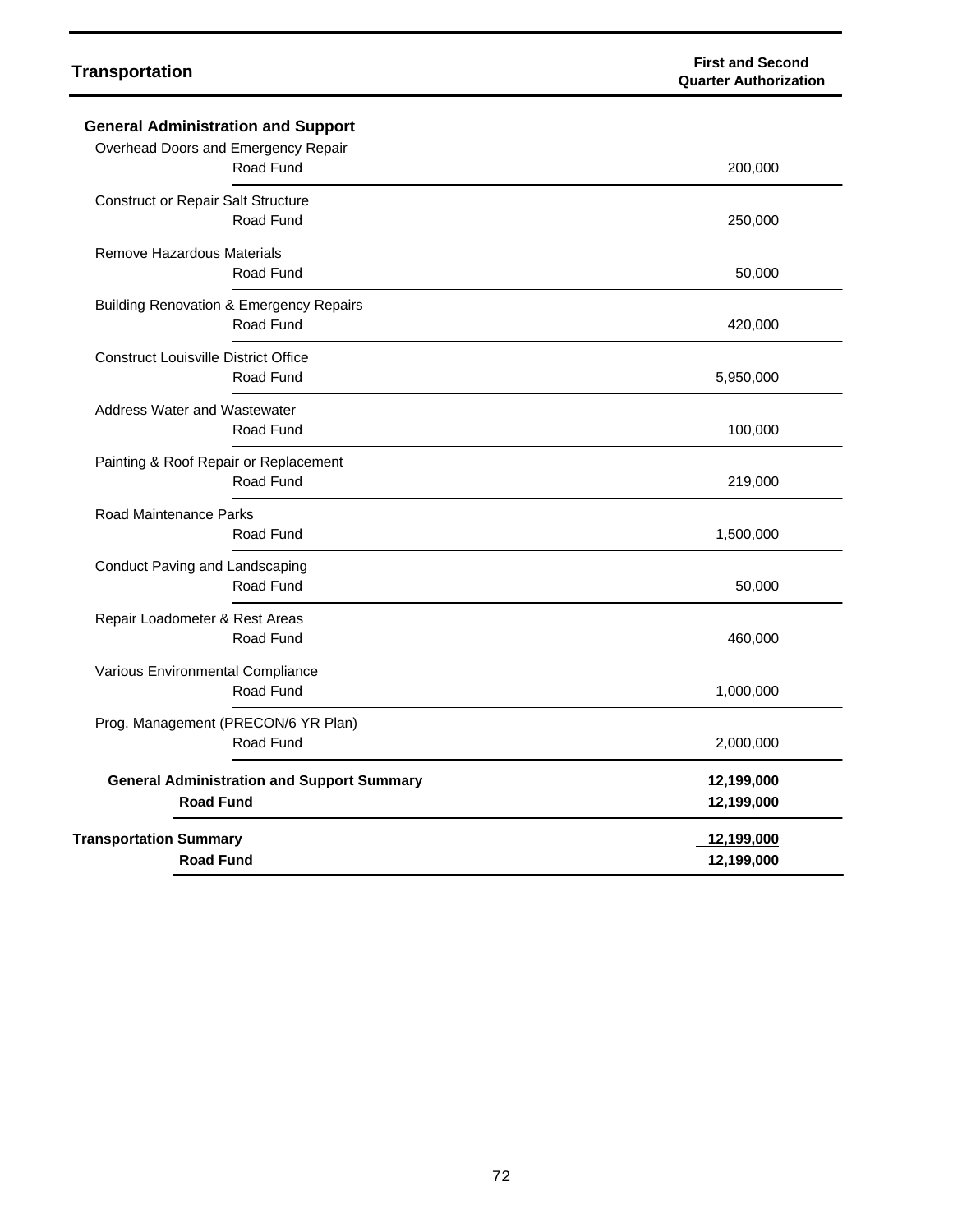| Transportation | | First and Second Quarter Authorization |
|---|---|---|
| **General Administration and Support** | | |
| Overhead Doors and Emergency Repair | | |
| | Road Fund | 200,000 |
| Construct or Repair Salt Structure | | |
| | Road Fund | 250,000 |
| Remove Hazardous Materials | | |
| | Road Fund | 50,000 |
| Building Renovation & Emergency Repairs | | |
| | Road Fund | 420,000 |
| Construct Louisville District Office | | |
| | Road Fund | 5,950,000 |
| Address Water and Wastewater | | |
| | Road Fund | 100,000 |
| Painting & Roof Repair or Replacement | | |
| | Road Fund | 219,000 |
| Road Maintenance Parks | | |
| | Road Fund | 1,500,000 |
| Conduct Paving and Landscaping | | |
| | Road Fund | 50,000 |
| Repair Loadometer & Rest Areas | | |
| | Road Fund | 460,000 |
| Various Environmental Compliance | | |
| | Road Fund | 1,000,000 |
| Prog. Management (PRECON/6 YR Plan) | | |
| | Road Fund | 2,000,000 |
| **General Administration and Support Summary** | | **12,199,000** |
| | **Road Fund** | **12,199,000** |
| **Transportation Summary** | | **12,199,000** |
| | **Road Fund** | **12,199,000** |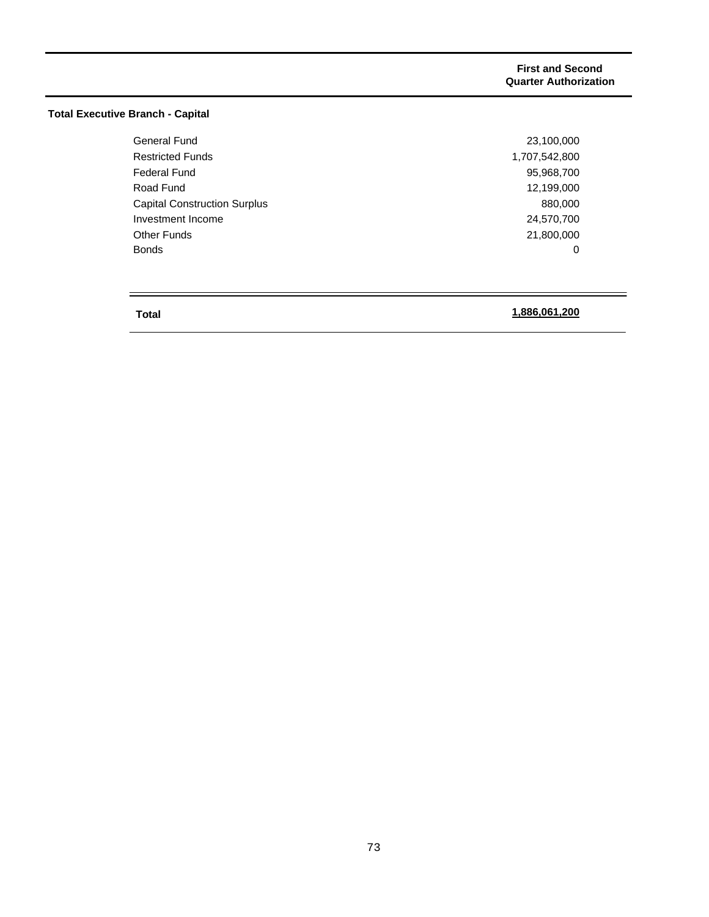| | First and Second Quarter Authorization |
|---|---|
| **Total Executive Branch - Capital** | |
| General Fund | 23,100,000 |
| Restricted Funds | 1,707,542,800 |
| Federal Fund | 95,968,700 |
| Road Fund | 12,199,000 |
| Capital Construction Surplus | 880,000 |
| Investment Income | 24,570,700 |
| Other Funds | 21,800,000 |
| Bonds | 0 |
| **Total** | **1,886,061,200** |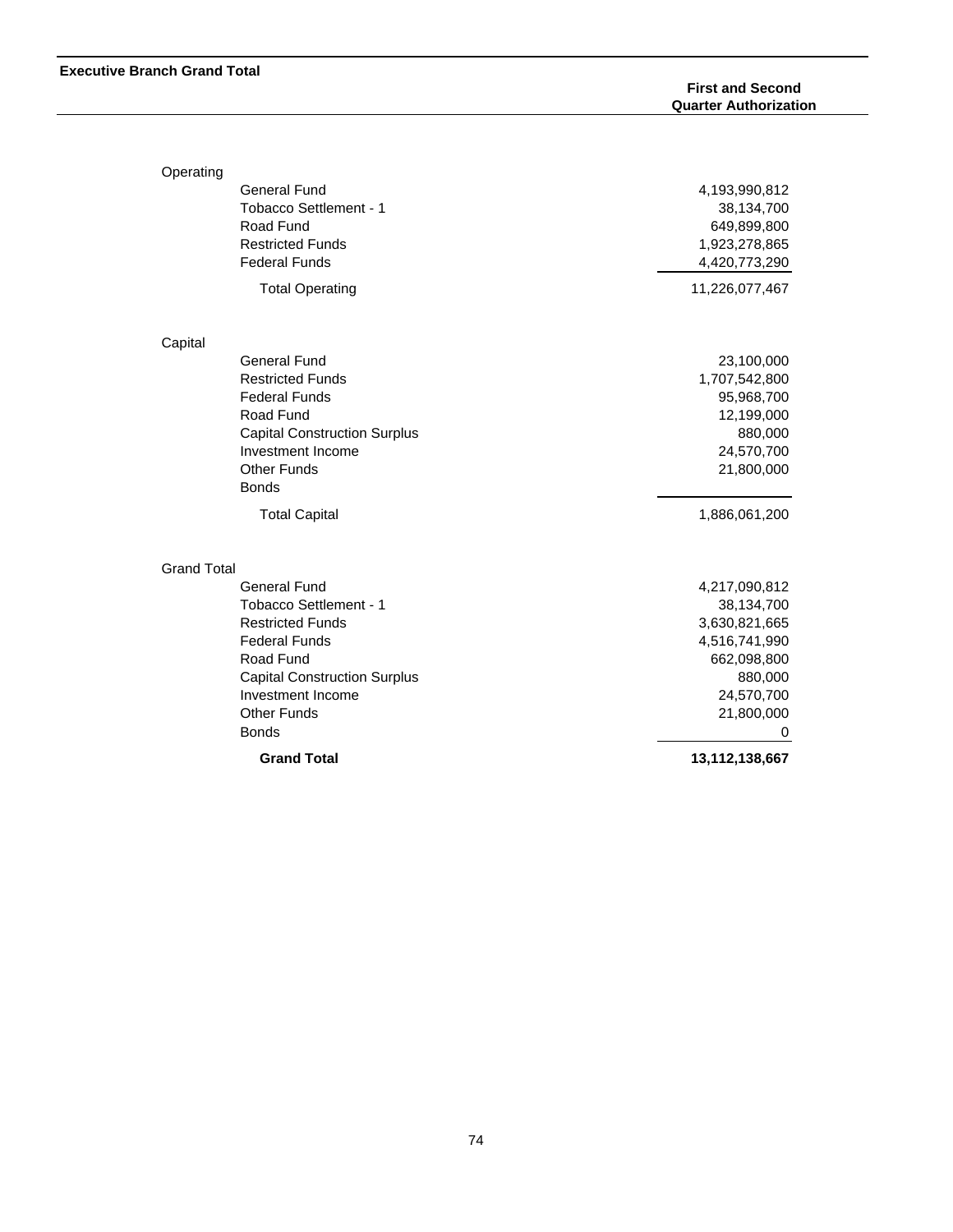## Executive Branch Grand Total

| | | First and Second Quarter Authorization |
|---|---|---|
| Operating | | |
| | General Fund | 4,193,990,812 |
| | Tobacco Settlement - 1 | 38,134,700 |
| | Road Fund | 649,899,800 |
| | Restricted Funds | 1,923,278,865 |
| | Federal Funds | 4,420,773,290 |
| | Total Operating | 11,226,077,467 |
| Capital | | |
| | General Fund | 23,100,000 |
| | Restricted Funds | 1,707,542,800 |
| | Federal Funds | 95,968,700 |
| | Road Fund | 12,199,000 |
| | Capital Construction Surplus | 880,000 |
| | Investment Income | 24,570,700 |
| | Other Funds | 21,800,000 |
| | Bonds | |
| | Total Capital | 1,886,061,200 |
| Grand Total | | |
| | General Fund | 4,217,090,812 |
| | Tobacco Settlement - 1 | 38,134,700 |
| | Restricted Funds | 3,630,821,665 |
| | Federal Funds | 4,516,741,990 |
| | Road Fund | 662,098,800 |
| | Capital Construction Surplus | 880,000 |
| | Investment Income | 24,570,700 |
| | Other Funds | 21,800,000 |
| | Bonds | 0 |
| | **Grand Total** | **13,112,138,667** |